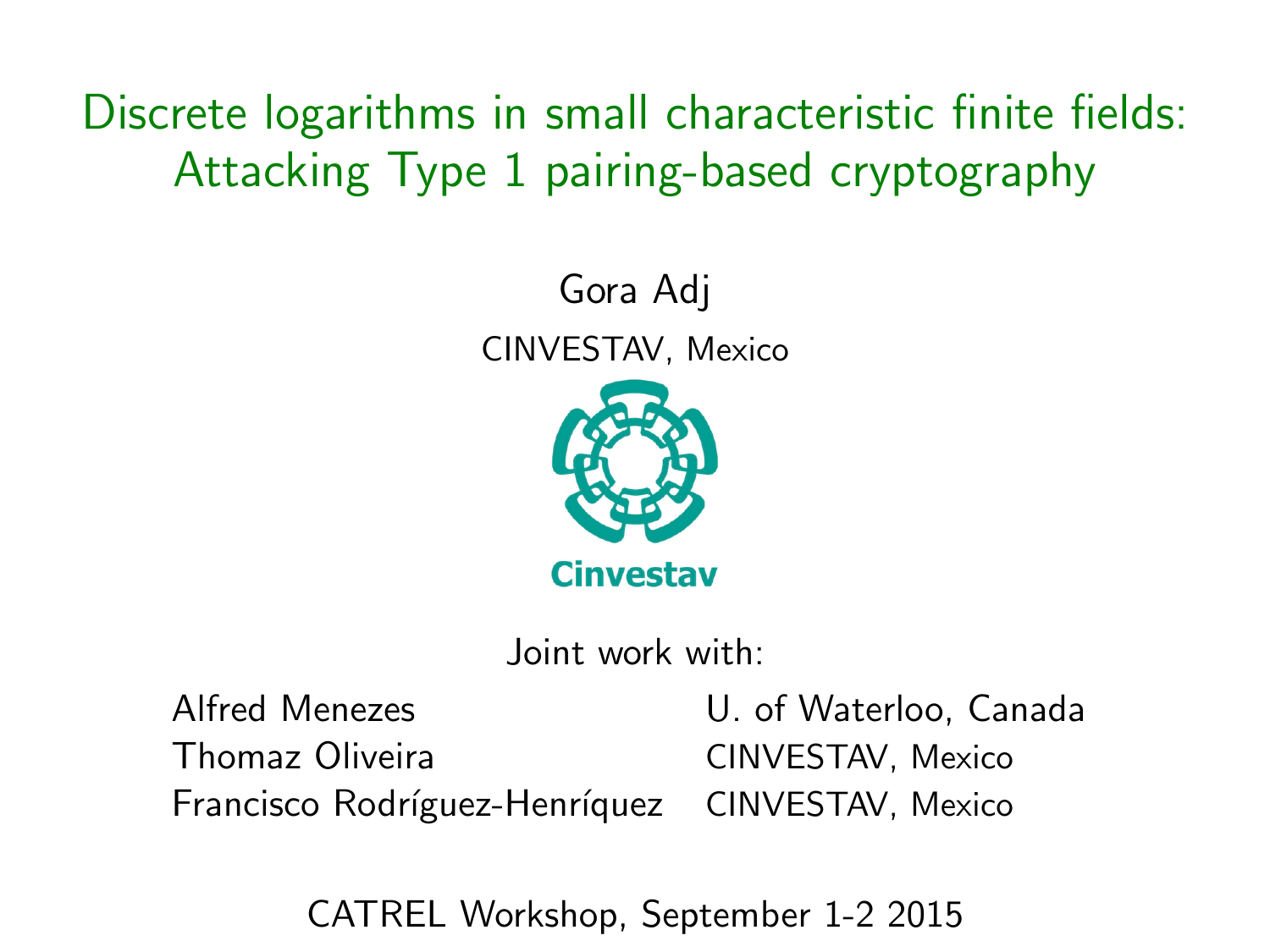# Discrete logarithms in small characteristic finite fields: Attacking Type 1 pairing-based cryptography

Gora Adj

CINVESTAV, Mexico

Cinvestav

Joint work with:

| | |
|---|---|
| Alfred Menezes | U. of Waterloo, Canada |
| Thomaz Oliveira | CINVESTAV, Mexico |
| Francisco Rodríguez-Henríquez | CINVESTAV, Mexico |

CATREL Workshop, September 1-2 2015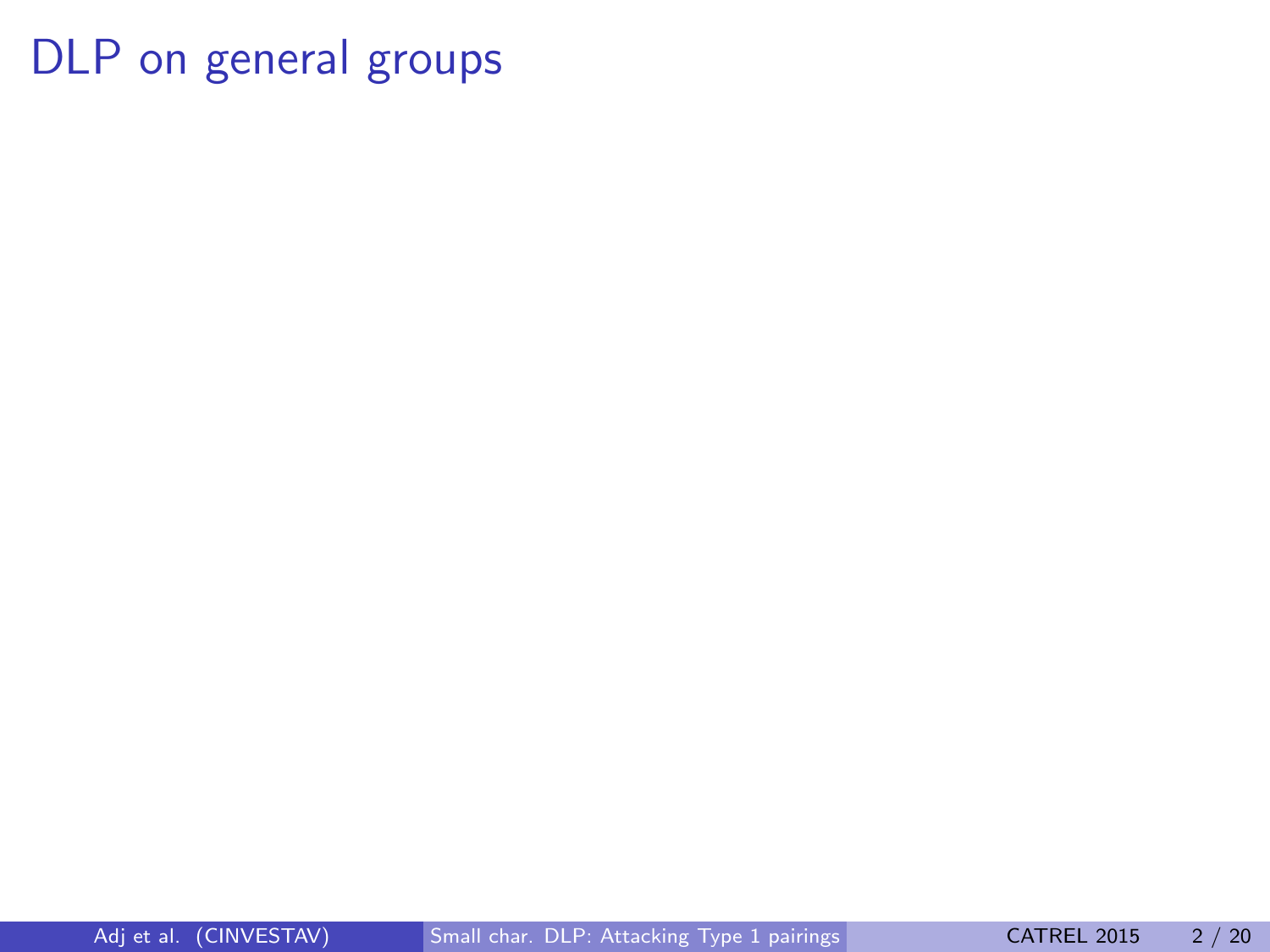# DLP on general groups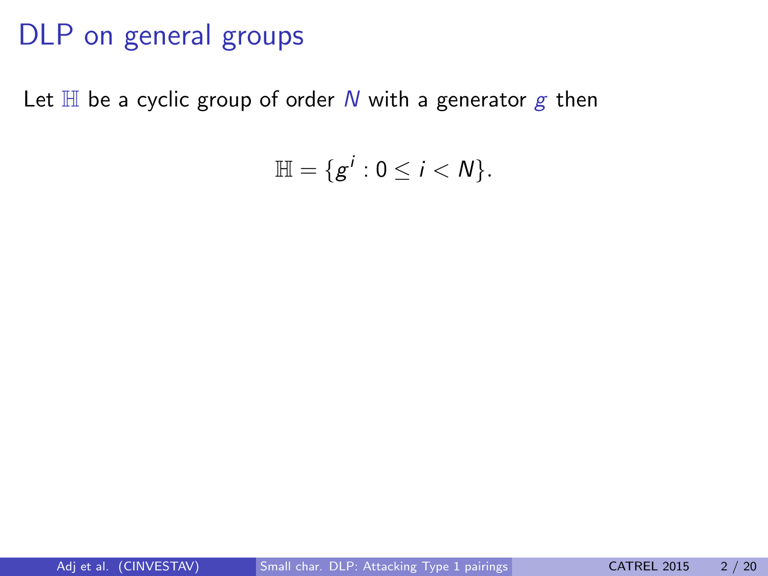# DLP on general groups

Let $\mathbb{H}$ be a cyclic group of order $N$ with a generator $g$ then

$$\mathbb{H} = \{g^i : 0 \leq i < N\}.$$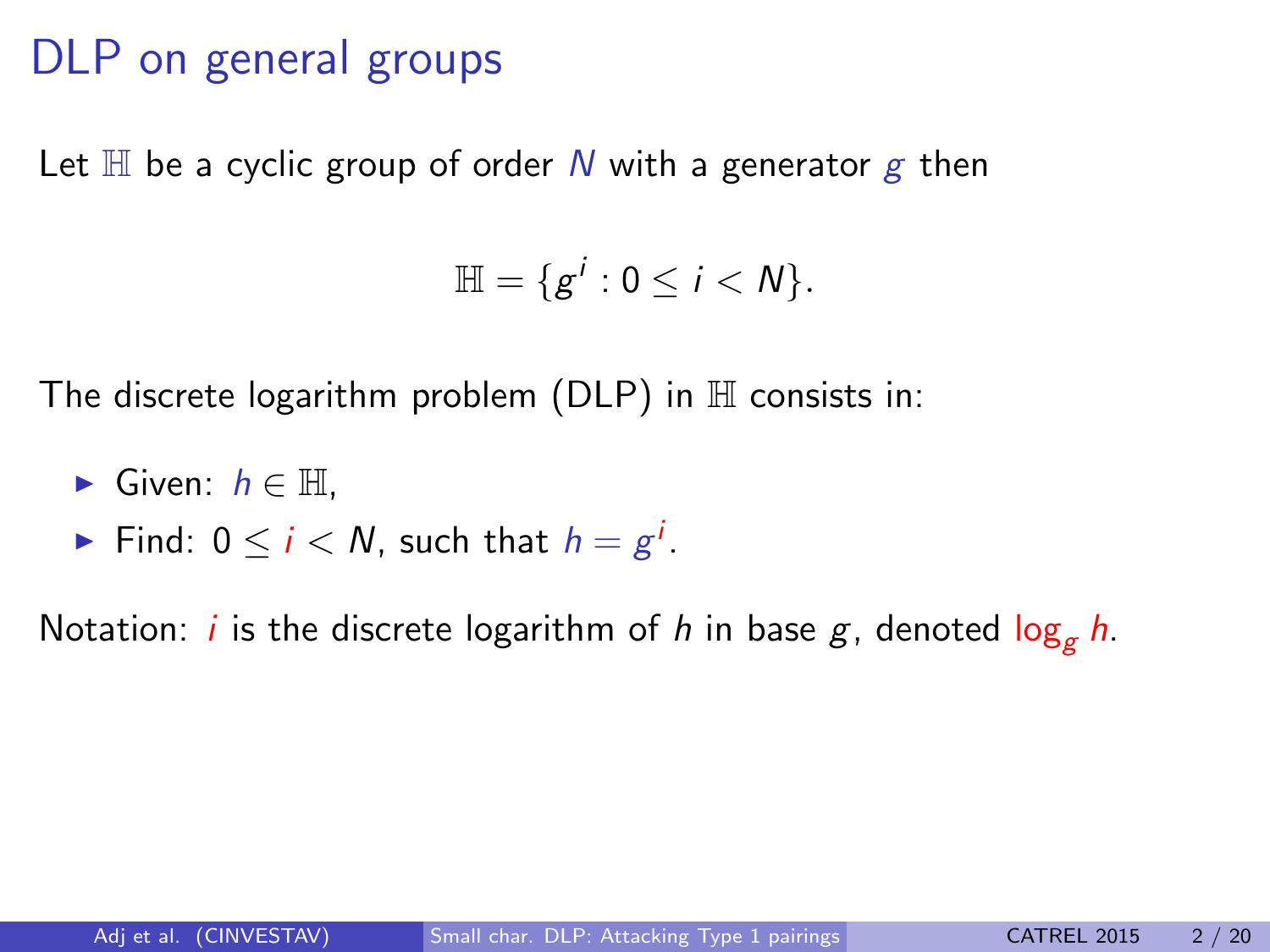# DLP on general groups

Let $\mathbb{H}$ be a cyclic group of order $N$ with a generator $g$ then

$$\mathbb{H} = \{g^i : 0 \leq i < N\}.$$

The discrete logarithm problem (DLP) in $\mathbb{H}$ consists in:

- Given: $h \in \mathbb{H}$,
- Find: $0 \leq i < N$, such that $h = g^i$.

Notation: $i$ is the discrete logarithm of $h$ in base $g$, denoted $\log_g h$.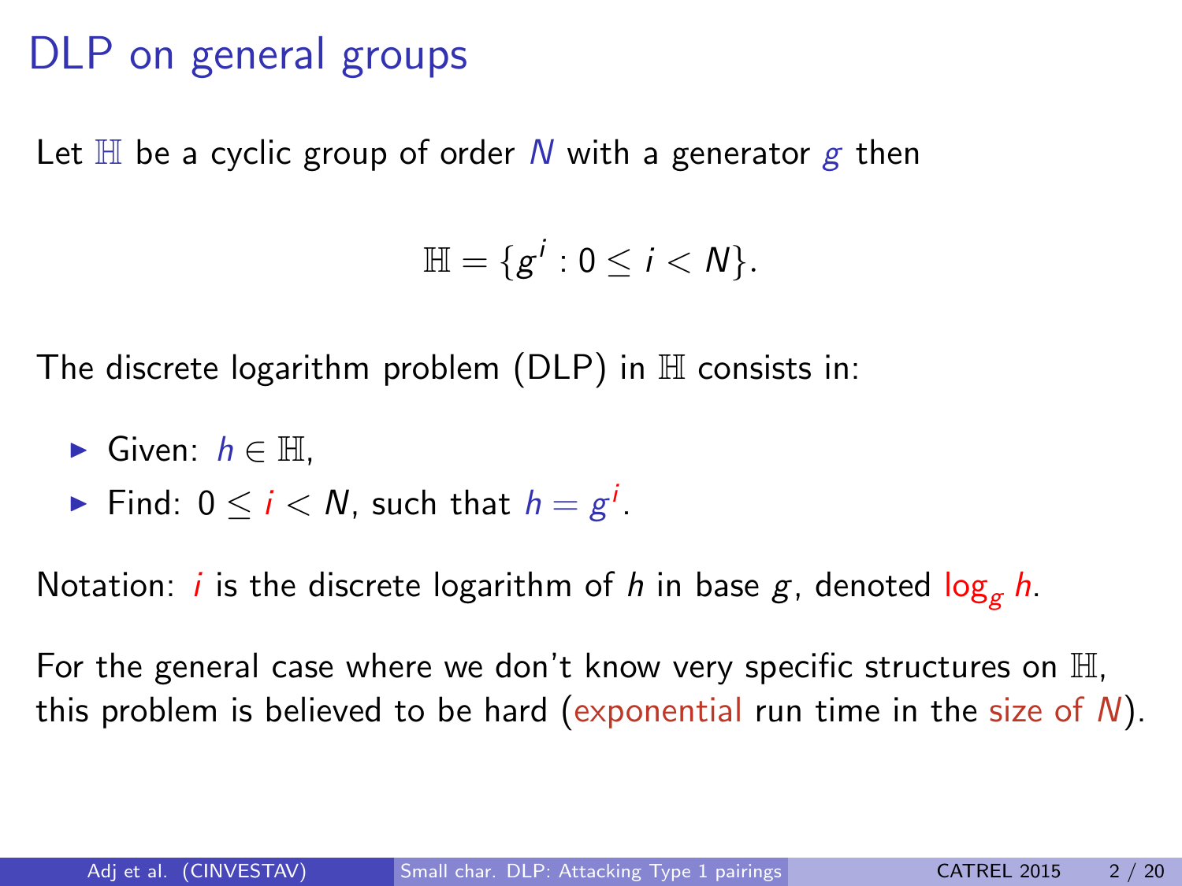# DLP on general groups

Let $\mathbb{H}$ be a cyclic group of order $N$ with a generator $g$ then

$$\mathbb{H} = \{g^i : 0 \leq i < N\}.$$

The discrete logarithm problem (DLP) in $\mathbb{H}$ consists in:

- Given: $h \in \mathbb{H}$,
- Find: $0 \leq i < N$, such that $h = g^i$.

Notation: $i$ is the discrete logarithm of $h$ in base $g$, denoted $\log_g h$.

For the general case where we don't know very specific structures on $\mathbb{H}$, this problem is believed to be hard (exponential run time in the size of $N$).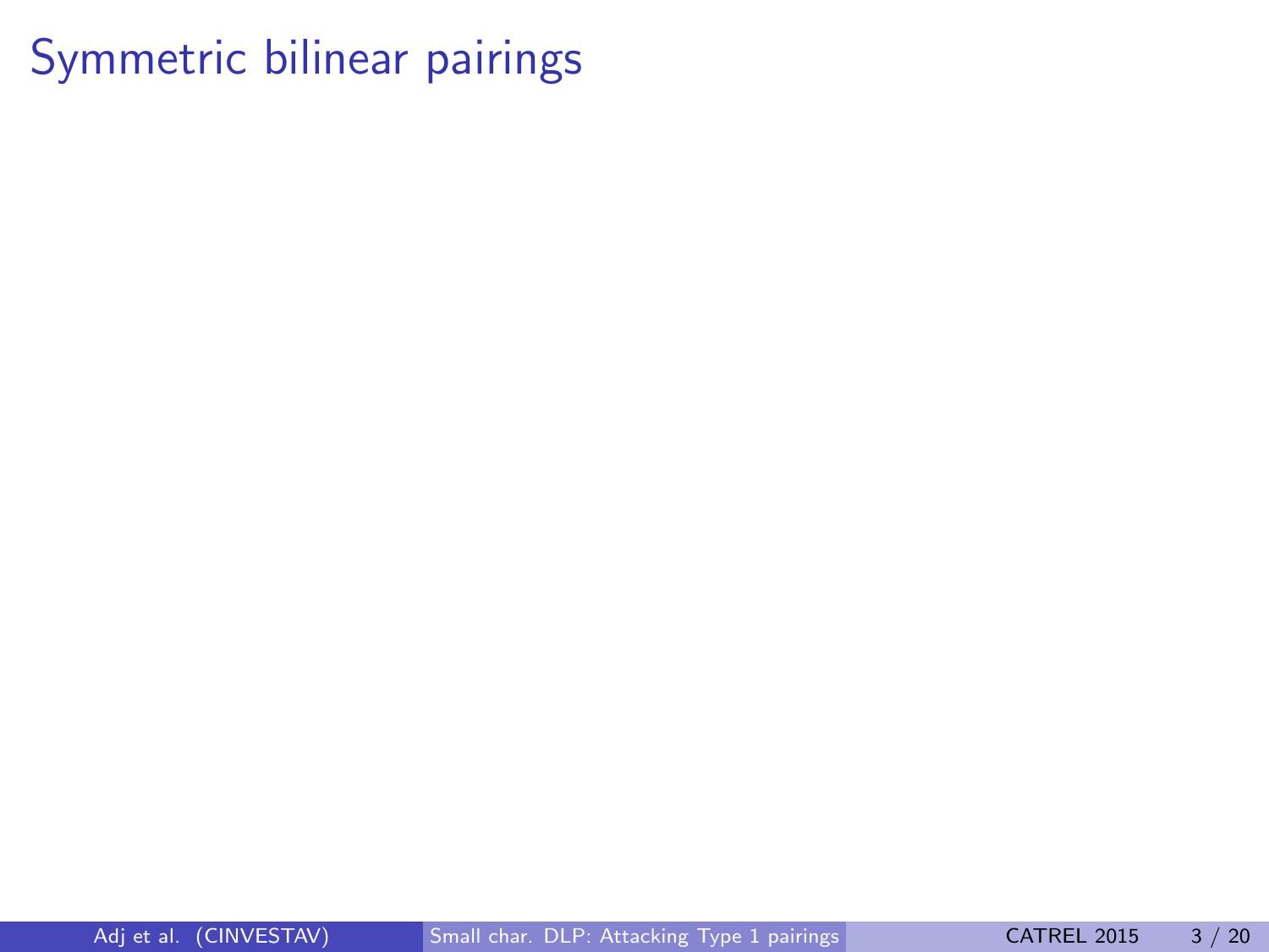# Symmetric bilinear pairings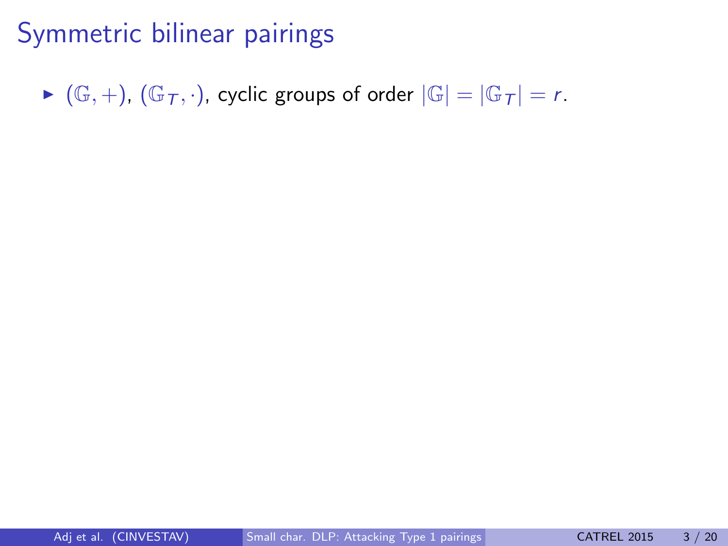# Symmetric bilinear pairings

- $(\mathbb{G}, +)$, $(\mathbb{G}_T, \cdot)$, cyclic groups of order $|\mathbb{G}| = |\mathbb{G}_T| = r$.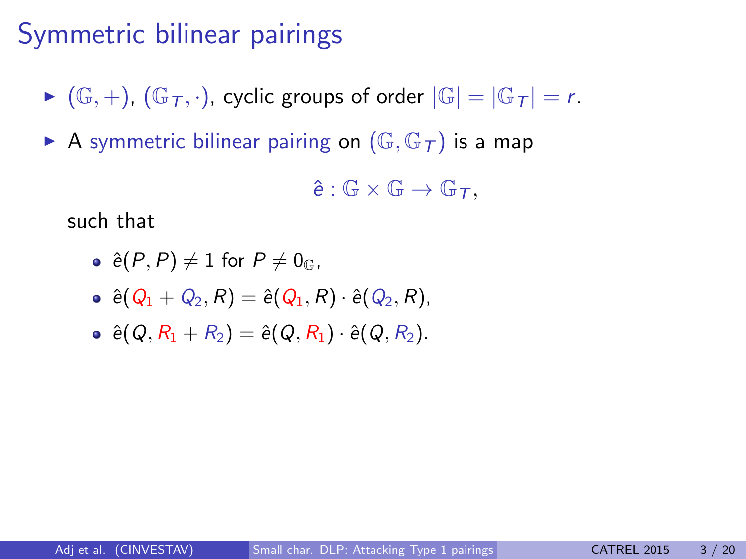# Symmetric bilinear pairings

- $(\mathbb{G}, +)$, $(\mathbb{G}_T, \cdot)$, cyclic groups of order $|\mathbb{G}| = |\mathbb{G}_T| = r$.
- A symmetric bilinear pairing on $(\mathbb{G}, \mathbb{G}_T)$ is a map

$$\hat{e} : \mathbb{G} \times \mathbb{G} \rightarrow \mathbb{G}_T,$$

  such that

  - $\hat{e}(P, P) \neq 1$ for $P \neq 0_{\mathbb{G}}$,
  - $\hat{e}(Q_1 + Q_2, R) = \hat{e}(Q_1, R) \cdot \hat{e}(Q_2, R)$,
  - $\hat{e}(Q, R_1 + R_2) = \hat{e}(Q, R_1) \cdot \hat{e}(Q, R_2)$.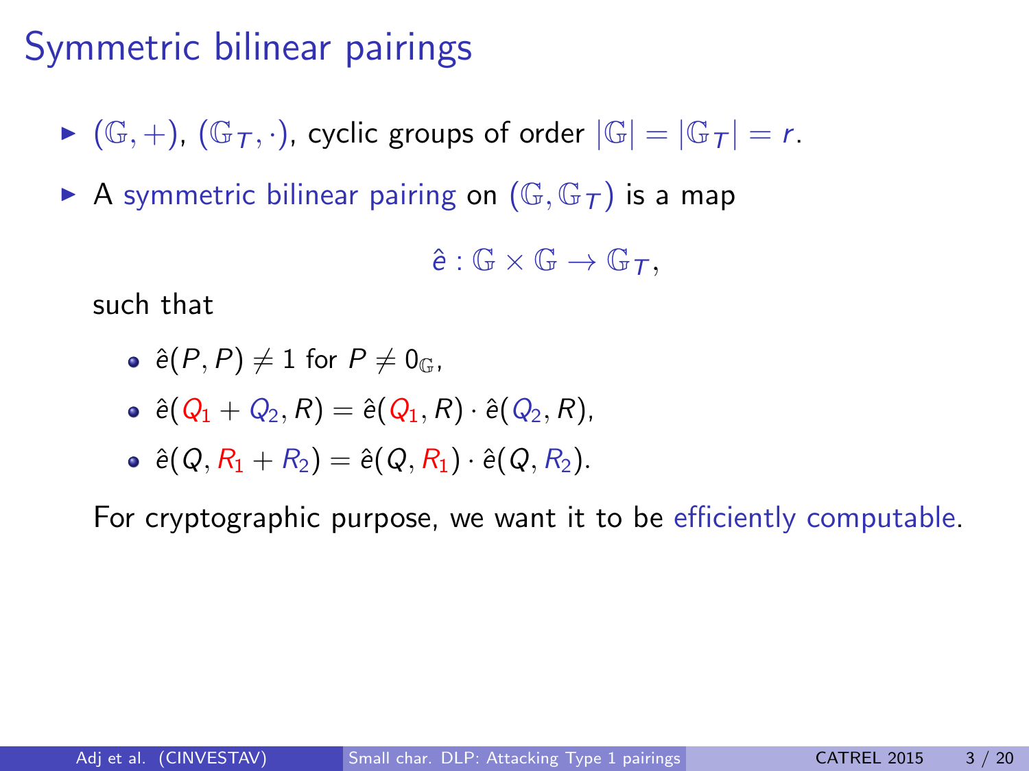# Symmetric bilinear pairings

- $(\mathbb{G}, +)$, $(\mathbb{G}_T, \cdot)$, cyclic groups of order $|\mathbb{G}| = |\mathbb{G}_T| = r$.
- A symmetric bilinear pairing on $(\mathbb{G}, \mathbb{G}_T)$ is a map

$$\hat{e} : \mathbb{G} \times \mathbb{G} \to \mathbb{G}_T,$$

  such that

  - $\hat{e}(P, P) \neq 1$ for $P \neq 0_{\mathbb{G}}$,
  - $\hat{e}(Q_1 + Q_2, R) = \hat{e}(Q_1, R) \cdot \hat{e}(Q_2, R)$,
  - $\hat{e}(Q, R_1 + R_2) = \hat{e}(Q, R_1) \cdot \hat{e}(Q, R_2)$.

  For cryptographic purpose, we want it to be efficiently computable.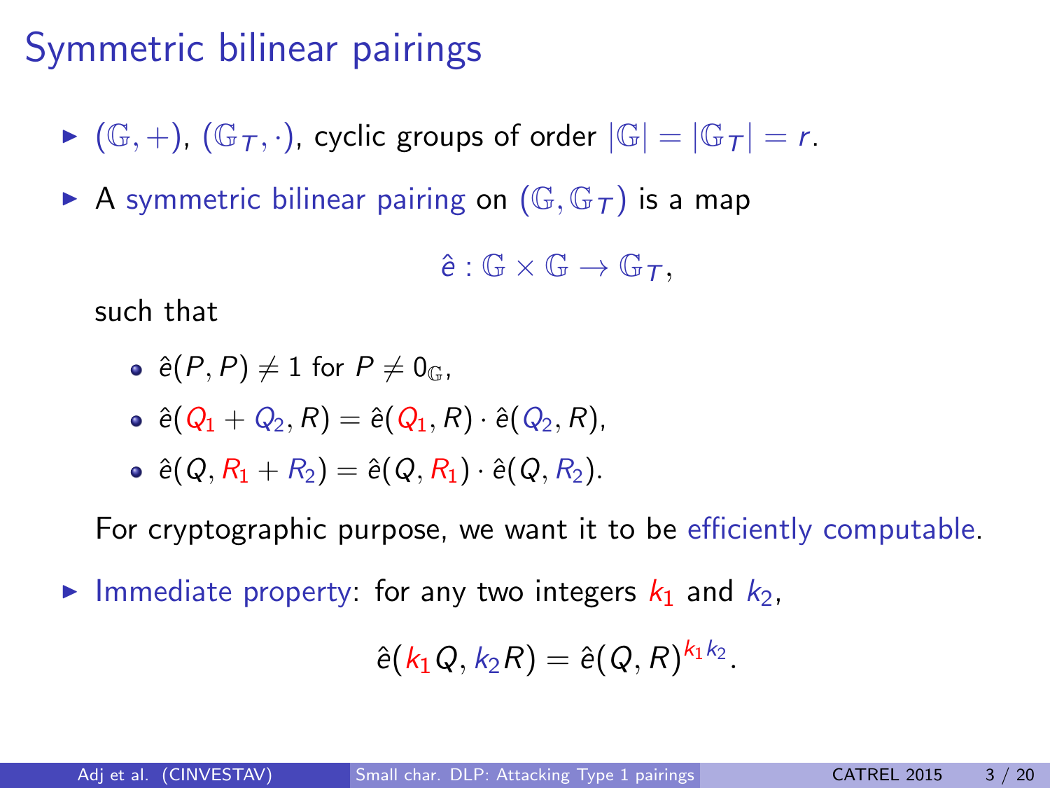# Symmetric bilinear pairings

- $(\mathbb{G}, +)$, $(\mathbb{G}_T, \cdot)$, cyclic groups of order $|\mathbb{G}| = |\mathbb{G}_T| = r$.
- A symmetric bilinear pairing on $(\mathbb{G}, \mathbb{G}_T)$ is a map

$$\hat{e} : \mathbb{G} \times \mathbb{G} \to \mathbb{G}_T,$$

  such that

  - $\hat{e}(P, P) \neq 1$ for $P \neq 0_{\mathbb{G}}$,
  - $\hat{e}(Q_1 + Q_2, R) = \hat{e}(Q_1, R) \cdot \hat{e}(Q_2, R)$,
  - $\hat{e}(Q, R_1 + R_2) = \hat{e}(Q, R_1) \cdot \hat{e}(Q, R_2)$.

  For cryptographic purpose, we want it to be efficiently computable.

- Immediate property: for any two integers $k_1$ and $k_2$,

$$\hat{e}(k_1 Q, k_2 R) = \hat{e}(Q, R)^{k_1 k_2}.$$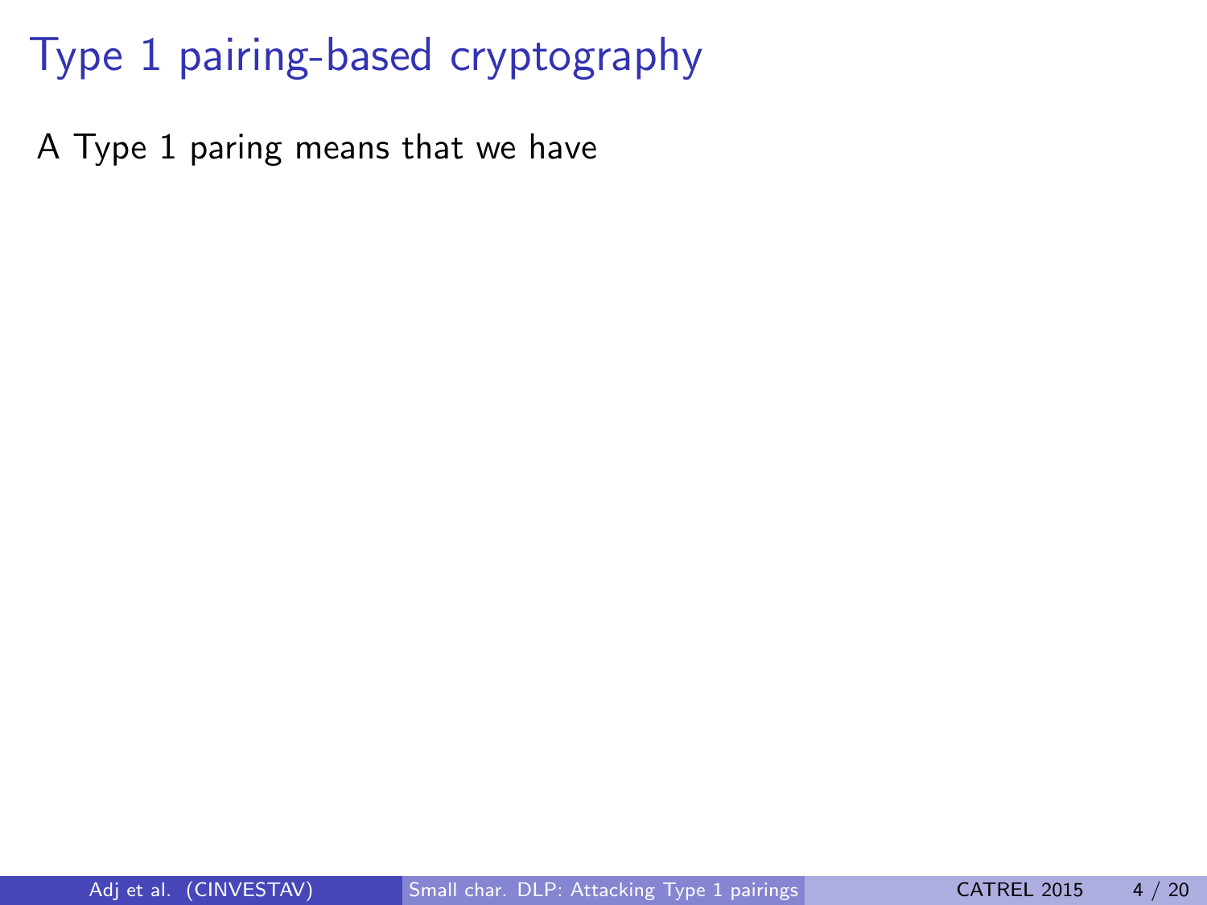# Type 1 pairing-based cryptography

A Type 1 paring means that we have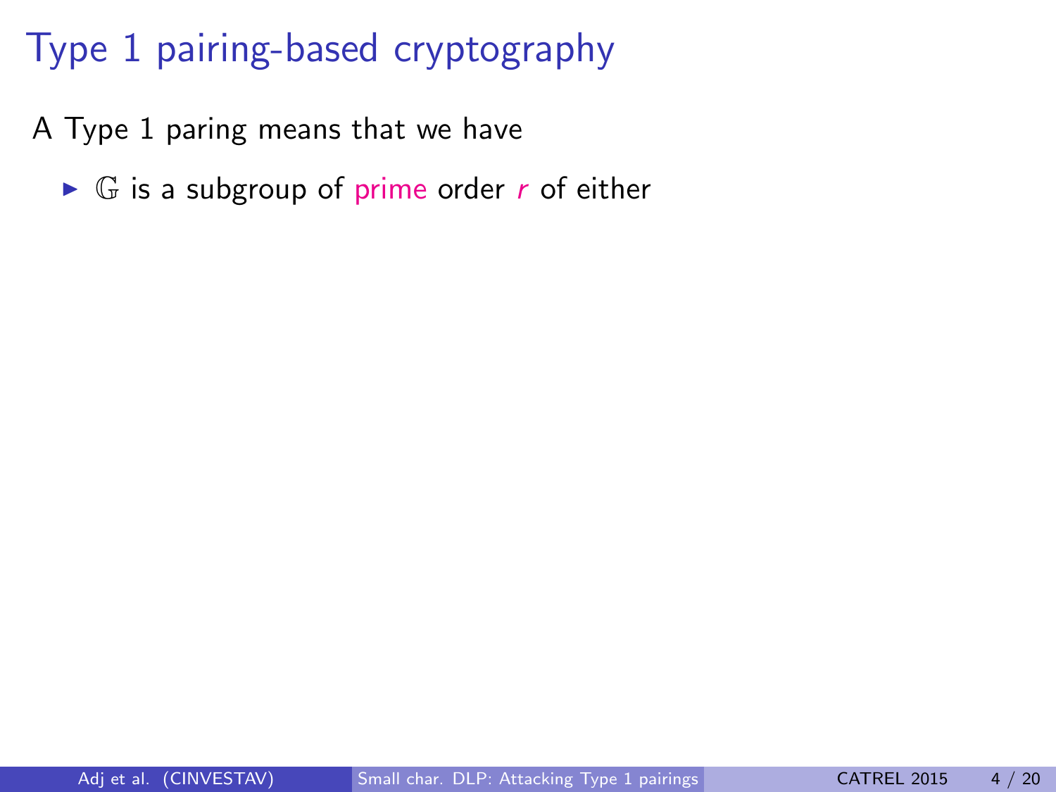# Type 1 pairing-based cryptography

A Type 1 paring means that we have

- $\mathbb{G}$ is a subgroup of prime order $r$ of either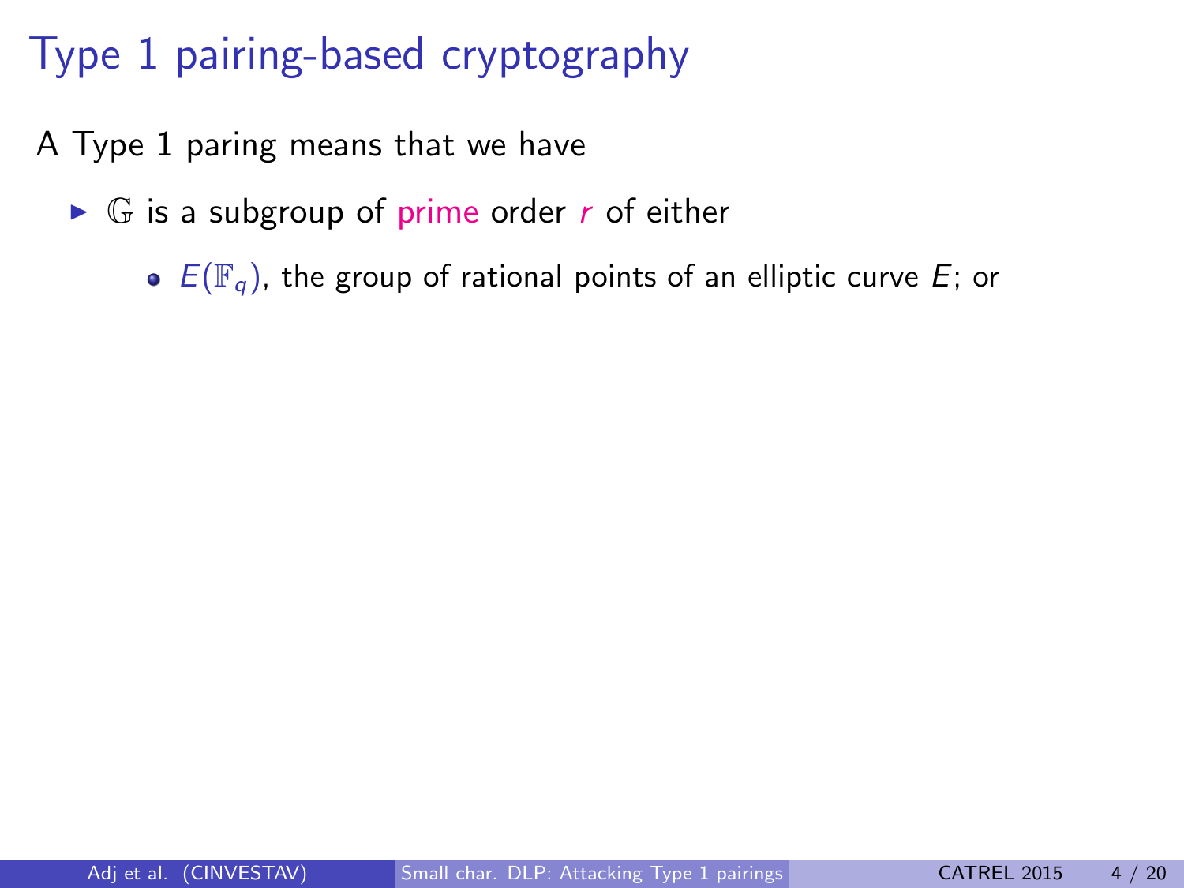# Type 1 pairing-based cryptography

A Type 1 paring means that we have

- $\mathbb{G}$ is a subgroup of prime order $r$ of either
  - $E(\mathbb{F}_q)$, the group of rational points of an elliptic curve $E$; or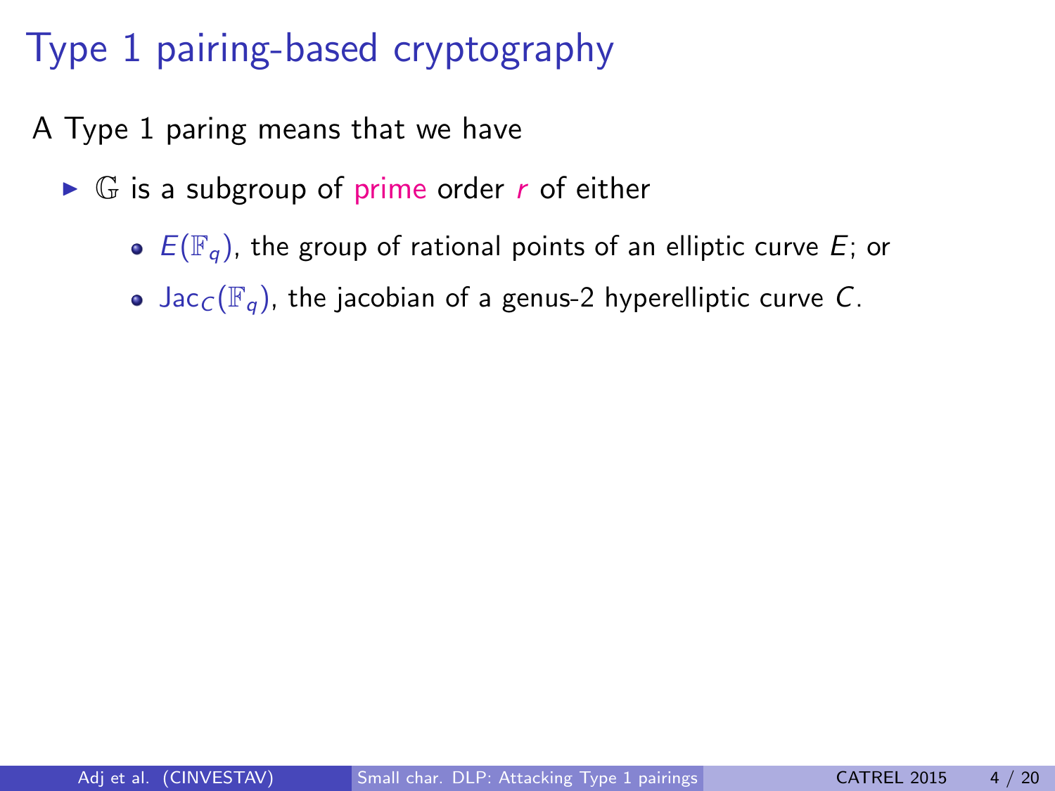# Type 1 pairing-based cryptography

A Type 1 paring means that we have

- $\mathbb{G}$ is a subgroup of prime order $r$ of either
  - $E(\mathbb{F}_q)$, the group of rational points of an elliptic curve $E$; or
  - $\text{Jac}_C(\mathbb{F}_q)$, the jacobian of a genus-2 hyperelliptic curve $C$.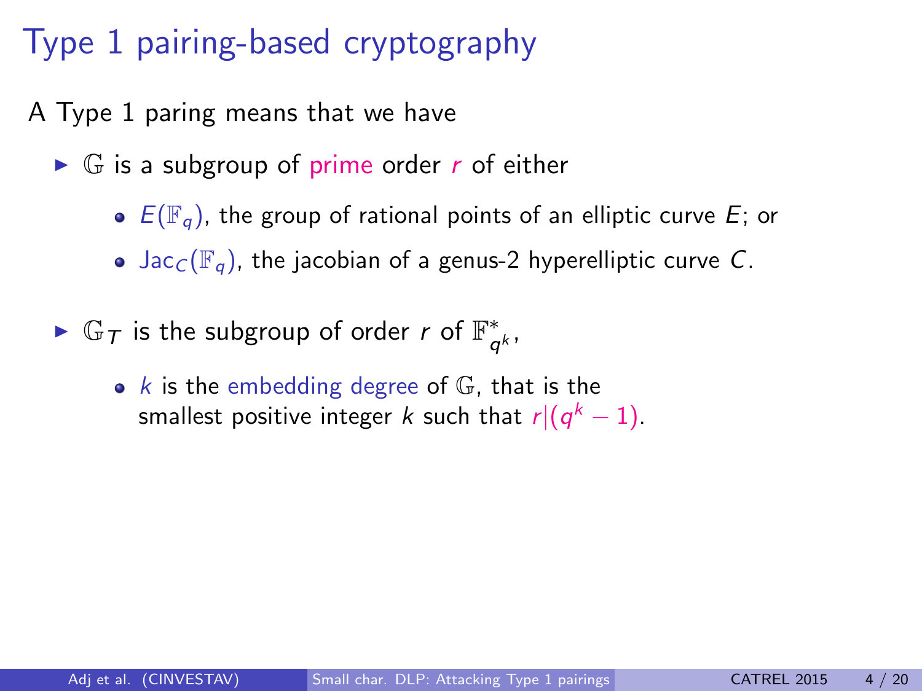# Type 1 pairing-based cryptography

A Type 1 paring means that we have

- $\mathbb{G}$ is a subgroup of prime order $r$ of either
  - $E(\mathbb{F}_q)$, the group of rational points of an elliptic curve $E$; or
  - $\mathrm{Jac}_C(\mathbb{F}_q)$, the jacobian of a genus-2 hyperelliptic curve $C$.
- $\mathbb{G}_T$ is the subgroup of order $r$ of $\mathbb{F}_{q^k}^*$,
  - $k$ is the embedding degree of $\mathbb{G}$, that is the smallest positive integer $k$ such that $r|(q^k - 1)$.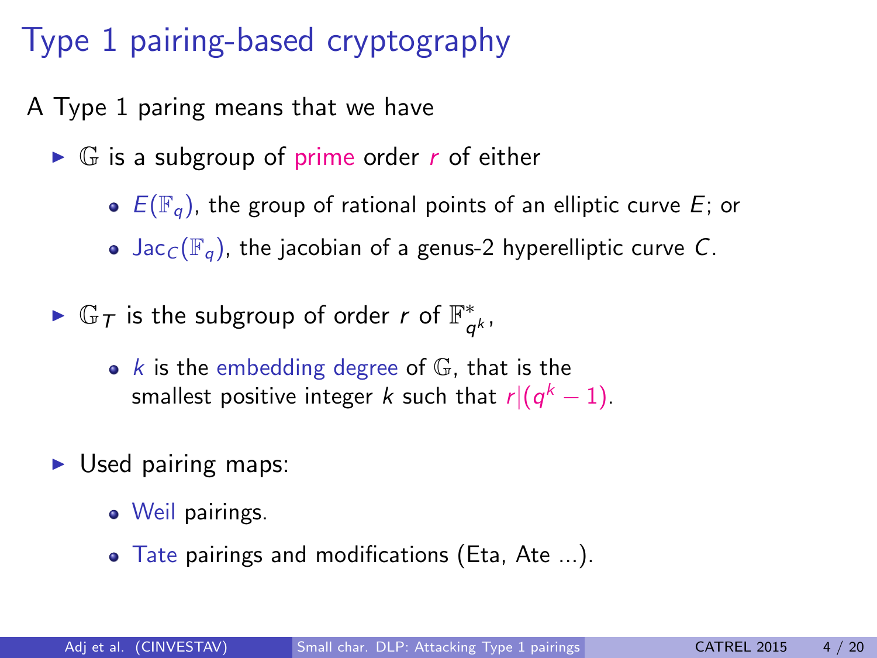# Type 1 pairing-based cryptography

A Type 1 paring means that we have

- $\mathbb{G}$ is a subgroup of prime order $r$ of either
  - $E(\mathbb{F}_q)$, the group of rational points of an elliptic curve $E$; or
  - $\mathrm{Jac}_C(\mathbb{F}_q)$, the jacobian of a genus-2 hyperelliptic curve $C$.
- $\mathbb{G}_T$ is the subgroup of order $r$ of $\mathbb{F}^*_{q^k}$,
  - $k$ is the embedding degree of $\mathbb{G}$, that is the smallest positive integer $k$ such that $r|(q^k - 1)$.
- Used pairing maps:
  - Weil pairings.
  - Tate pairings and modifications (Eta, Ate ...).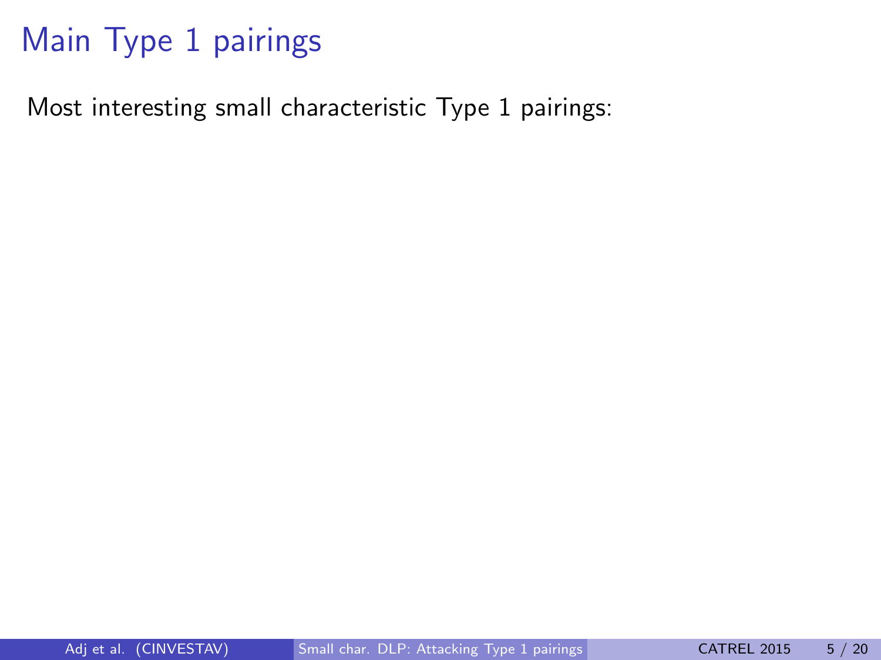# Main Type 1 pairings

Most interesting small characteristic Type 1 pairings: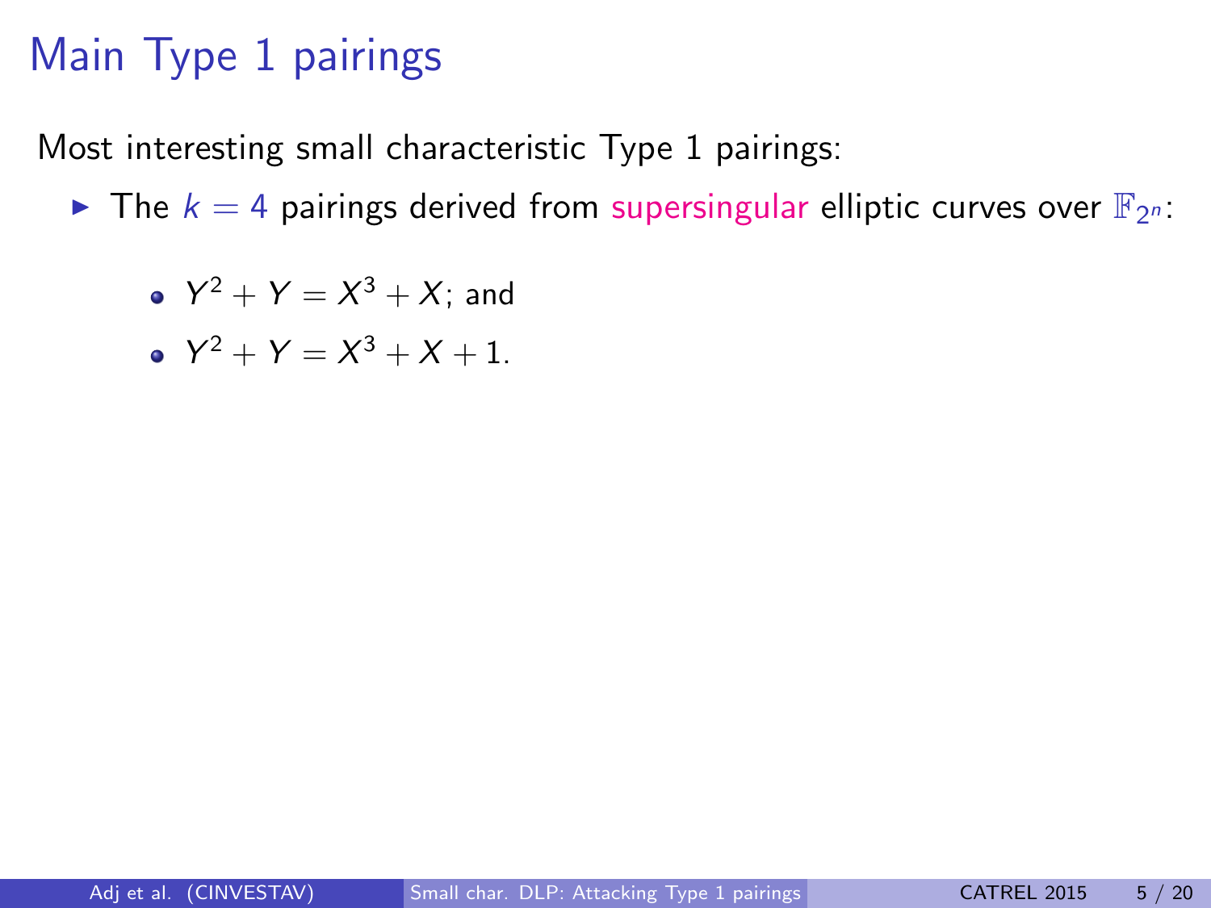# Main Type 1 pairings

Most interesting small characteristic Type 1 pairings:

- The $k = 4$ pairings derived from supersingular elliptic curves over $\mathbb{F}_{2^n}$:
  - $Y^2 + Y = X^3 + X$; and
  - $Y^2 + Y = X^3 + X + 1$.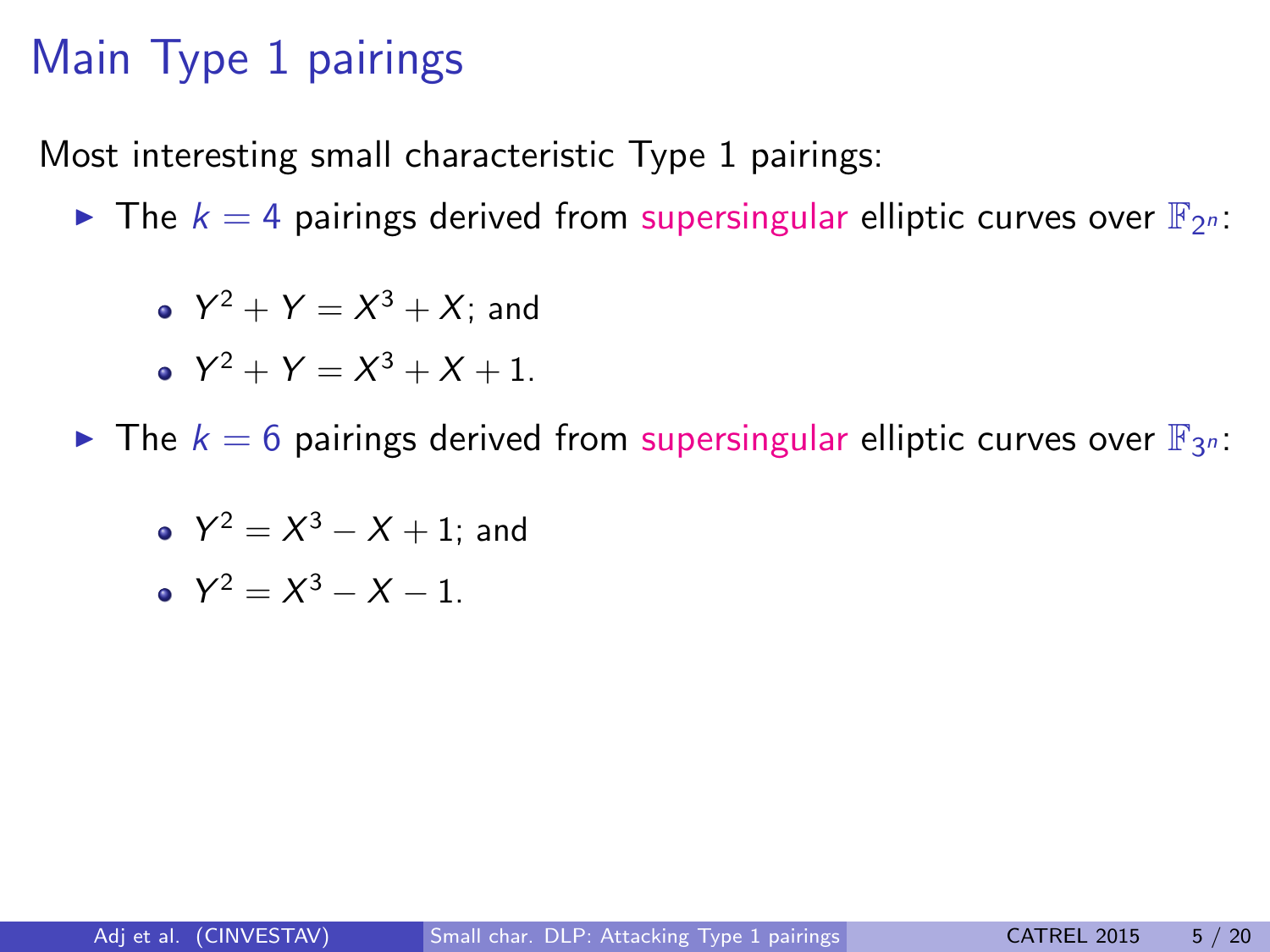# Main Type 1 pairings

Most interesting small characteristic Type 1 pairings:

- The $k = 4$ pairings derived from supersingular elliptic curves over $\mathbb{F}_{2^n}$:
  - $Y^2 + Y = X^3 + X$; and
  - $Y^2 + Y = X^3 + X + 1$.
- The $k = 6$ pairings derived from supersingular elliptic curves over $\mathbb{F}_{3^n}$:
  - $Y^2 = X^3 - X + 1$; and
  - $Y^2 = X^3 - X - 1$.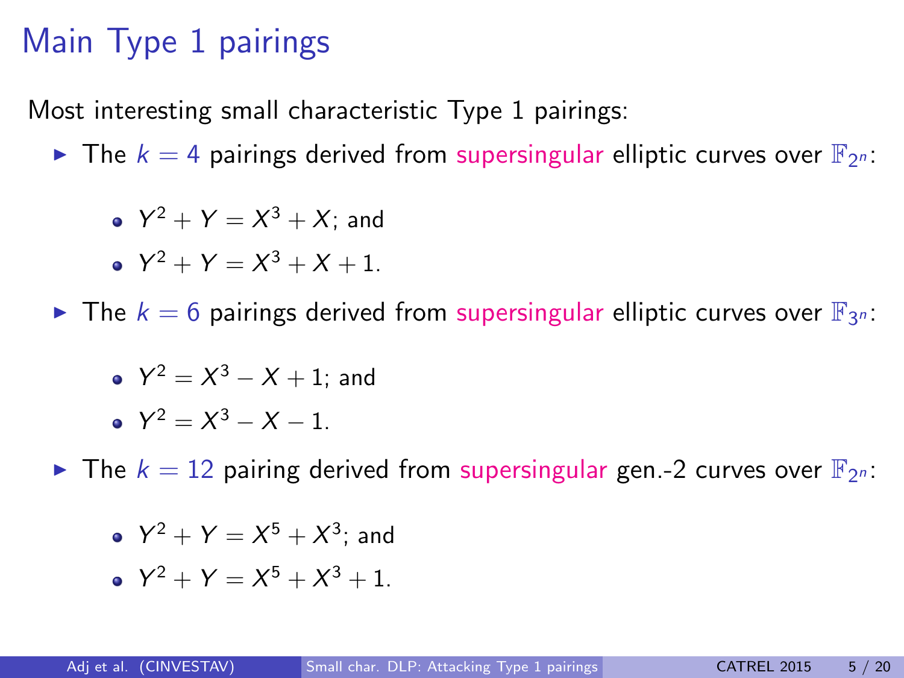# Main Type 1 pairings

Most interesting small characteristic Type 1 pairings:

- The $k = 4$ pairings derived from supersingular elliptic curves over $\mathbb{F}_{2^n}$:
  - $Y^2 + Y = X^3 + X$; and
  - $Y^2 + Y = X^3 + X + 1$.
- The $k = 6$ pairings derived from supersingular elliptic curves over $\mathbb{F}_{3^n}$:
  - $Y^2 = X^3 - X + 1$; and
  - $Y^2 = X^3 - X - 1$.
- The $k = 12$ pairing derived from supersingular gen.-2 curves over $\mathbb{F}_{2^n}$:
  - $Y^2 + Y = X^5 + X^3$; and
  - $Y^2 + Y = X^5 + X^3 + 1$.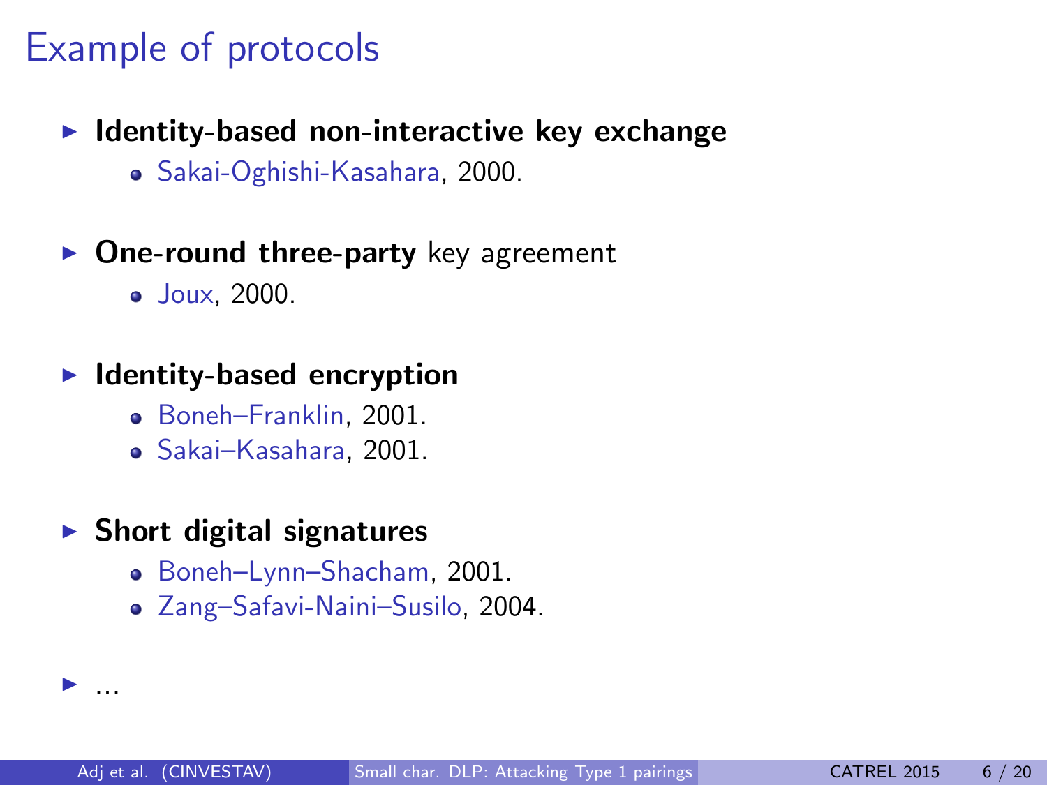# Example of protocols

- **Identity-based non-interactive key exchange**
  - Sakai-Oghishi-Kasahara, 2000.

- **One-round three-party** key agreement
  - Joux, 2000.

- **Identity-based encryption**
  - Boneh–Franklin, 2001.
  - Sakai–Kasahara, 2001.

- **Short digital signatures**
  - Boneh–Lynn–Shacham, 2001.
  - Zang–Safavi-Naini–Susilo, 2004.

- ...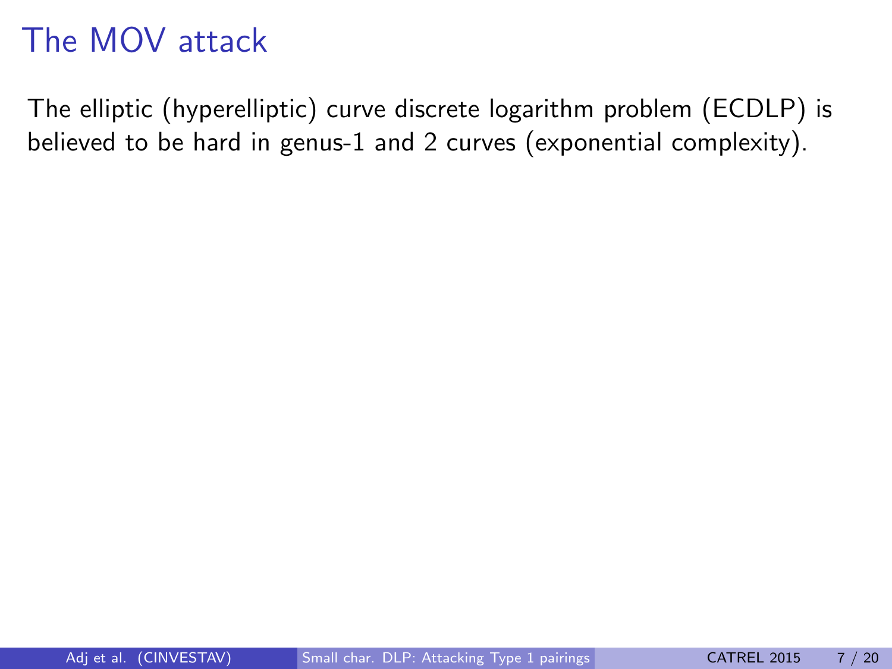# The MOV attack

The elliptic (hyperelliptic) curve discrete logarithm problem (ECDLP) is believed to be hard in genus-1 and 2 curves (exponential complexity).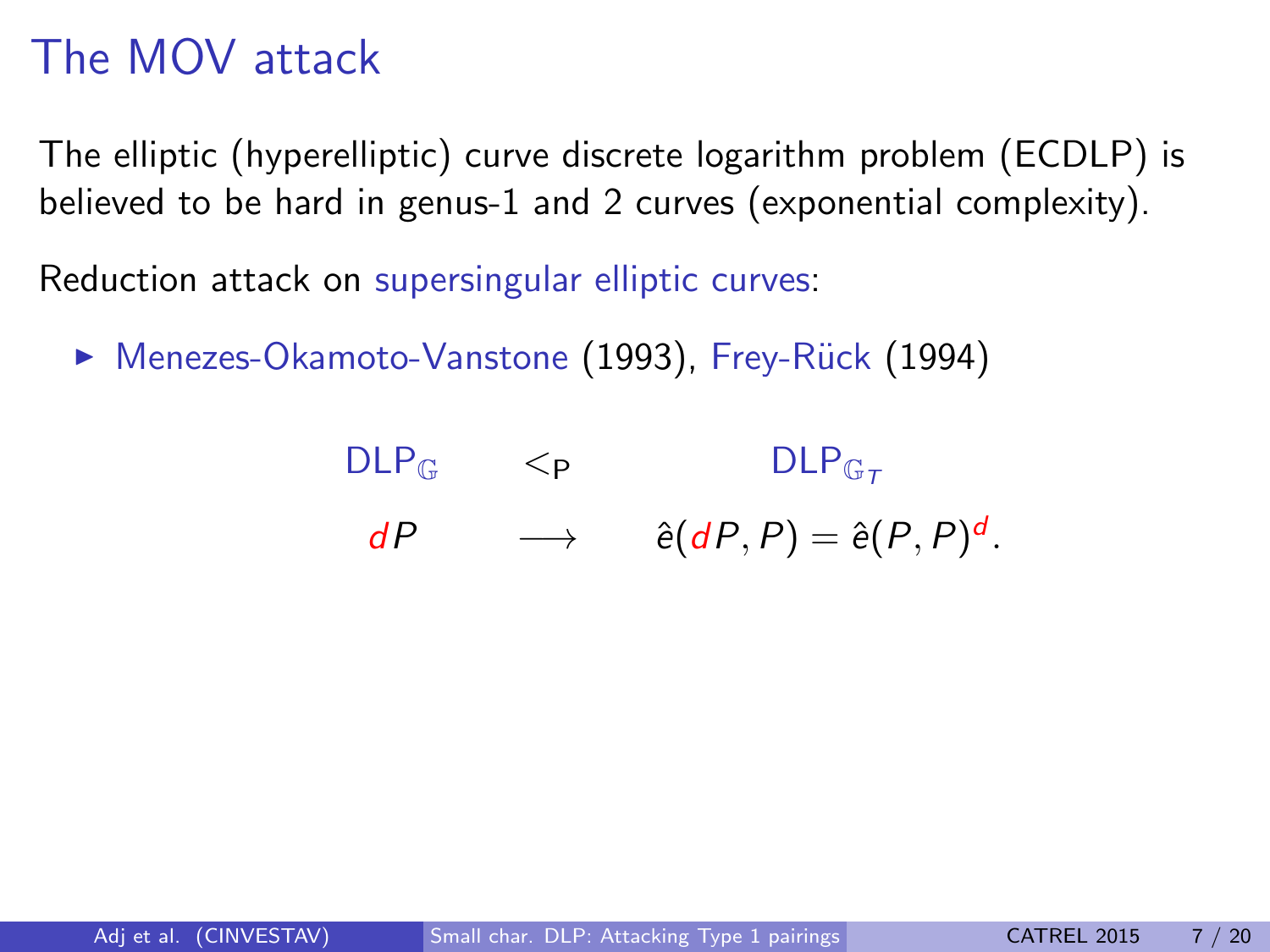# The MOV attack

The elliptic (hyperelliptic) curve discrete logarithm problem (ECDLP) is believed to be hard in genus-1 and 2 curves (exponential complexity).

Reduction attack on supersingular elliptic curves:

- Menezes-Okamoto-Vanstone (1993), Frey-Rück (1994)

$$
\begin{array}{ccc}
\mathrm{DLP}_{\mathbb{G}} & <_{\mathrm{P}} & \mathrm{DLP}_{\mathbb{G}_T} \\
dP & \longrightarrow & \hat{e}(dP, P) = \hat{e}(P, P)^{d}.
\end{array}
$$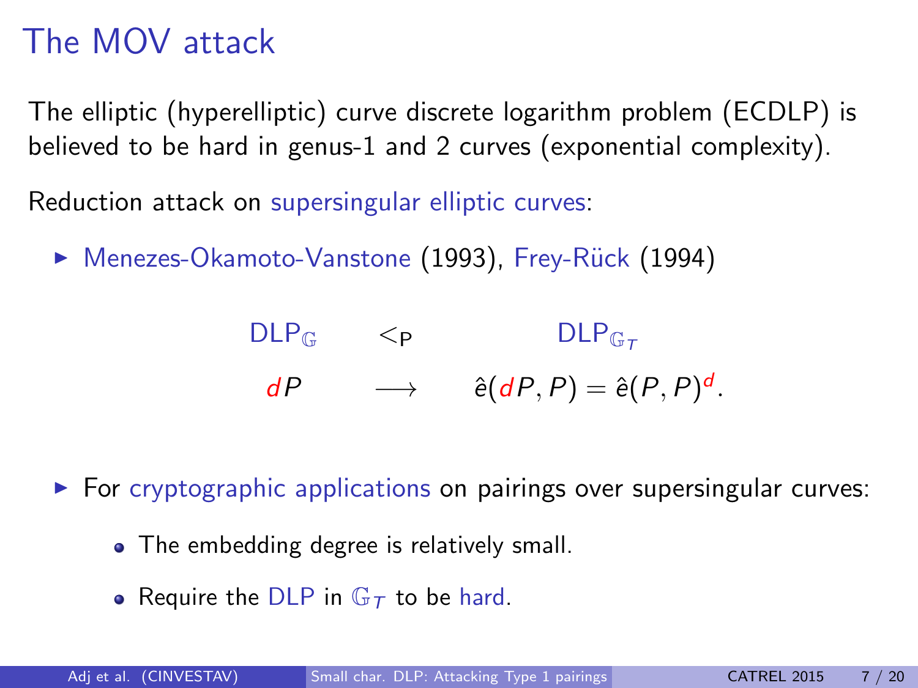# The MOV attack

The elliptic (hyperelliptic) curve discrete logarithm problem (ECDLP) is believed to be hard in genus-1 and 2 curves (exponential complexity).

Reduction attack on supersingular elliptic curves:

- Menezes-Okamoto-Vanstone (1993), Frey-Rück (1994)

$$
\begin{array}{ccc}
\text{DLP}_{\mathbb{G}} & <_{\text{P}} & \text{DLP}_{\mathbb{G}_T} \\
dP & \longrightarrow & \hat{e}(dP, P) = \hat{e}(P, P)^d.
\end{array}
$$

- For cryptographic applications on pairings over supersingular curves:
  - The embedding degree is relatively small.
  - Require the DLP in $\mathbb{G}_T$ to be hard.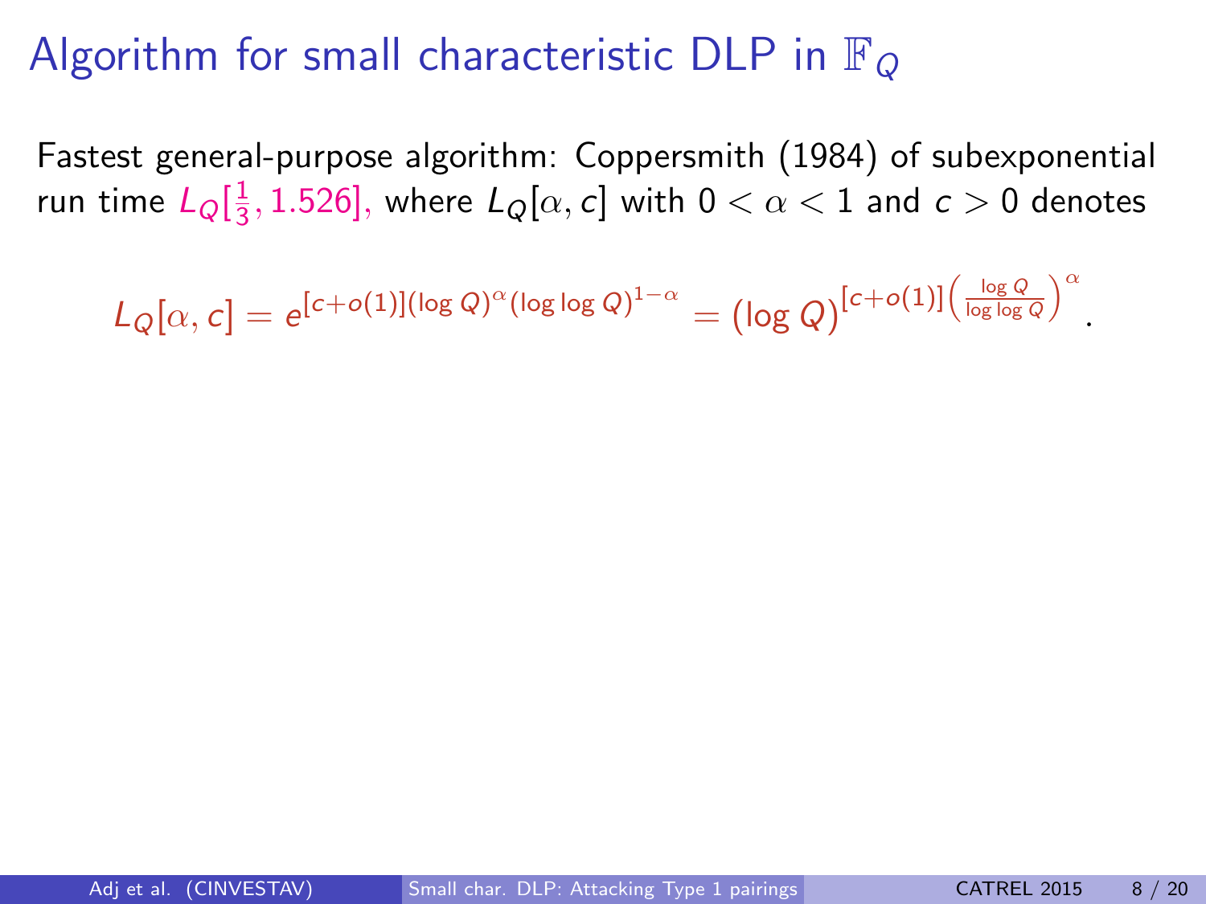# Algorithm for small characteristic DLP in $\mathbb{F}_Q$

Fastest general-purpose algorithm: Coppersmith (1984) of subexponential run time $L_Q[\frac{1}{3}, 1.526]$, where $L_Q[\alpha, c]$ with $0 < \alpha < 1$ and $c > 0$ denotes

$$L_Q[\alpha, c] = e^{[c+o(1)](\log Q)^{\alpha}(\log\log Q)^{1-\alpha}} = (\log Q)^{[c+o(1)]\left(\frac{\log Q}{\log\log Q}\right)^{\alpha}}.$$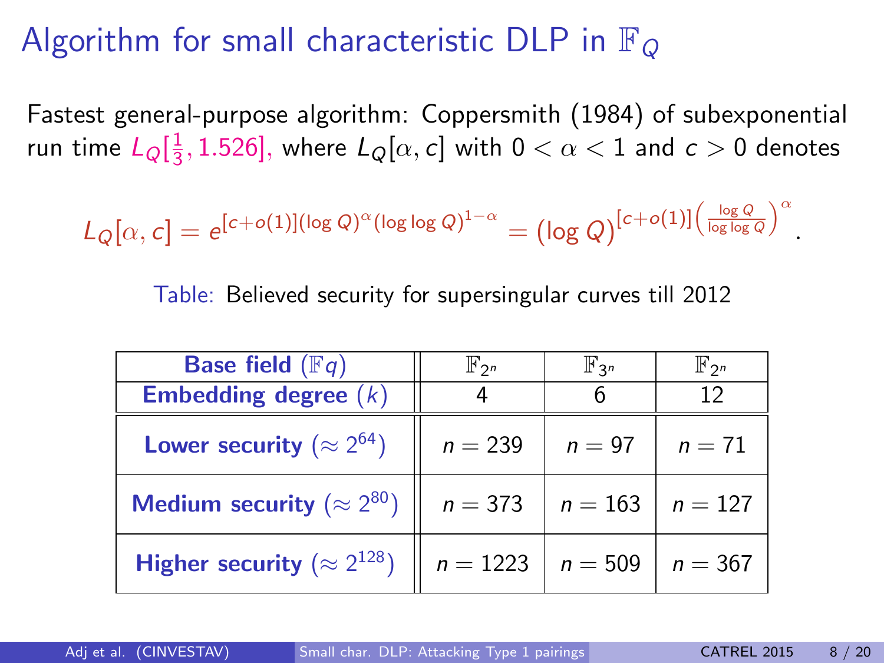# Algorithm for small characteristic DLP in $\mathbb{F}_Q$

Fastest general-purpose algorithm: Coppersmith (1984) of subexponential run time $L_Q[\frac{1}{3}, 1.526]$, where $L_Q[\alpha, c]$ with $0 < \alpha < 1$ and $c > 0$ denotes

$$L_Q[\alpha, c] = e^{[c+o(1)](\log Q)^{\alpha}(\log \log Q)^{1-\alpha}} = (\log Q)^{[c+o(1)]\left(\frac{\log Q}{\log \log Q}\right)^{\alpha}}.$$

Table: Believed security for supersingular curves till 2012

| **Base field** ($\mathbb{F}q$) | $\mathbb{F}_{2^n}$ | $\mathbb{F}_{3^n}$ | $\mathbb{F}_{2^n}$ |
|---|---|---|---|
| **Embedding degree** ($k$) | 4 | 6 | 12 |
| **Lower security** ($\approx 2^{64}$) | $n = 239$ | $n = 97$ | $n = 71$ |
| **Medium security** ($\approx 2^{80}$) | $n = 373$ | $n = 163$ | $n = 127$ |
| **Higher security** ($\approx 2^{128}$) | $n = 1223$ | $n = 509$ | $n = 367$ |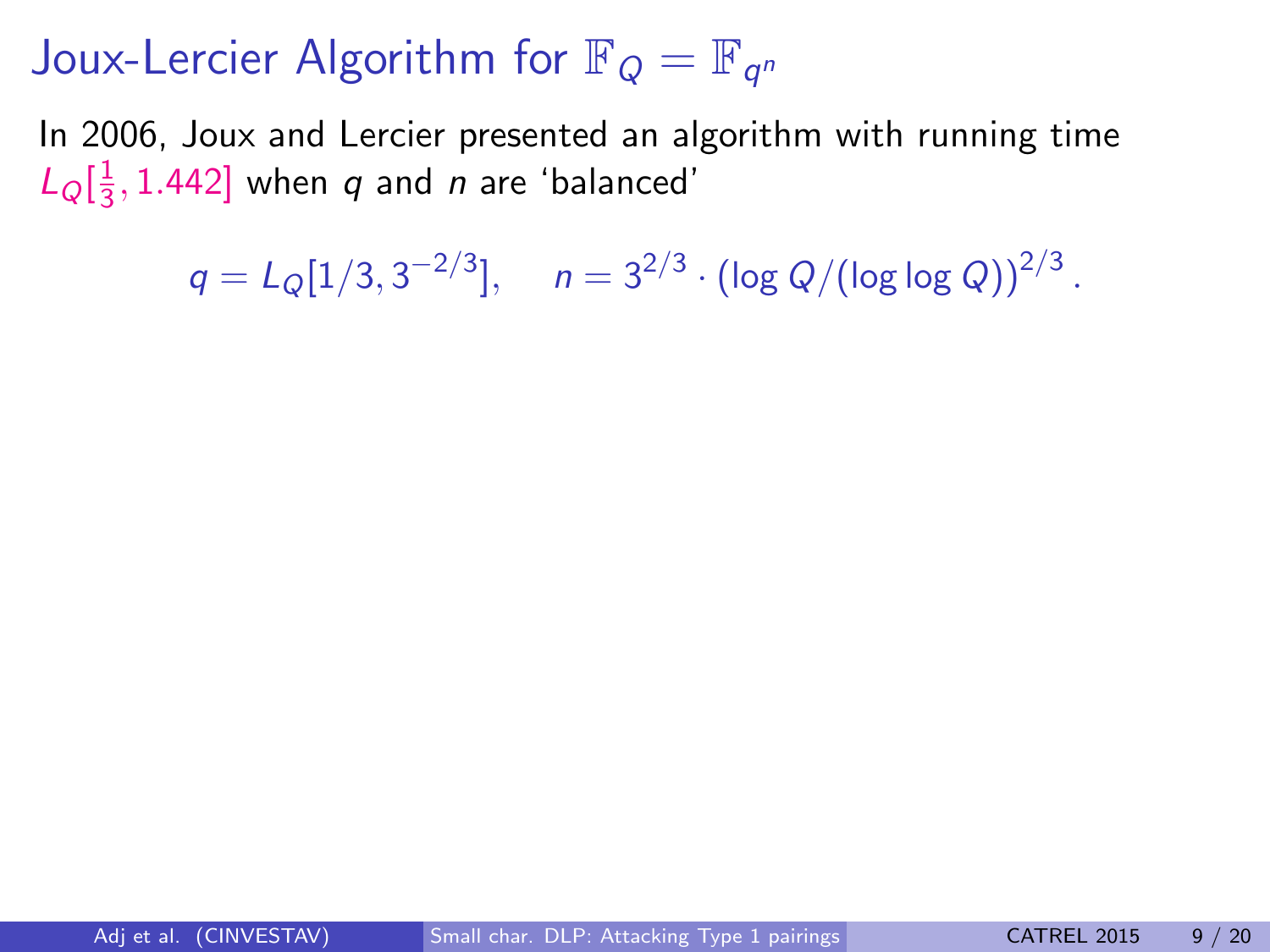# Joux-Lercier Algorithm for $\mathbb{F}_Q = \mathbb{F}_{q^n}$

In 2006, Joux and Lercier presented an algorithm with running time $L_Q[\frac{1}{3}, 1.442]$ when $q$ and $n$ are 'balanced'

$$q = L_Q[1/3, 3^{-2/3}], \quad n = 3^{2/3} \cdot (\log Q/(\log \log Q))^{2/3}.$$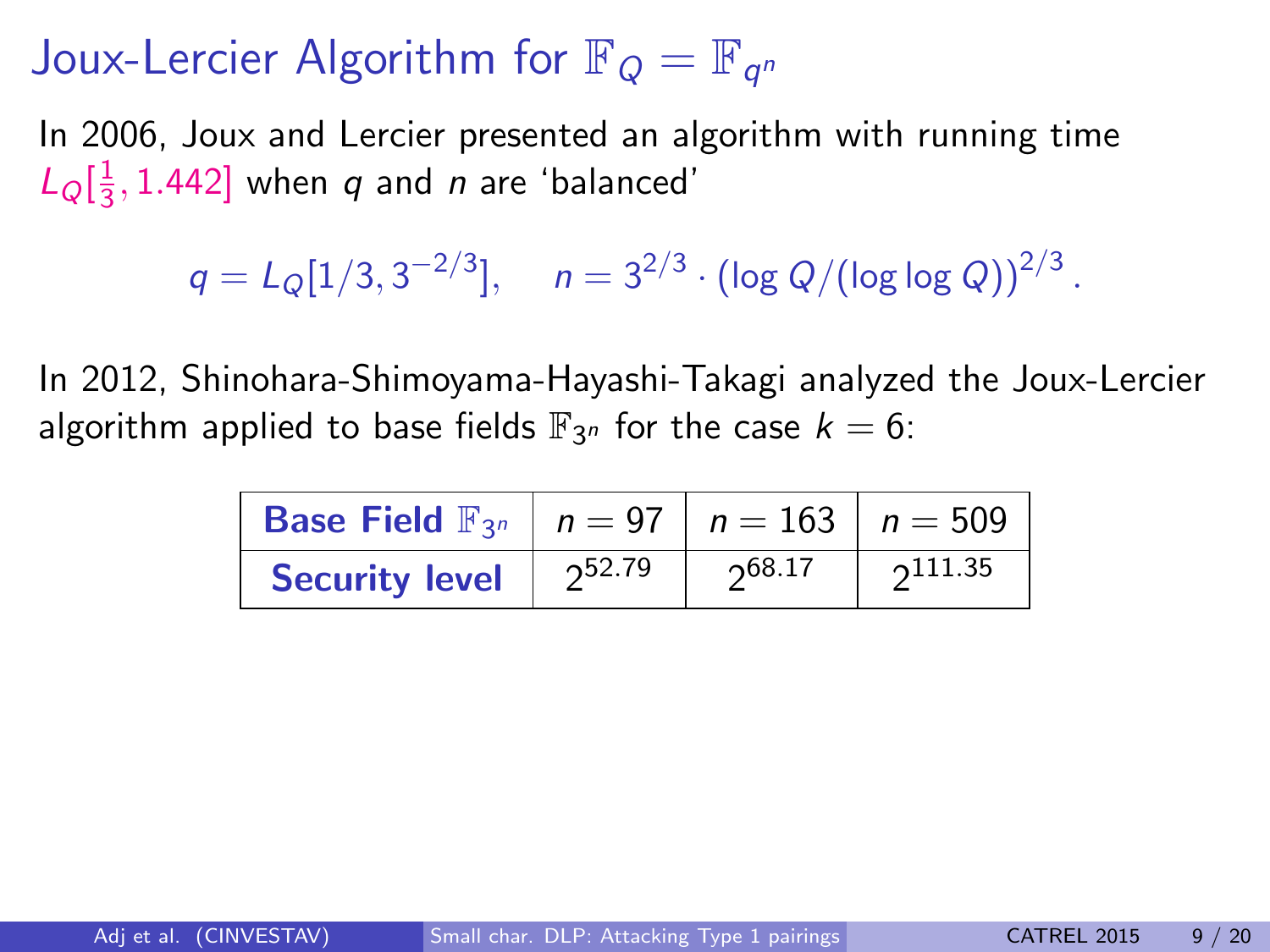# Joux-Lercier Algorithm for $\mathbb{F}_Q = \mathbb{F}_{q^n}$

In 2006, Joux and Lercier presented an algorithm with running time $L_Q[\frac{1}{3}, 1.442]$ when $q$ and $n$ are 'balanced'

$$q = L_Q[1/3, 3^{-2/3}], \quad n = 3^{2/3} \cdot (\log Q/(\log\log Q))^{2/3}.$$

In 2012, Shinohara-Shimoyama-Hayashi-Takagi analyzed the Joux-Lercier algorithm applied to base fields $\mathbb{F}_{3^n}$ for the case $k = 6$:

| **Base Field** $\mathbb{F}_{3^n}$ | $n = 97$ | $n = 163$ | $n = 509$ |
|---|---|---|---|
| **Security level** | $2^{52.79}$ | $2^{68.17}$ | $2^{111.35}$ |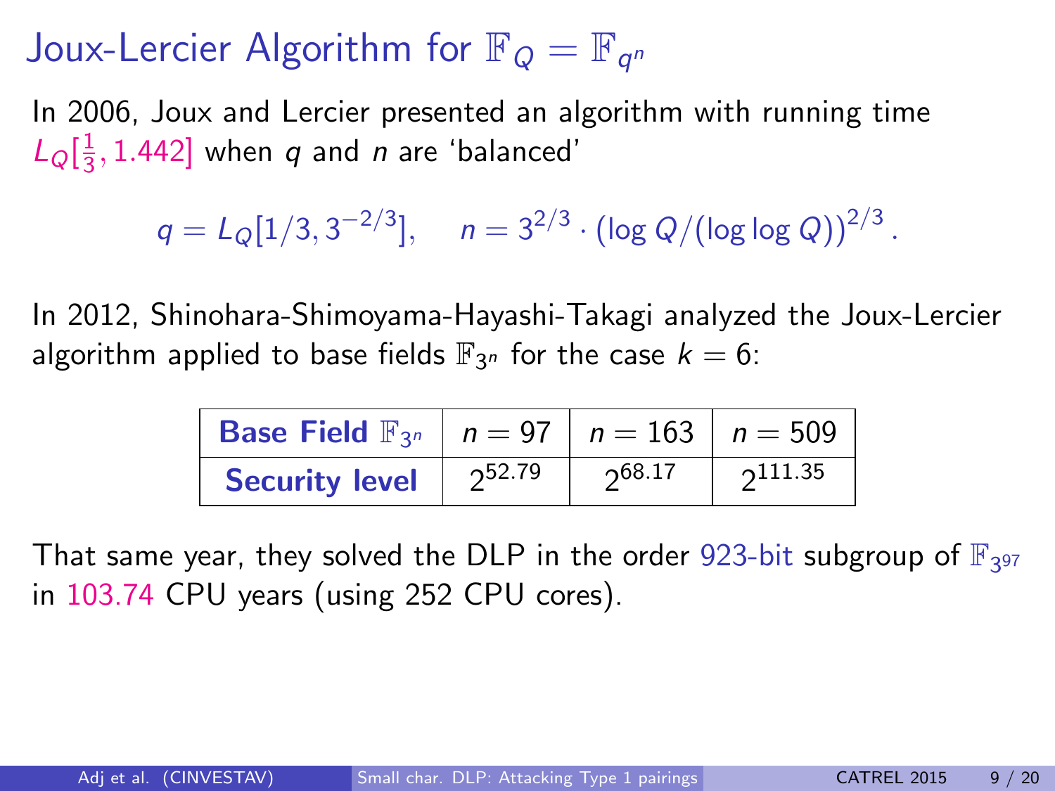# Joux-Lercier Algorithm for $\mathbb{F}_Q = \mathbb{F}_{q^n}$

In 2006, Joux and Lercier presented an algorithm with running time $L_Q[\frac{1}{3}, 1.442]$ when $q$ and $n$ are 'balanced'

$$q = L_Q[1/3, 3^{-2/3}], \quad n = 3^{2/3} \cdot (\log Q / (\log \log Q))^{2/3}.$$

In 2012, Shinohara-Shimoyama-Hayashi-Takagi analyzed the Joux-Lercier algorithm applied to base fields $\mathbb{F}_{3^n}$ for the case $k = 6$:

| **Base Field $\mathbb{F}_{3^n}$** | $n = 97$ | $n = 163$ | $n = 509$ |
|---|---|---|---|
| **Security level** | $2^{52.79}$ | $2^{68.17}$ | $2^{111.35}$ |

That same year, they solved the DLP in the order 923-bit subgroup of $\mathbb{F}_{3^{97}}$ in 103.74 CPU years (using 252 CPU cores).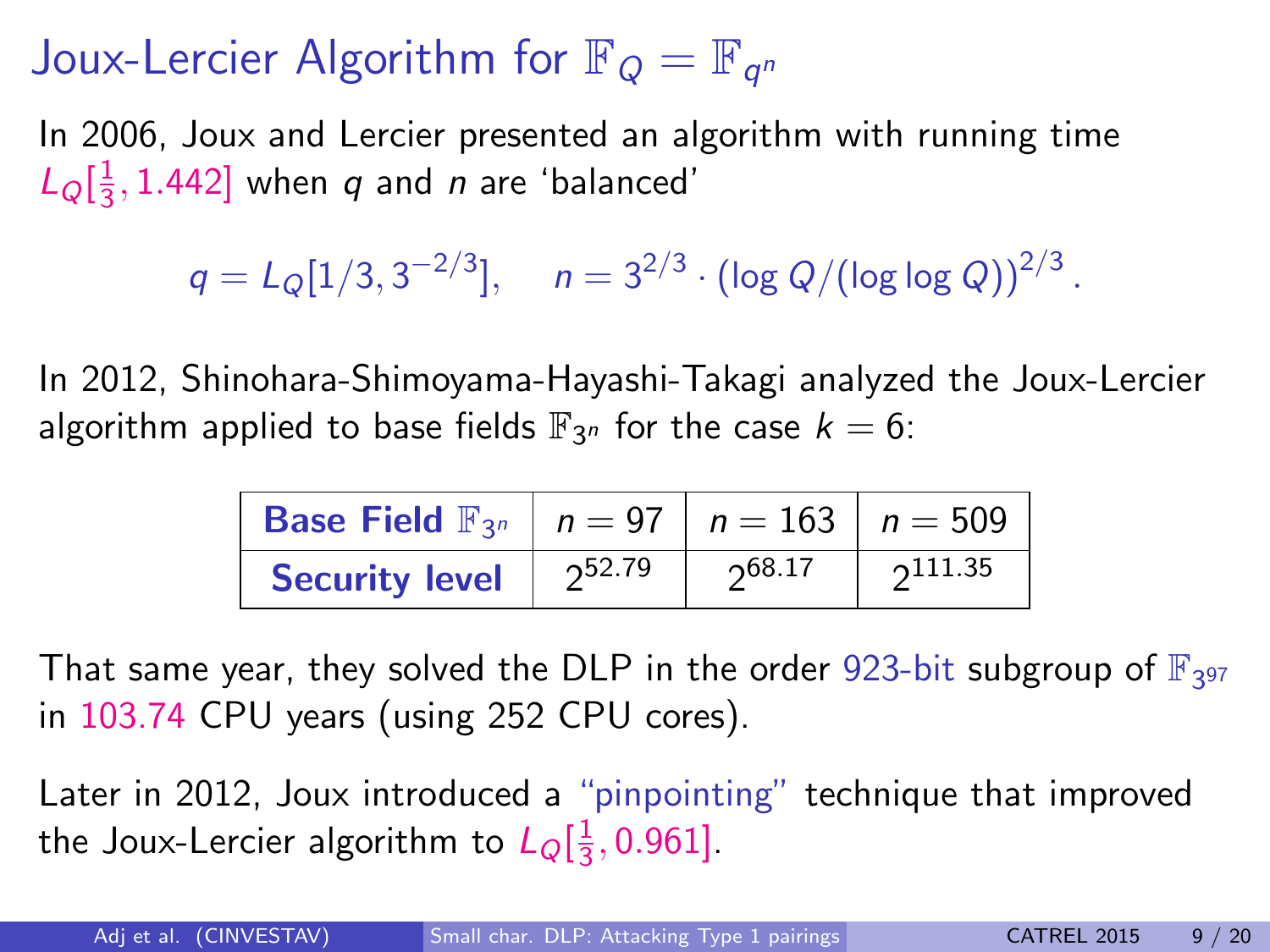# Joux-Lercier Algorithm for $\mathbb{F}_Q = \mathbb{F}_{q^n}$

In 2006, Joux and Lercier presented an algorithm with running time $L_Q[\frac{1}{3}, 1.442]$ when $q$ and $n$ are 'balanced'

$$q = L_Q[1/3, 3^{-2/3}], \quad n = 3^{2/3} \cdot (\log Q/(\log\log Q))^{2/3}.$$

In 2012, Shinohara-Shimoyama-Hayashi-Takagi analyzed the Joux-Lercier algorithm applied to base fields $\mathbb{F}_{3^n}$ for the case $k = 6$:

| **Base Field** $\mathbb{F}_{3^n}$ | $n = 97$ | $n = 163$ | $n = 509$ |
|---|---|---|---|
| **Security level** | $2^{52.79}$ | $2^{68.17}$ | $2^{111.35}$ |

That same year, they solved the DLP in the order 923-bit subgroup of $\mathbb{F}_{3^{97}}$ in 103.74 CPU years (using 252 CPU cores).

Later in 2012, Joux introduced a "pinpointing" technique that improved the Joux-Lercier algorithm to $L_Q[\frac{1}{3}, 0.961]$.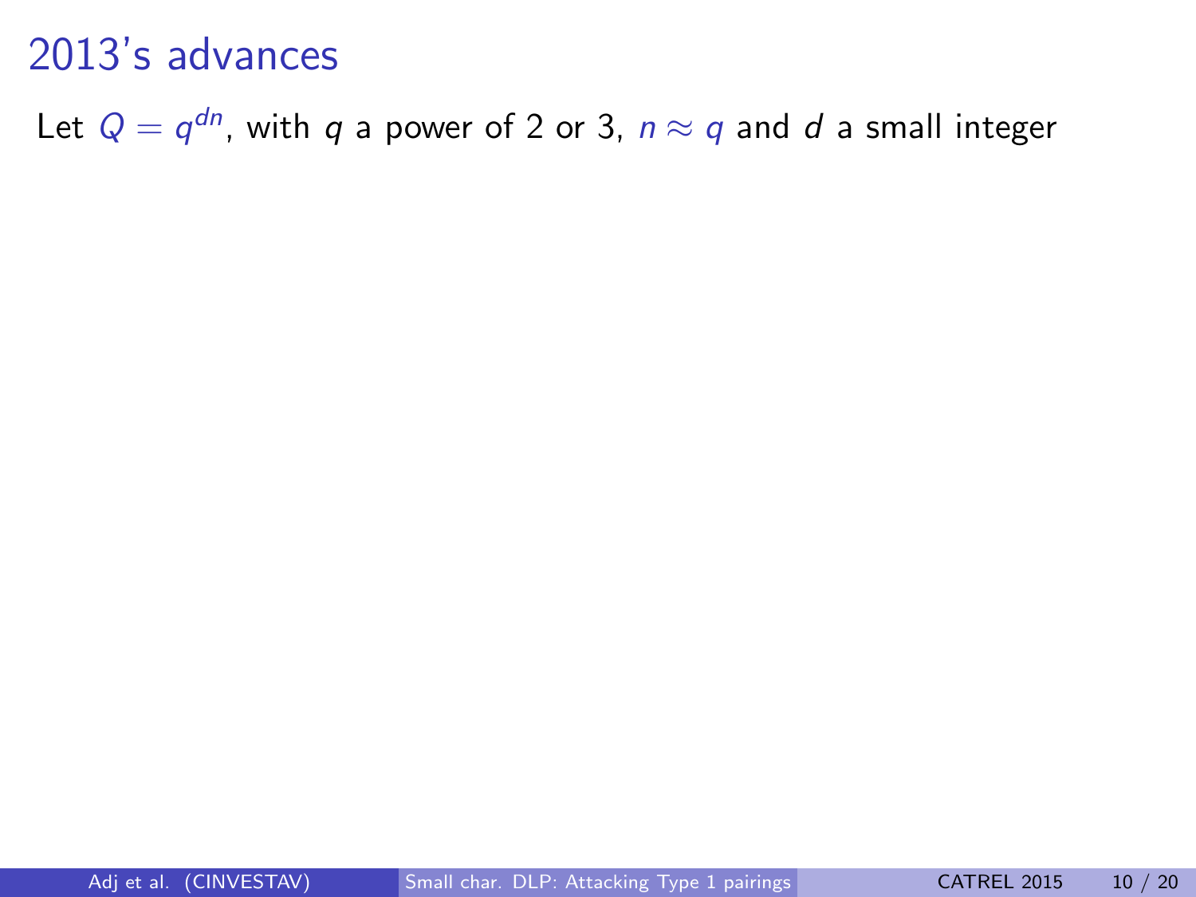# 2013's advances

Let $Q = q^{dn}$, with $q$ a power of 2 or 3, $n \approx q$ and $d$ a small integer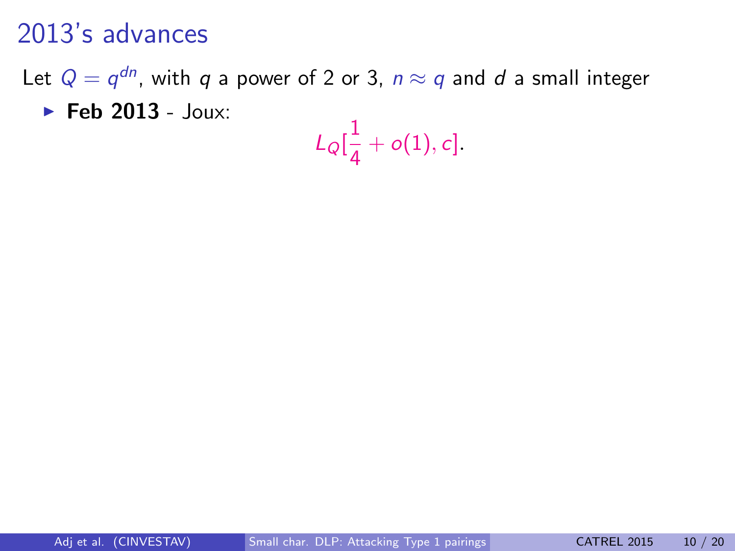# 2013's advances

Let $Q = q^{dn}$, with $q$ a power of 2 or 3, $n \approx q$ and $d$ a small integer

- **Feb 2013** - Joux:

$$L_Q[\frac{1}{4} + o(1), c].$$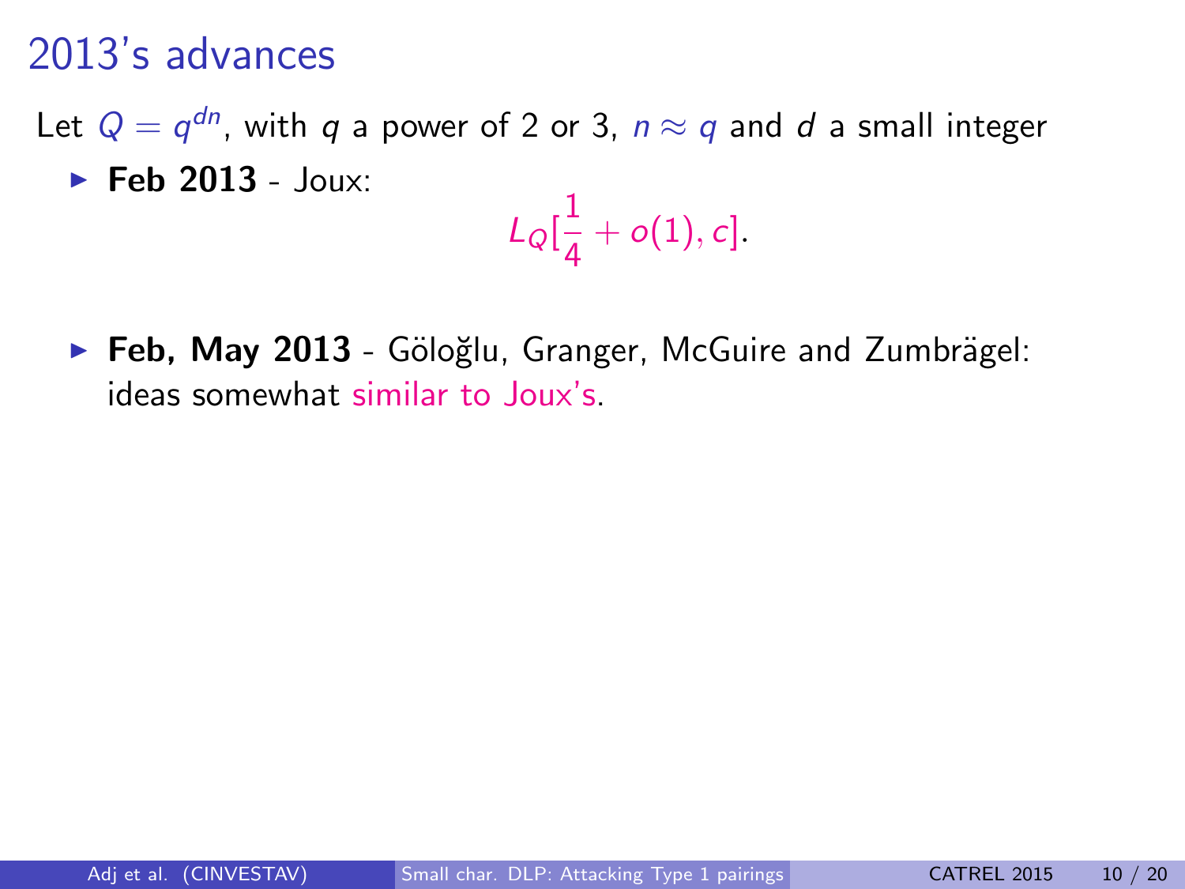# 2013's advances

Let $Q = q^{dn}$, with $q$ a power of 2 or 3, $n \approx q$ and $d$ a small integer

- **Feb 2013** - Joux:

$$L_Q[\frac{1}{4} + o(1), c].$$

- **Feb, May 2013** - Göloğlu, Granger, McGuire and Zumbrägel: ideas somewhat similar to Joux's.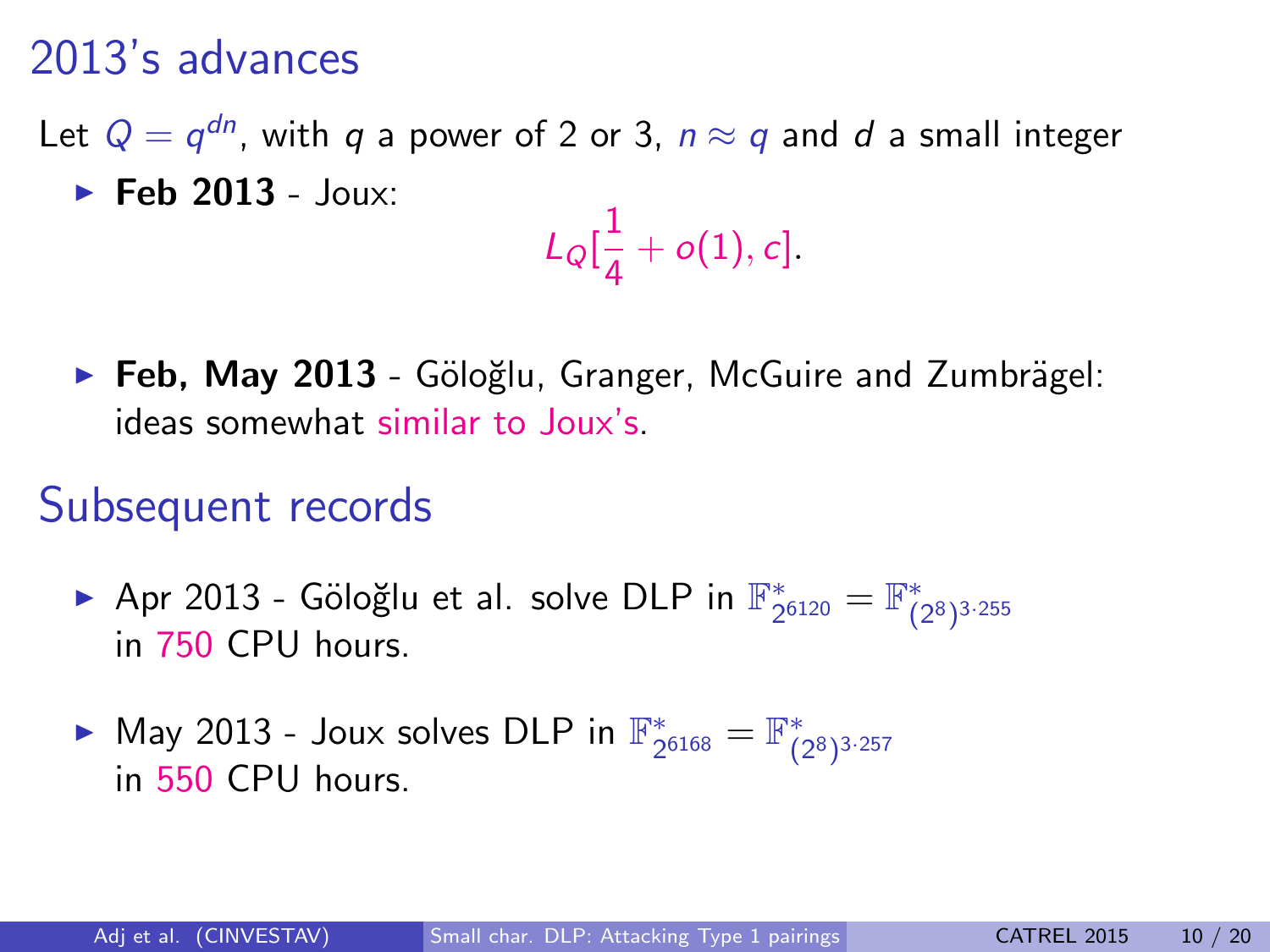# 2013's advances

Let $Q = q^{dn}$, with $q$ a power of 2 or 3, $n \approx q$ and $d$ a small integer

- **Feb 2013** - Joux:

$$L_Q[\frac{1}{4} + o(1), c].$$

- **Feb, May 2013** - Göloğlu, Granger, McGuire and Zumbrägel: ideas somewhat similar to Joux's.

# Subsequent records

- Apr 2013 - Göloğlu et al. solve DLP in $\mathbb{F}^*_{2^{6120}} = \mathbb{F}^*_{(2^8)^{3 \cdot 255}}$ in 750 CPU hours.
- May 2013 - Joux solves DLP in $\mathbb{F}^*_{2^{6168}} = \mathbb{F}^*_{(2^8)^{3 \cdot 257}}$ in 550 CPU hours.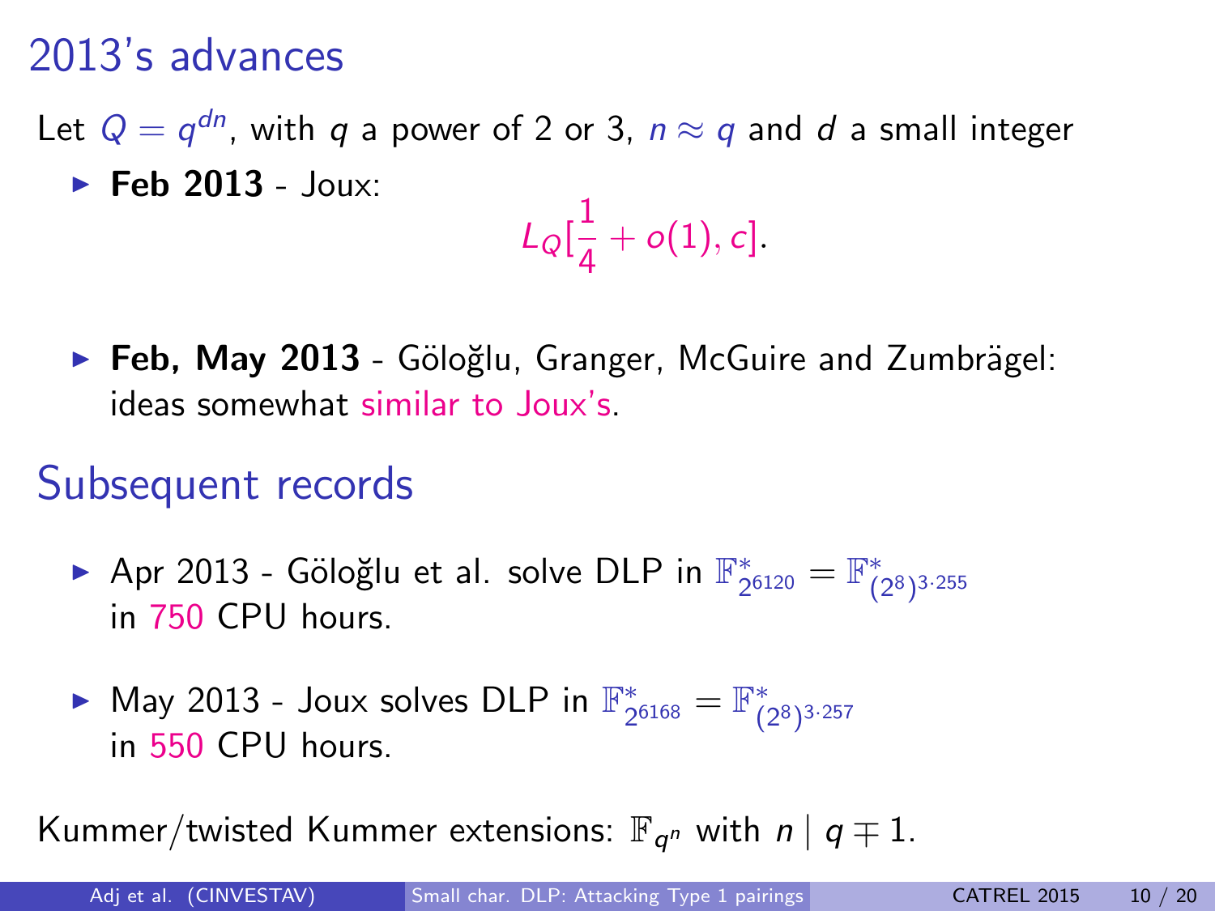# 2013's advances

Let $Q = q^{dn}$, with $q$ a power of 2 or 3, $n \approx q$ and $d$ a small integer

- **Feb 2013** - Joux:

$$L_Q[\frac{1}{4} + o(1), c].$$

- **Feb, May 2013** - Göloğlu, Granger, McGuire and Zumbrägel: ideas somewhat similar to Joux's.

# Subsequent records

- Apr 2013 - Göloğlu et al. solve DLP in $\mathbb{F}^*_{2^{6120}} = \mathbb{F}^*_{(2^8)^{3 \cdot 255}}$ in 750 CPU hours.

- May 2013 - Joux solves DLP in $\mathbb{F}^*_{2^{6168}} = \mathbb{F}^*_{(2^8)^{3 \cdot 257}}$ in 550 CPU hours.

Kummer/twisted Kummer extensions: $\mathbb{F}_{q^n}$ with $n \mid q \mp 1$.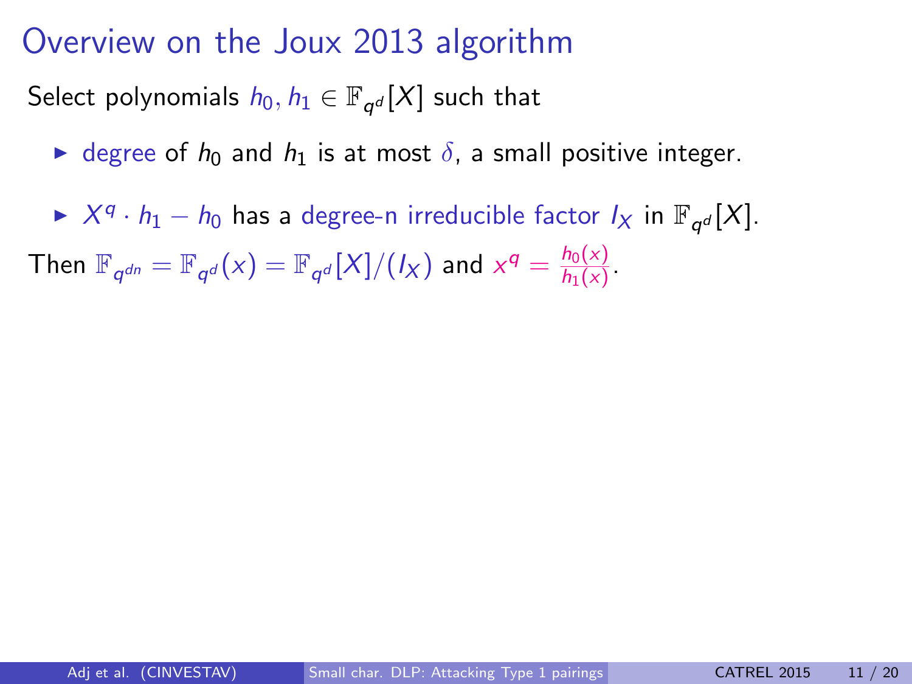# Overview on the Joux 2013 algorithm

Select polynomials $h_0, h_1 \in \mathbb{F}_{q^d}[X]$ such that

- degree of $h_0$ and $h_1$ is at most $\delta$, a small positive integer.
- $X^q \cdot h_1 - h_0$ has a degree-n irreducible factor $I_X$ in $\mathbb{F}_{q^d}[X]$.

Then $\mathbb{F}_{q^{dn}} = \mathbb{F}_{q^d}(x) = \mathbb{F}_{q^d}[X]/(I_X)$ and $x^q = \frac{h_0(x)}{h_1(x)}$.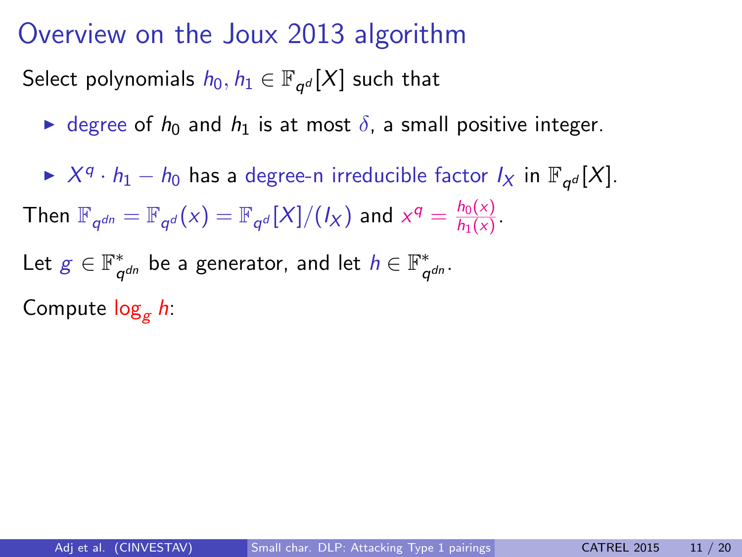# Overview on the Joux 2013 algorithm

Select polynomials $h_0, h_1 \in \mathbb{F}_{q^d}[X]$ such that

- degree of $h_0$ and $h_1$ is at most $\delta$, a small positive integer.
- $X^q \cdot h_1 - h_0$ has a degree-n irreducible factor $I_X$ in $\mathbb{F}_{q^d}[X]$.

Then $\mathbb{F}_{q^{dn}} = \mathbb{F}_{q^d}(x) = \mathbb{F}_{q^d}[X]/(I_X)$ and $x^q = \frac{h_0(x)}{h_1(x)}$.

Let $g \in \mathbb{F}^*_{q^{dn}}$ be a generator, and let $h \in \mathbb{F}^*_{q^{dn}}$.

Compute $\log_g h$: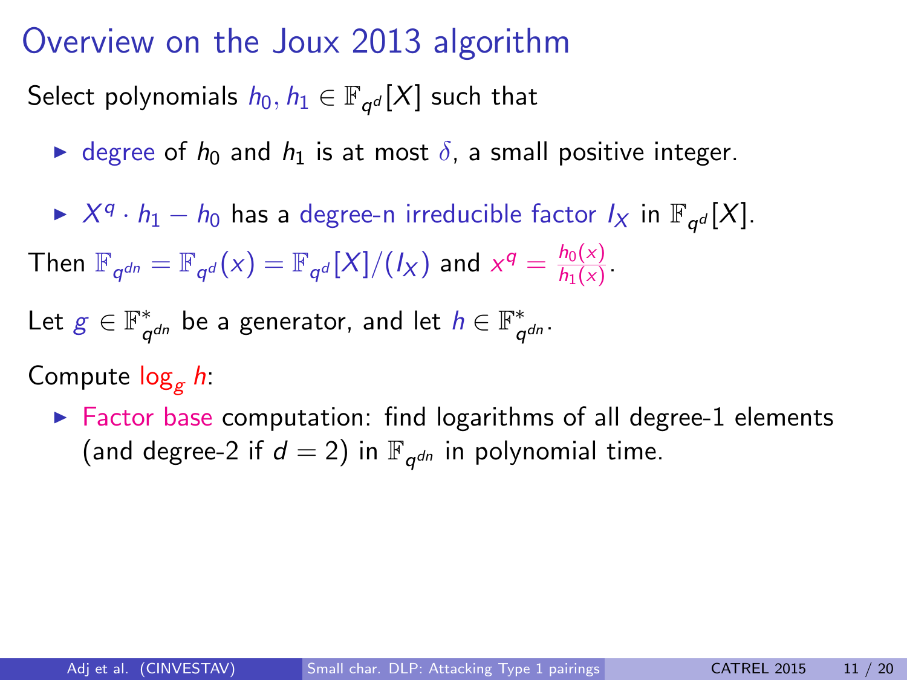# Overview on the Joux 2013 algorithm

Select polynomials $h_0, h_1 \in \mathbb{F}_{q^d}[X]$ such that

- degree of $h_0$ and $h_1$ is at most $\delta$, a small positive integer.
- $X^q \cdot h_1 - h_0$ has a degree-n irreducible factor $I_X$ in $\mathbb{F}_{q^d}[X]$.

Then $\mathbb{F}_{q^{dn}} = \mathbb{F}_{q^d}(x) = \mathbb{F}_{q^d}[X]/(I_X)$ and $x^q = \frac{h_0(x)}{h_1(x)}$.

Let $g \in \mathbb{F}^*_{q^{dn}}$ be a generator, and let $h \in \mathbb{F}^*_{q^{dn}}$.

Compute $\log_g h$:

- Factor base computation: find logarithms of all degree-1 elements (and degree-2 if $d = 2$) in $\mathbb{F}_{q^{dn}}$ in polynomial time.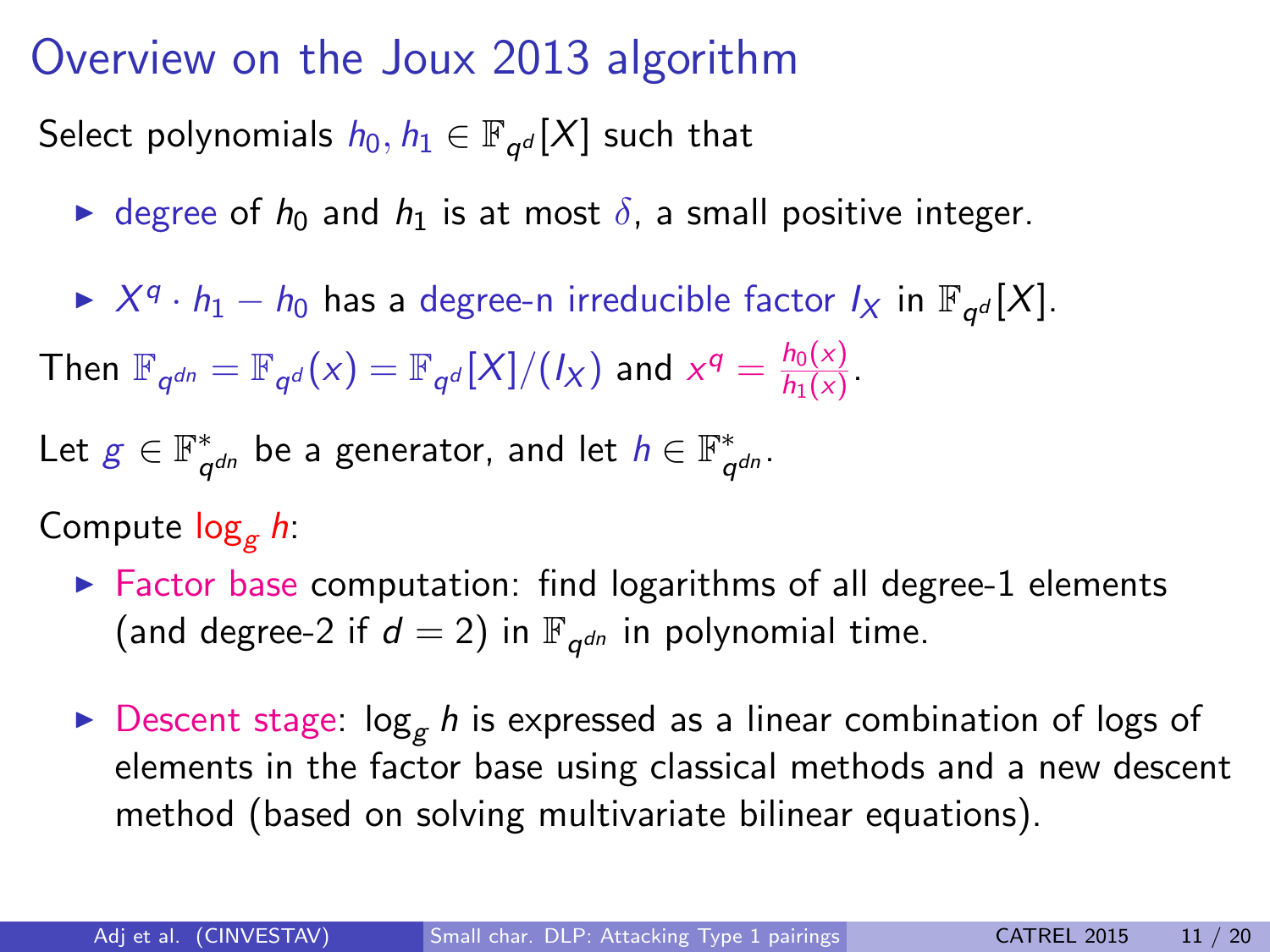# Overview on the Joux 2013 algorithm

Select polynomials $h_0, h_1 \in \mathbb{F}_{q^d}[X]$ such that

- degree of $h_0$ and $h_1$ is at most $\delta$, a small positive integer.
- $X^q \cdot h_1 - h_0$ has a degree-n irreducible factor $I_X$ in $\mathbb{F}_{q^d}[X]$.

Then $\mathbb{F}_{q^{dn}} = \mathbb{F}_{q^d}(x) = \mathbb{F}_{q^d}[X]/(I_X)$ and $x^q = \frac{h_0(x)}{h_1(x)}$.

Let $g \in \mathbb{F}^*_{q^{dn}}$ be a generator, and let $h \in \mathbb{F}^*_{q^{dn}}$.

Compute $\log_g h$:

- Factor base computation: find logarithms of all degree-1 elements (and degree-2 if $d = 2$) in $\mathbb{F}_{q^{dn}}$ in polynomial time.
- Descent stage: $\log_g h$ is expressed as a linear combination of logs of elements in the factor base using classical methods and a new descent method (based on solving multivariate bilinear equations).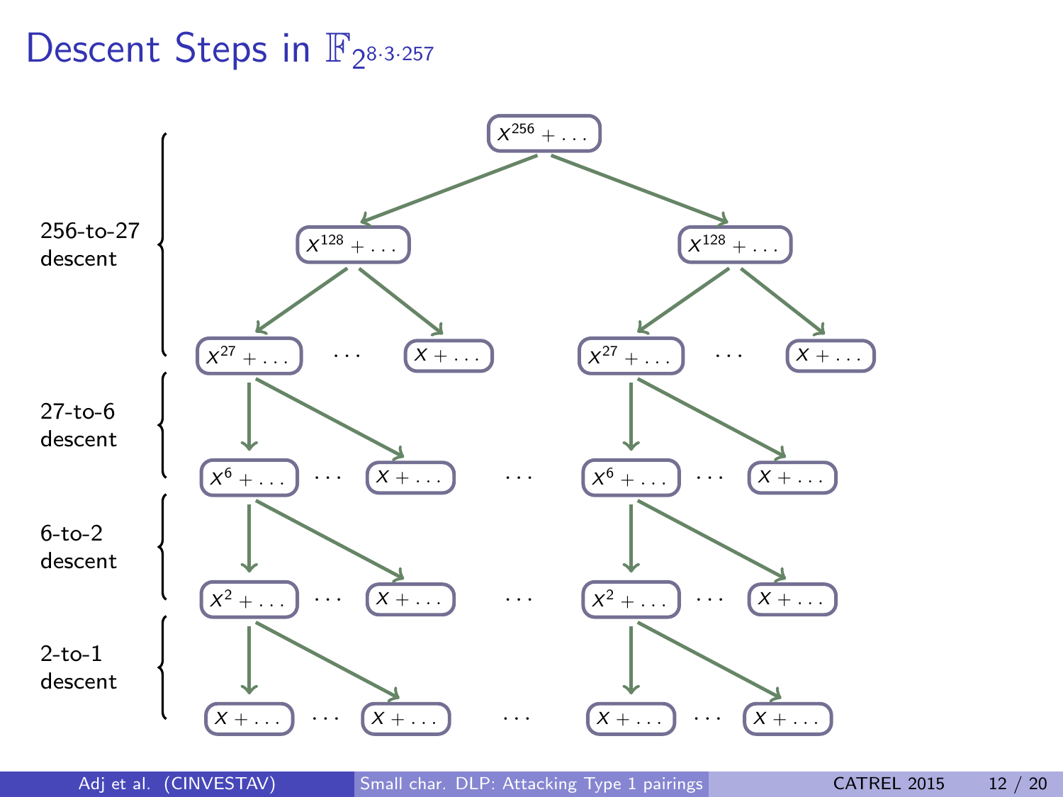# Descent Steps in $\mathbb{F}_{2^{8\cdot 3\cdot 257}}$

256-to-27 descent

27-to-6 descent

6-to-2 descent

2-to-1 descent

$X^{256} + \dots$

$X^{128} + \dots$ $\quad$ $X^{128} + \dots$

$X^{27} + \dots$ $\cdots$ $X + \dots$ $\quad$ $X^{27} + \dots$ $\cdots$ $X + \dots$

$X^{6} + \dots$ $\cdots$ $X + \dots$ $\cdots$ $X^{6} + \dots$ $\cdots$ $X + \dots$

$X^{2} + \dots$ $\cdots$ $X + \dots$ $\cdots$ $X^{2} + \dots$ $\cdots$ $X + \dots$

$X + \dots$ $\cdots$ $X + \dots$ $\cdots$ $X + \dots$ $\cdots$ $X + \dots$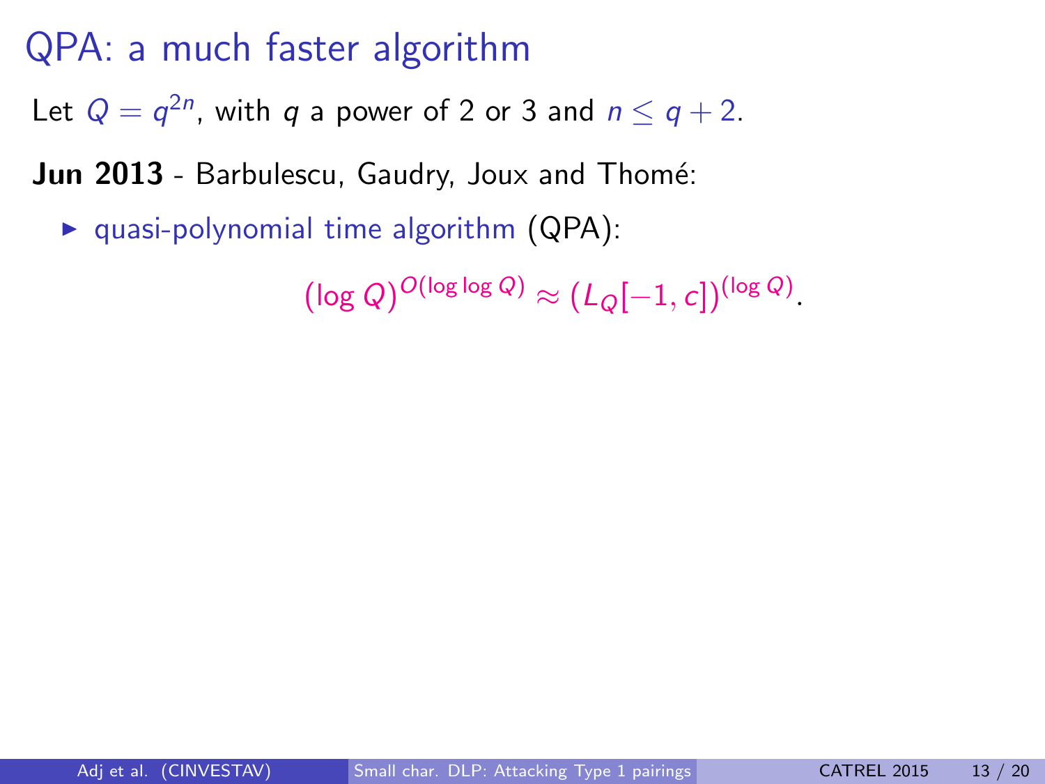# QPA: a much faster algorithm

Let $Q = q^{2n}$, with $q$ a power of 2 or 3 and $n \leq q + 2$.

**Jun 2013** - Barbulescu, Gaudry, Joux and Thomé:

- quasi-polynomial time algorithm (QPA):

$$(\log Q)^{O(\log \log Q)} \approx (L_Q[-1, c])^{(\log Q)}.$$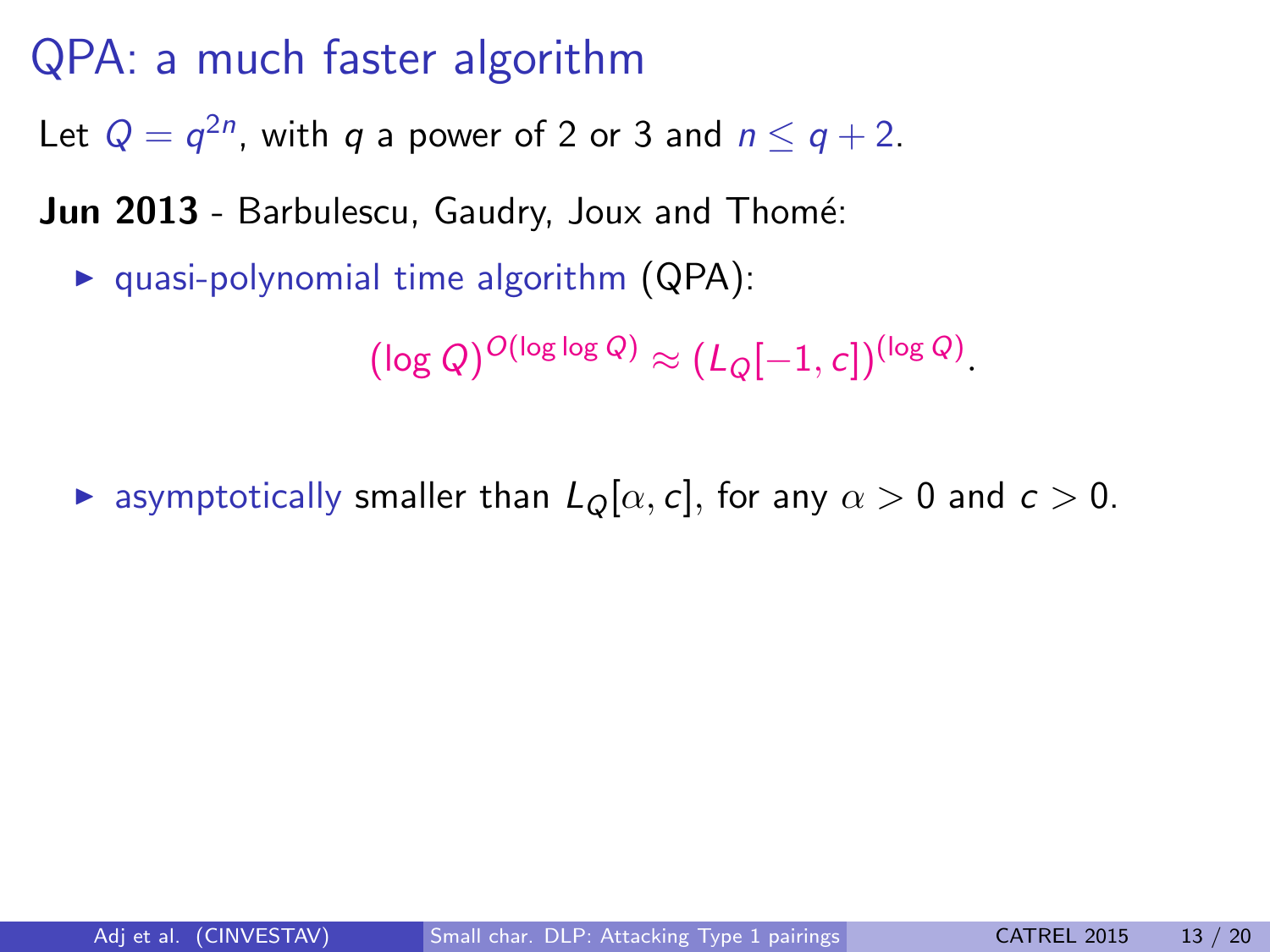# QPA: a much faster algorithm

Let $Q = q^{2n}$, with $q$ a power of 2 or 3 and $n \leq q + 2$.

**Jun 2013** - Barbulescu, Gaudry, Joux and Thomé:

- quasi-polynomial time algorithm (QPA):

$$(\log Q)^{O(\log \log Q)} \approx (L_Q[-1, c])^{(\log Q)}.$$

- asymptotically smaller than $L_Q[\alpha, c]$, for any $\alpha > 0$ and $c > 0$.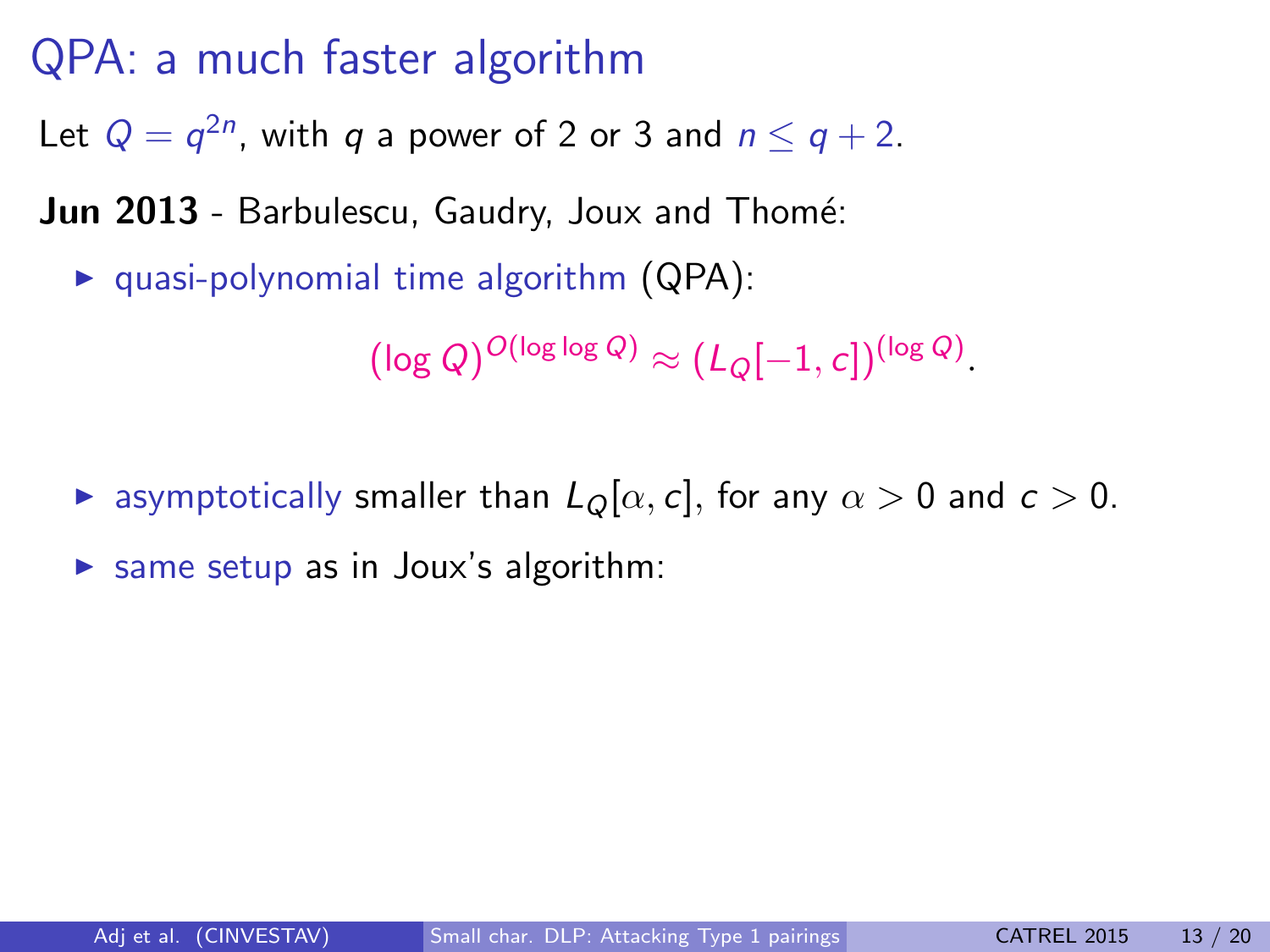# QPA: a much faster algorithm

Let $Q = q^{2n}$, with $q$ a power of 2 or 3 and $n \leq q + 2$.

**Jun 2013** - Barbulescu, Gaudry, Joux and Thomé:

- quasi-polynomial time algorithm (QPA):

$$(\log Q)^{O(\log \log Q)} \approx (L_Q[-1, c])^{(\log Q)}.$$

- asymptotically smaller than $L_Q[\alpha, c]$, for any $\alpha > 0$ and $c > 0$.
- same setup as in Joux's algorithm: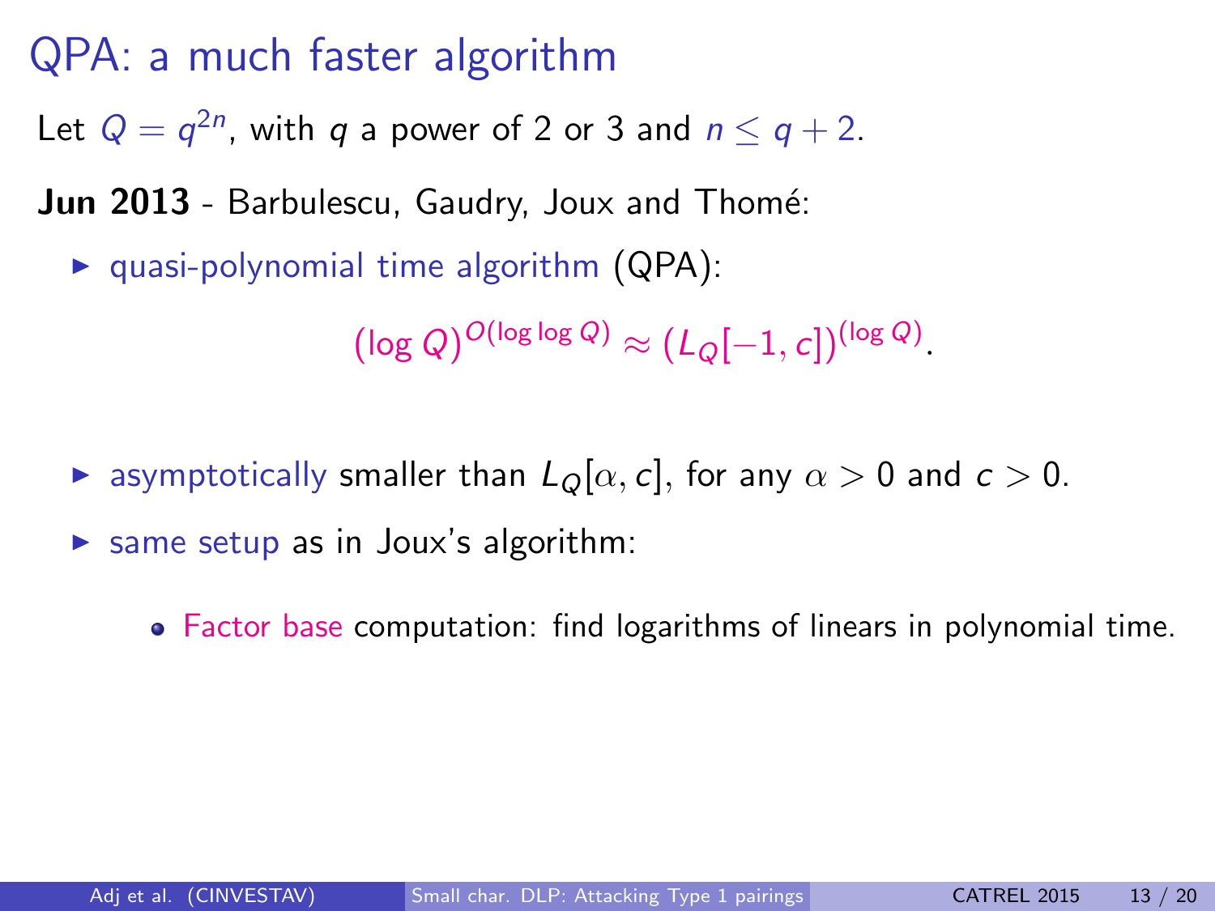# QPA: a much faster algorithm

Let $Q = q^{2n}$, with $q$ a power of 2 or 3 and $n \leq q + 2$.

**Jun 2013** - Barbulescu, Gaudry, Joux and Thomé:

- quasi-polynomial time algorithm (QPA):

$$(\log Q)^{O(\log \log Q)} \approx (L_Q[-1, c])^{(\log Q)}.$$

- asymptotically smaller than $L_Q[\alpha, c]$, for any $\alpha > 0$ and $c > 0$.
- same setup as in Joux's algorithm:
  - Factor base computation: find logarithms of linears in polynomial time.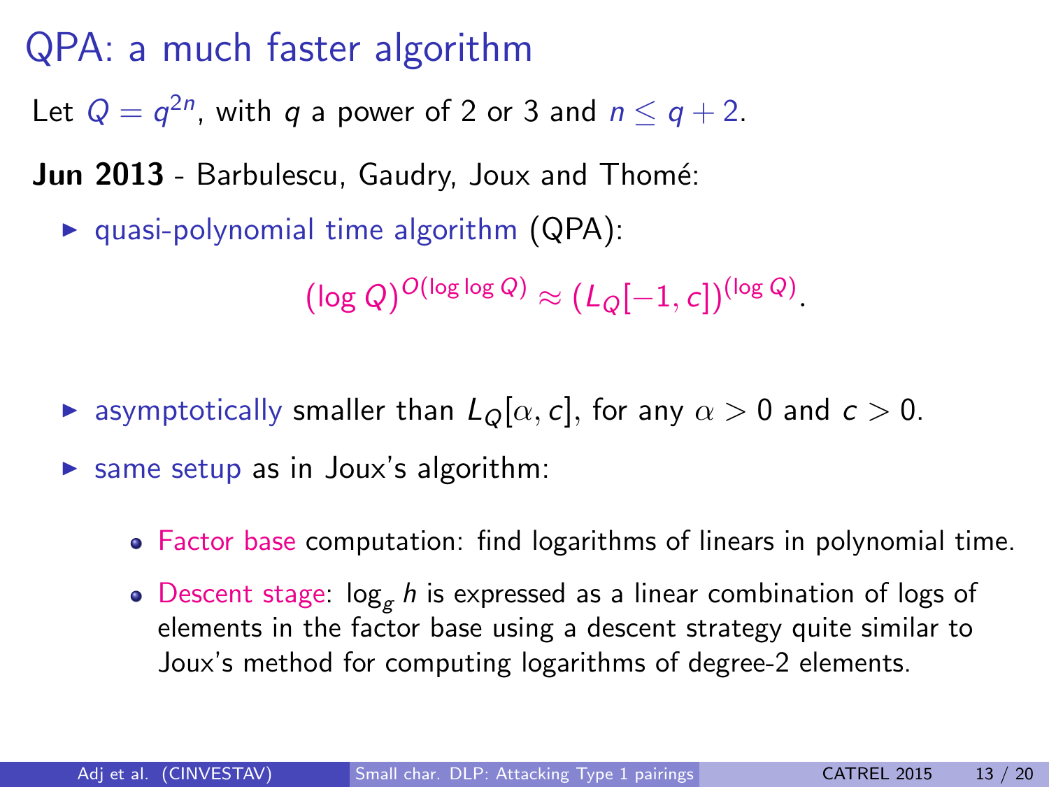# QPA: a much faster algorithm

Let $Q = q^{2n}$, with $q$ a power of 2 or 3 and $n \leq q + 2$.

**Jun 2013** - Barbulescu, Gaudry, Joux and Thomé:

- quasi-polynomial time algorithm (QPA):

$$(\log Q)^{O(\log \log Q)} \approx (L_Q[-1, c])^{(\log Q)}.$$

- asymptotically smaller than $L_Q[\alpha, c]$, for any $\alpha > 0$ and $c > 0$.
- same setup as in Joux's algorithm:
  - Factor base computation: find logarithms of linears in polynomial time.
  - Descent stage: $\log_g h$ is expressed as a linear combination of logs of elements in the factor base using a descent strategy quite similar to Joux's method for computing logarithms of degree-2 elements.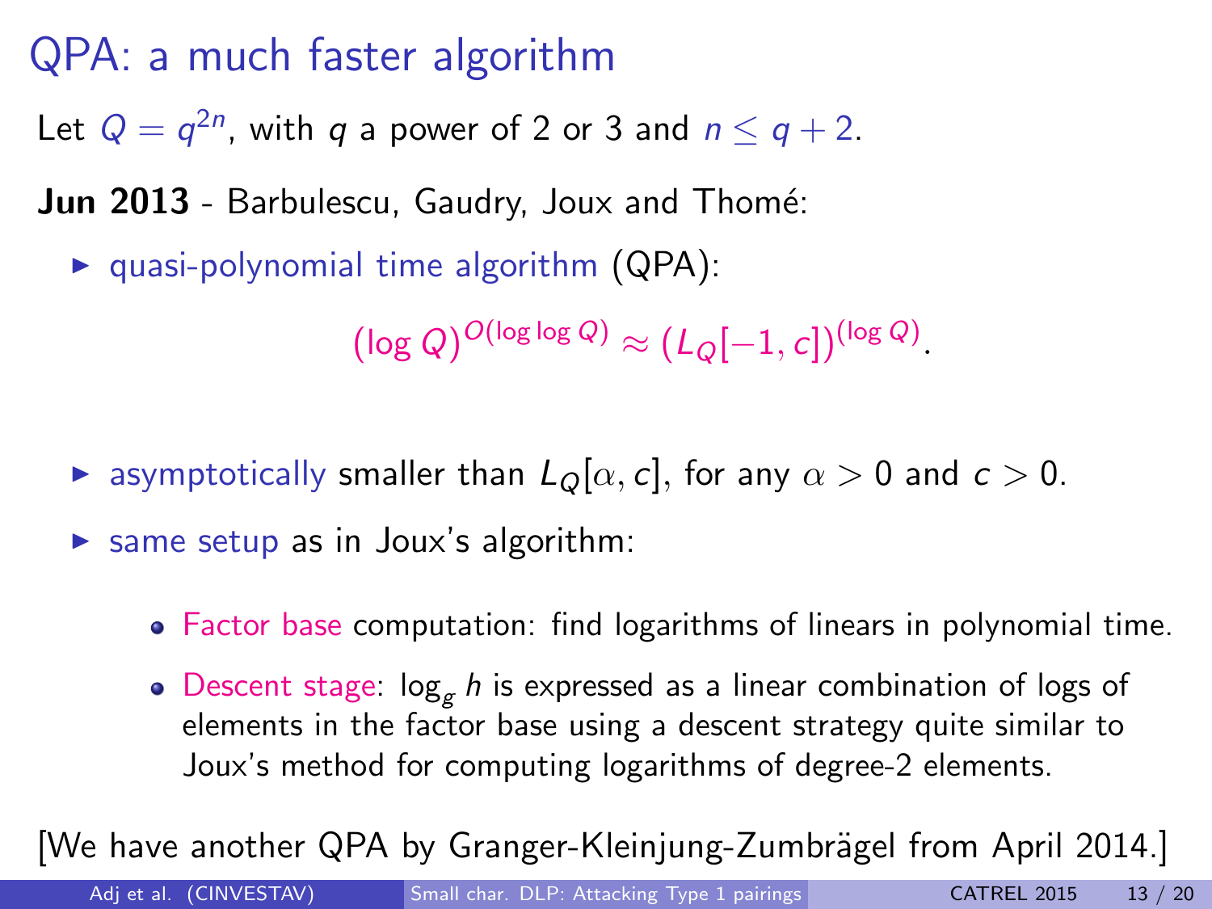# QPA: a much faster algorithm

Let $Q = q^{2n}$, with $q$ a power of 2 or 3 and $n \leq q + 2$.

**Jun 2013** - Barbulescu, Gaudry, Joux and Thomé:

- quasi-polynomial time algorithm (QPA):

$$(\log Q)^{O(\log \log Q)} \approx (L_Q[-1, c])^{(\log Q)}.$$

- asymptotically smaller than $L_Q[\alpha, c]$, for any $\alpha > 0$ and $c > 0$.
- same setup as in Joux's algorithm:
  - Factor base computation: find logarithms of linears in polynomial time.
  - Descent stage: $\log_g h$ is expressed as a linear combination of logs of elements in the factor base using a descent strategy quite similar to Joux's method for computing logarithms of degree-2 elements.

[We have another QPA by Granger-Kleinjung-Zumbrägel from April 2014.]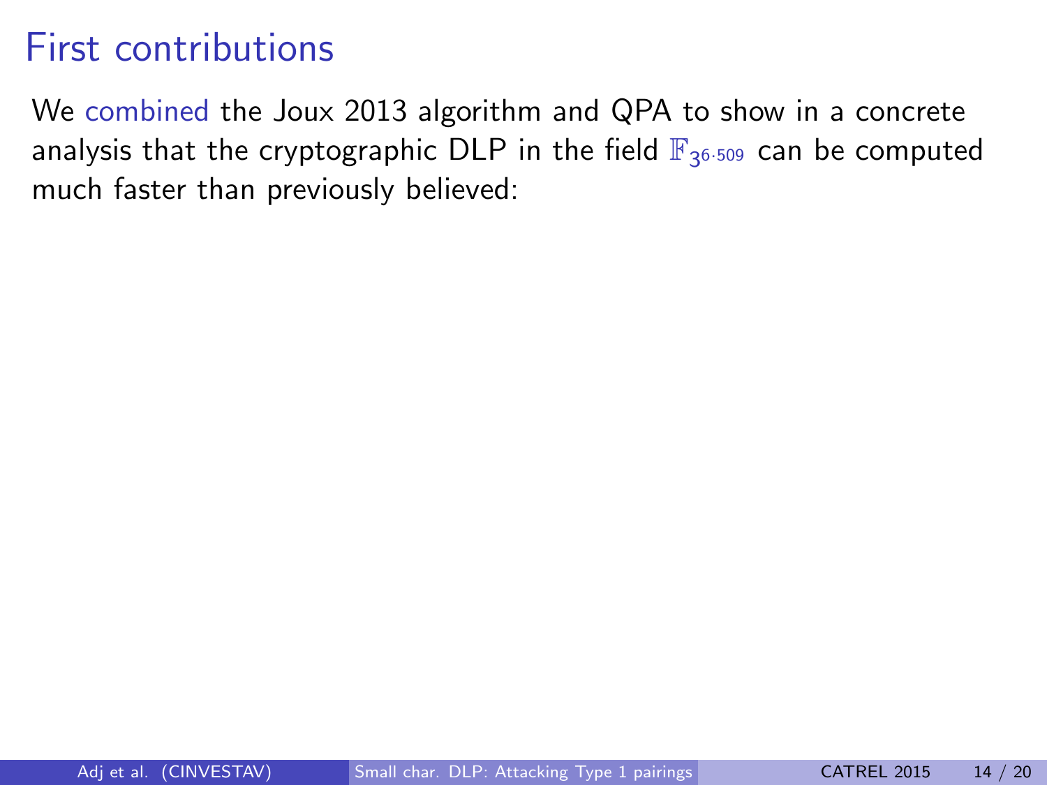# First contributions

We combined the Joux 2013 algorithm and QPA to show in a concrete analysis that the cryptographic DLP in the field $\mathbb{F}_{3^{6 \cdot 509}}$ can be computed much faster than previously believed: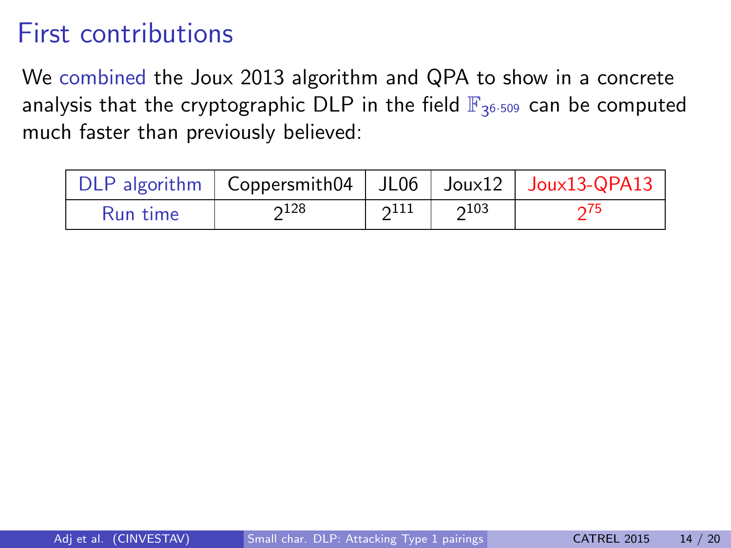# First contributions

We combined the Joux 2013 algorithm and QPA to show in a concrete analysis that the cryptographic DLP in the field $\mathbb{F}_{3^{6 \cdot 509}}$ can be computed much faster than previously believed:

| DLP algorithm | Coppersmith04 | JL06 | Joux12 | Joux13-QPA13 |
|---|---|---|---|---|
| Run time | $2^{128}$ | $2^{111}$ | $2^{103}$ | $2^{75}$ |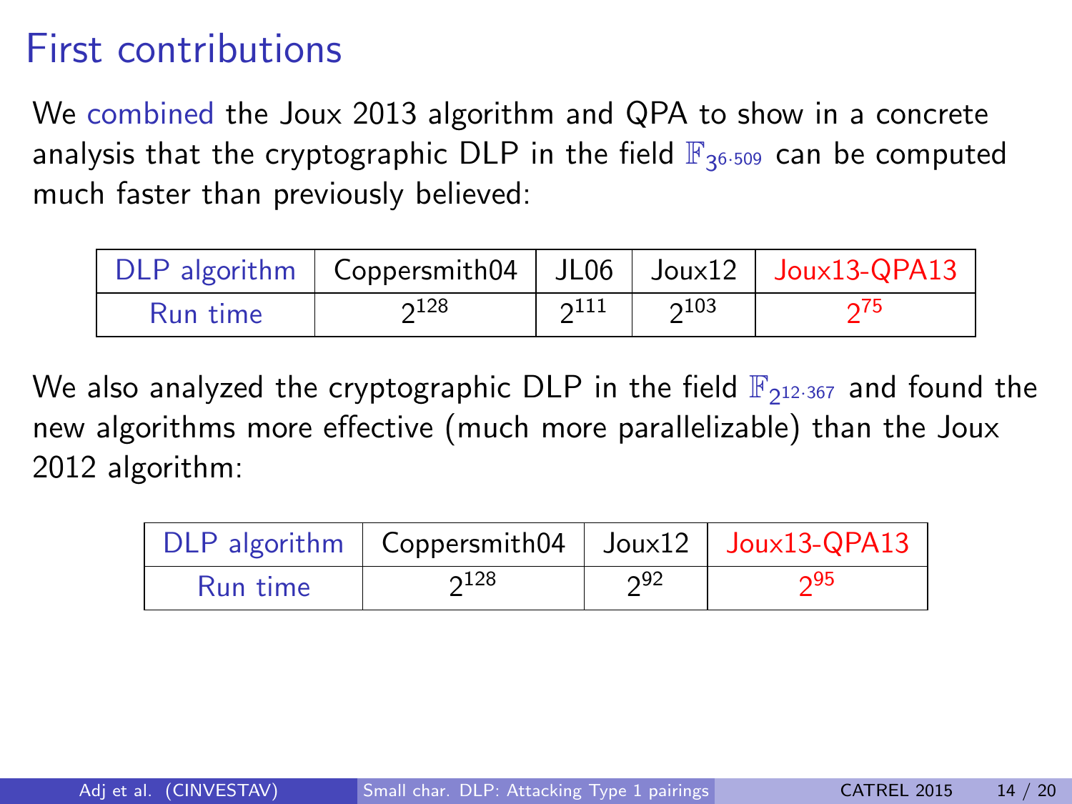# First contributions

We combined the Joux 2013 algorithm and QPA to show in a concrete analysis that the cryptographic DLP in the field $\mathbb{F}_{3^{6 \cdot 509}}$ can be computed much faster than previously believed:

| DLP algorithm | Coppersmith04 | JL06 | Joux12 | Joux13-QPA13 |
|---|---|---|---|---|
| Run time | $2^{128}$ | $2^{111}$ | $2^{103}$ | $2^{75}$ |

We also analyzed the cryptographic DLP in the field $\mathbb{F}_{2^{12 \cdot 367}}$ and found the new algorithms more effective (much more parallelizable) than the Joux 2012 algorithm:

| DLP algorithm | Coppersmith04 | Joux12 | Joux13-QPA13 |
|---|---|---|---|
| Run time | $2^{128}$ | $2^{92}$ | $2^{95}$ |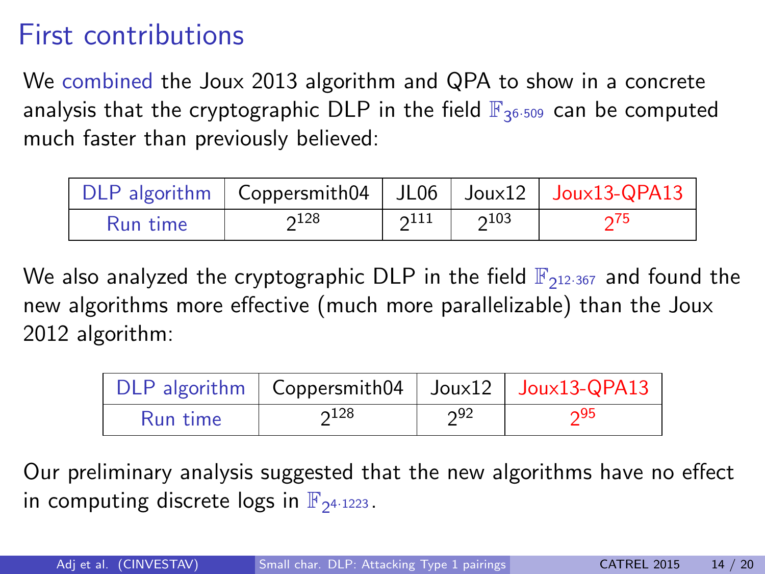# First contributions

We combined the Joux 2013 algorithm and QPA to show in a concrete analysis that the cryptographic DLP in the field $\mathbb{F}_{3^{6 \cdot 509}}$ can be computed much faster than previously believed:

| DLP algorithm | Coppersmith04 | JL06 | Joux12 | Joux13-QPA13 |
|---|---|---|---|---|
| Run time | $2^{128}$ | $2^{111}$ | $2^{103}$ | $2^{75}$ |

We also analyzed the cryptographic DLP in the field $\mathbb{F}_{2^{12 \cdot 367}}$ and found the new algorithms more effective (much more parallelizable) than the Joux 2012 algorithm:

| DLP algorithm | Coppersmith04 | Joux12 | Joux13-QPA13 |
|---|---|---|---|
| Run time | $2^{128}$ | $2^{92}$ | $2^{95}$ |

Our preliminary analysis suggested that the new algorithms have no effect in computing discrete logs in $\mathbb{F}_{2^{4 \cdot 1223}}$.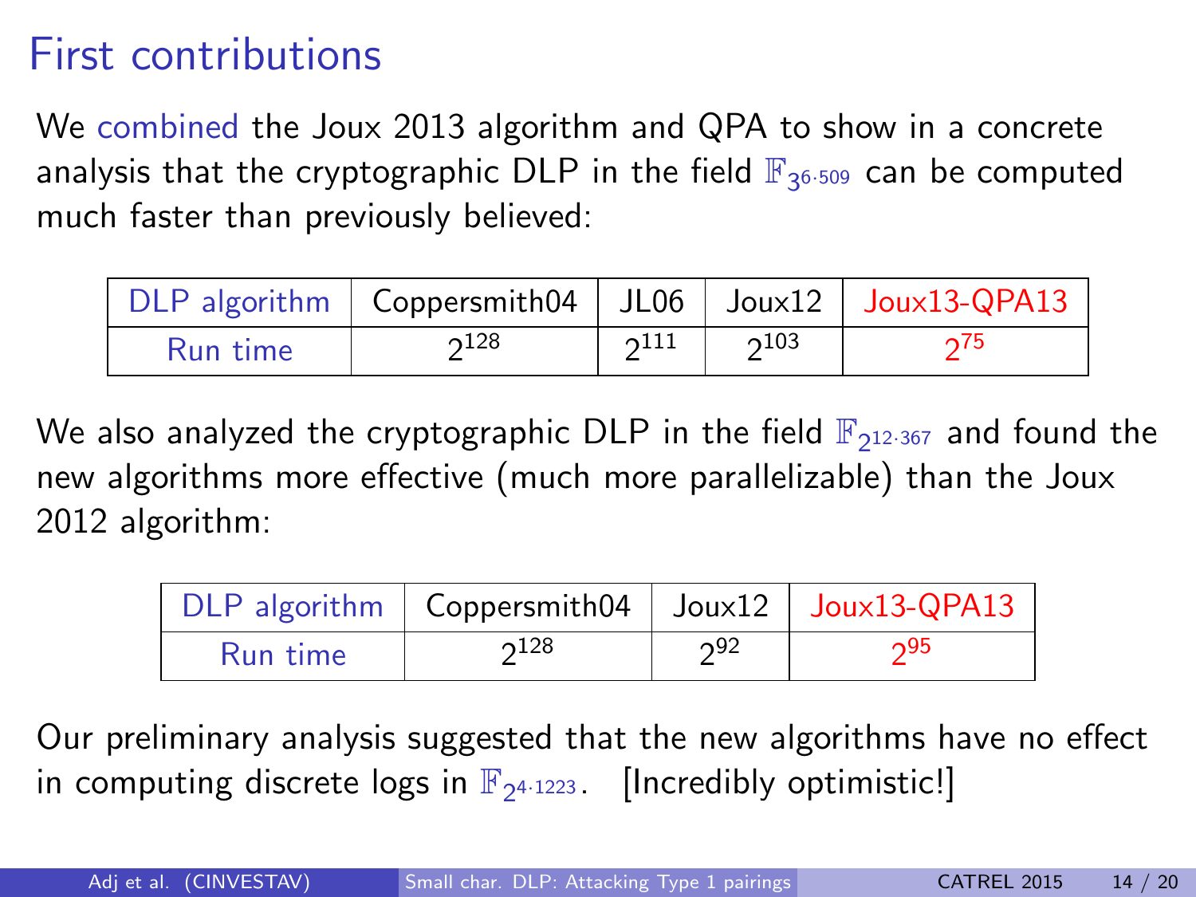# First contributions

We combined the Joux 2013 algorithm and QPA to show in a concrete analysis that the cryptographic DLP in the field $\mathbb{F}_{3^{6\cdot 509}}$ can be computed much faster than previously believed:

| DLP algorithm | Coppersmith04 | JL06 | Joux12 | Joux13-QPA13 |
|---|---|---|---|---|
| Run time | $2^{128}$ | $2^{111}$ | $2^{103}$ | $2^{75}$ |

We also analyzed the cryptographic DLP in the field $\mathbb{F}_{2^{12\cdot 367}}$ and found the new algorithms more effective (much more parallelizable) than the Joux 2012 algorithm:

| DLP algorithm | Coppersmith04 | Joux12 | Joux13-QPA13 |
|---|---|---|---|
| Run time | $2^{128}$ | $2^{92}$ | $2^{95}$ |

Our preliminary analysis suggested that the new algorithms have no effect in computing discrete logs in $\mathbb{F}_{2^{4\cdot 1223}}$. [Incredibly optimistic!]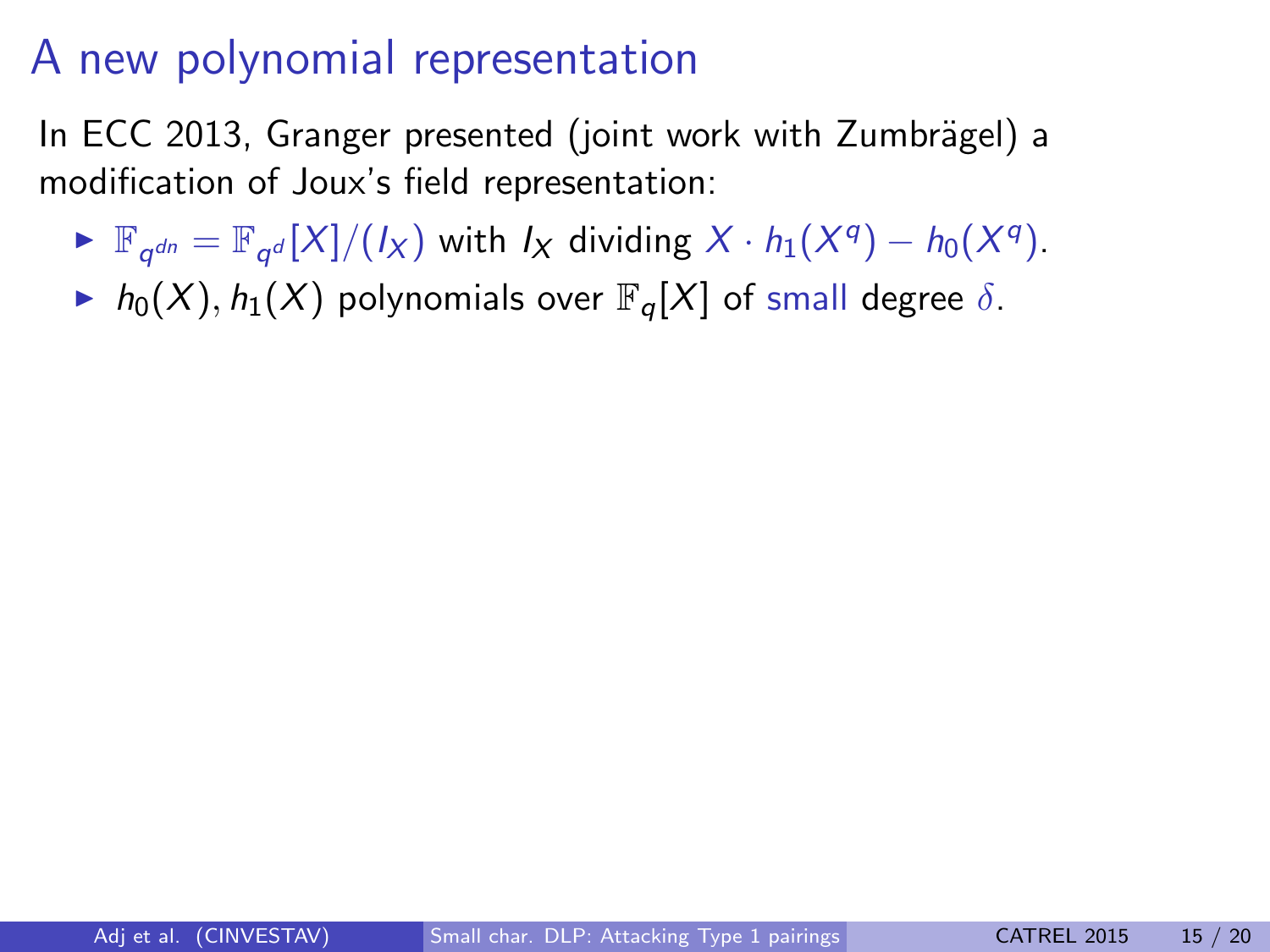# A new polynomial representation

In ECC 2013, Granger presented (joint work with Zumbrägel) a modification of Joux's field representation:

- $\mathbb{F}_{q^{dn}} = \mathbb{F}_{q^d}[X]/(I_X)$ with $I_X$ dividing $X \cdot h_1(X^q) - h_0(X^q)$.
- $h_0(X), h_1(X)$ polynomials over $\mathbb{F}_q[X]$ of small degree $\delta$.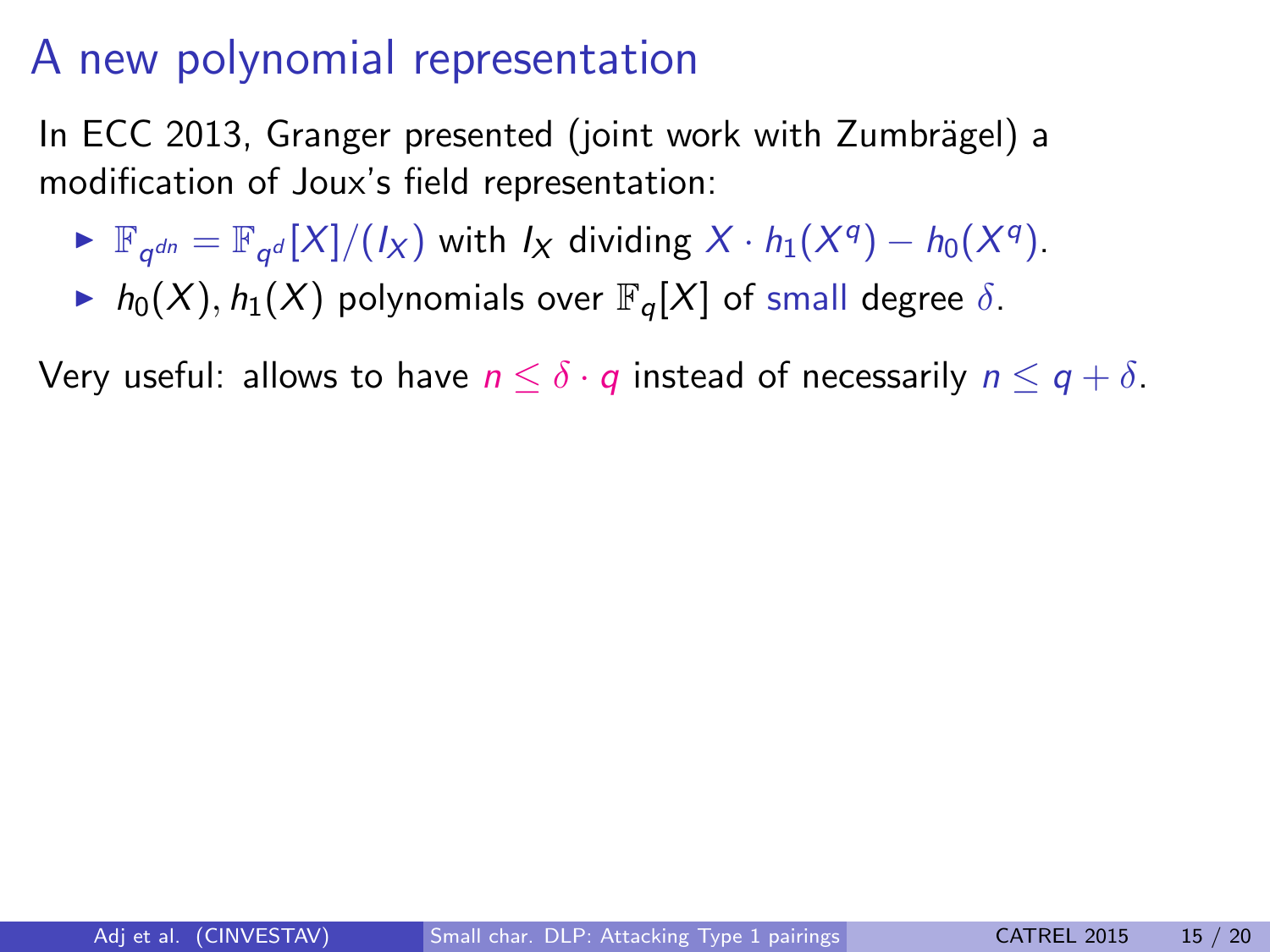# A new polynomial representation

In ECC 2013, Granger presented (joint work with Zumbrägel) a modification of Joux's field representation:

- $\mathbb{F}_{q^{dn}} = \mathbb{F}_{q^d}[X]/(I_X)$ with $I_X$ dividing $X \cdot h_1(X^q) - h_0(X^q)$.
- $h_0(X), h_1(X)$ polynomials over $\mathbb{F}_q[X]$ of small degree $\delta$.

Very useful: allows to have $n \leq \delta \cdot q$ instead of necessarily $n \leq q + \delta$.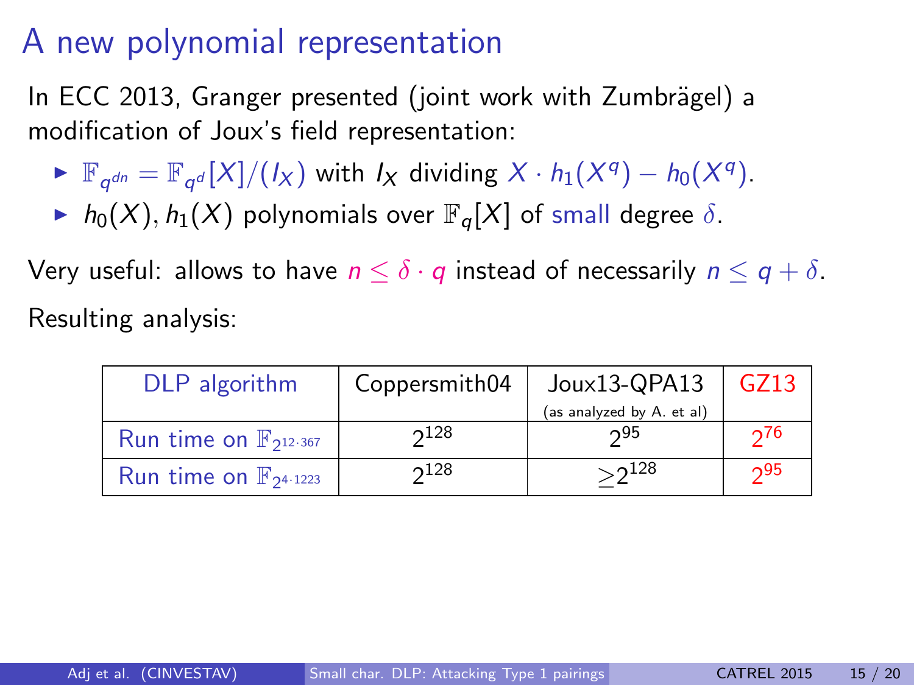# A new polynomial representation

In ECC 2013, Granger presented (joint work with Zumbrägel) a modification of Joux's field representation:

- $\mathbb{F}_{q^{dn}} = \mathbb{F}_{q^d}[X]/(I_X)$ with $I_X$ dividing $X \cdot h_1(X^q) - h_0(X^q)$.
- $h_0(X), h_1(X)$ polynomials over $\mathbb{F}_q[X]$ of small degree $\delta$.

Very useful: allows to have $n \leq \delta \cdot q$ instead of necessarily $n \leq q + \delta$.

Resulting analysis:

| DLP algorithm | Coppersmith04 | Joux13-QPA13 (as analyzed by A. et al) | GZ13 |
|---|---|---|---|
| Run time on $\mathbb{F}_{2^{12 \cdot 367}}$ | $2^{128}$ | $2^{95}$ | $2^{76}$ |
| Run time on $\mathbb{F}_{2^{4 \cdot 1223}}$ | $2^{128}$ | $\geq 2^{128}$ | $2^{95}$ |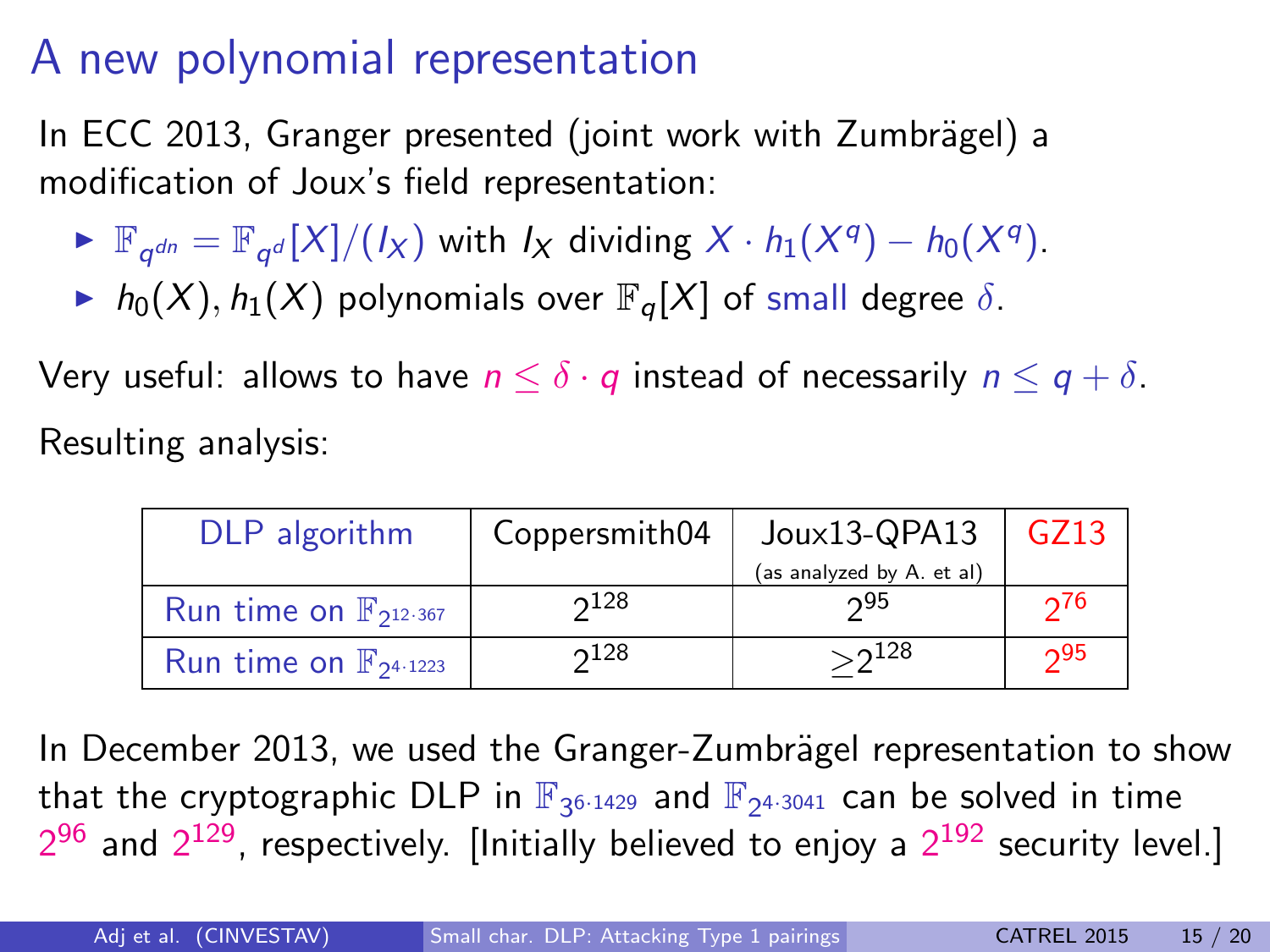# A new polynomial representation

In ECC 2013, Granger presented (joint work with Zumbrägel) a modification of Joux's field representation:

- $\mathbb{F}_{q^{dn}} = \mathbb{F}_{q^d}[X]/(I_X)$ with $I_X$ dividing $X \cdot h_1(X^q) - h_0(X^q)$.
- $h_0(X), h_1(X)$ polynomials over $\mathbb{F}_q[X]$ of small degree $\delta$.

Very useful: allows to have $n \leq \delta \cdot q$ instead of necessarily $n \leq q + \delta$.

Resulting analysis:

| DLP algorithm | Coppersmith04 | Joux13-QPA13 (as analyzed by A. et al) | GZ13 |
|---|---|---|---|
| Run time on $\mathbb{F}_{2^{12 \cdot 367}}$ | $2^{128}$ | $2^{95}$ | $2^{76}$ |
| Run time on $\mathbb{F}_{2^{4 \cdot 1223}}$ | $2^{128}$ | $\geq 2^{128}$ | $2^{95}$ |

In December 2013, we used the Granger-Zumbrägel representation to show that the cryptographic DLP in $\mathbb{F}_{3^{6 \cdot 1429}}$ and $\mathbb{F}_{2^{4 \cdot 3041}}$ can be solved in time $2^{96}$ and $2^{129}$, respectively. [Initially believed to enjoy a $2^{192}$ security level.]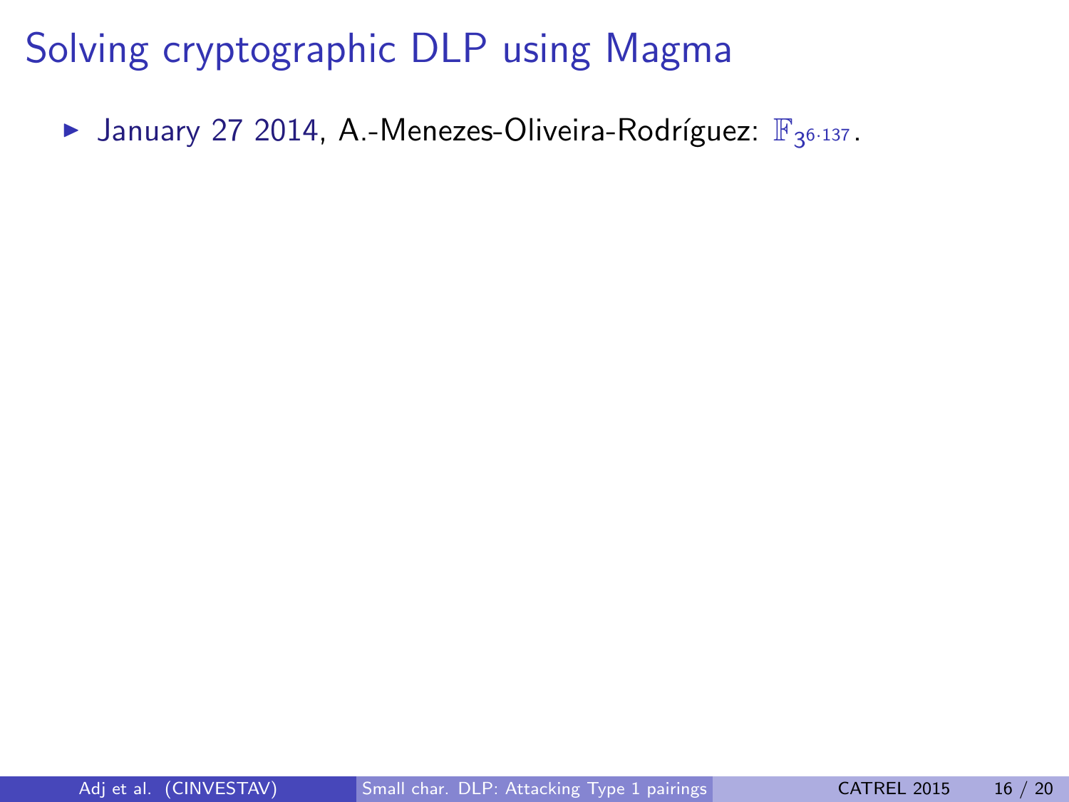# Solving cryptographic DLP using Magma

- January 27 2014, A.-Menezes-Oliveira-Rodríguez: $\mathbb{F}_{3^{6 \cdot 137}}$.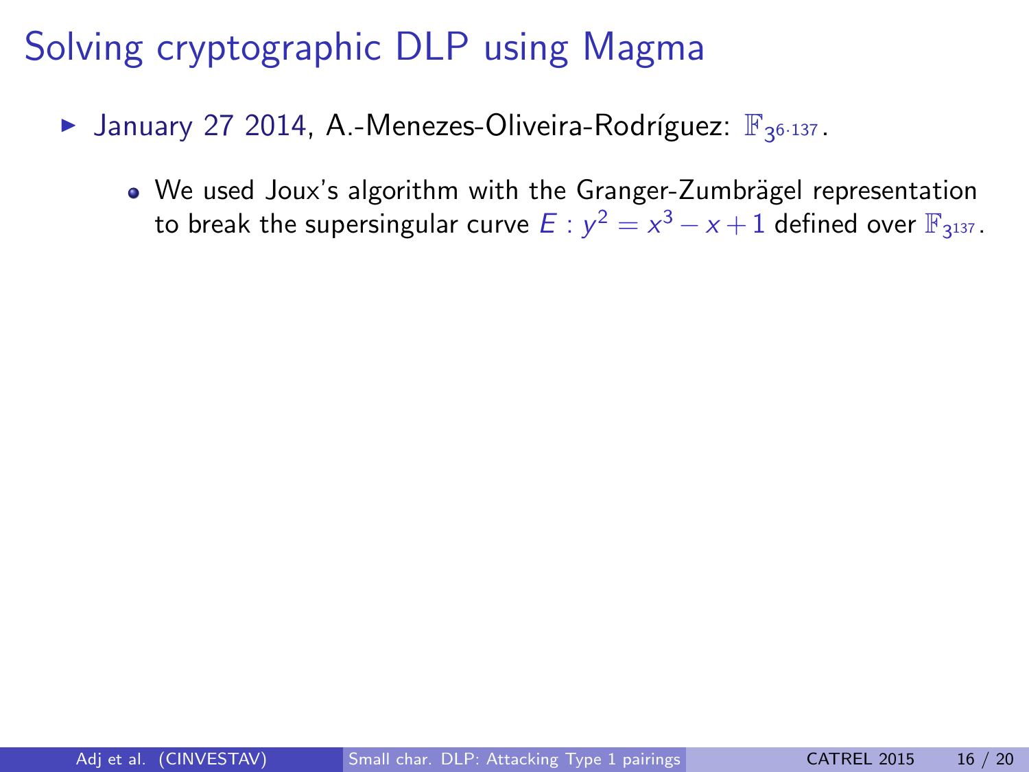# Solving cryptographic DLP using Magma

- January 27 2014, A.-Menezes-Oliveira-Rodríguez: $\mathbb{F}_{3^{6 \cdot 137}}$.
  - We used Joux's algorithm with the Granger-Zumbrägel representation to break the supersingular curve $E : y^2 = x^3 - x + 1$ defined over $\mathbb{F}_{3^{137}}$.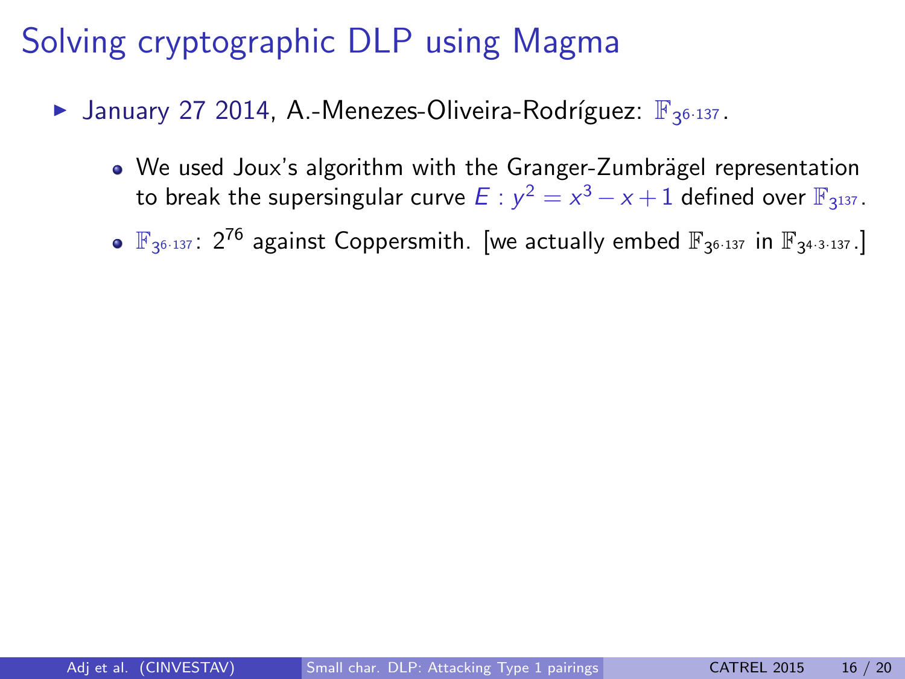# Solving cryptographic DLP using Magma

- January 27 2014, A.-Menezes-Oliveira-Rodríguez: $\mathbb{F}_{3^{6\cdot 137}}$.
  - We used Joux's algorithm with the Granger-Zumbrägel representation to break the supersingular curve $E : y^2 = x^3 - x + 1$ defined over $\mathbb{F}_{3^{137}}$.
  - $\mathbb{F}_{3^{6\cdot 137}}$: $2^{76}$ against Coppersmith. [we actually embed $\mathbb{F}_{3^{6\cdot 137}}$ in $\mathbb{F}_{3^{4\cdot 3\cdot 137}}$.]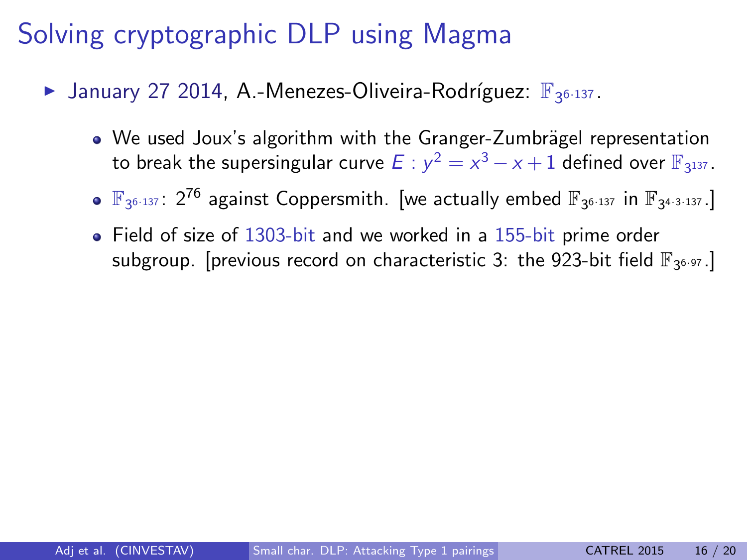# Solving cryptographic DLP using Magma

- January 27 2014, A.-Menezes-Oliveira-Rodríguez: $\mathbb{F}_{3^{6\cdot 137}}$.
  - We used Joux's algorithm with the Granger-Zumbrägel representation to break the supersingular curve $E : y^2 = x^3 - x + 1$ defined over $\mathbb{F}_{3^{137}}$.
  - $\mathbb{F}_{3^{6\cdot 137}}$: $2^{76}$ against Coppersmith. [we actually embed $\mathbb{F}_{3^{6\cdot 137}}$ in $\mathbb{F}_{3^{4\cdot 3\cdot 137}}$.]
  - Field of size of 1303-bit and we worked in a 155-bit prime order subgroup. [previous record on characteristic 3: the 923-bit field $\mathbb{F}_{3^{6\cdot 97}}$.]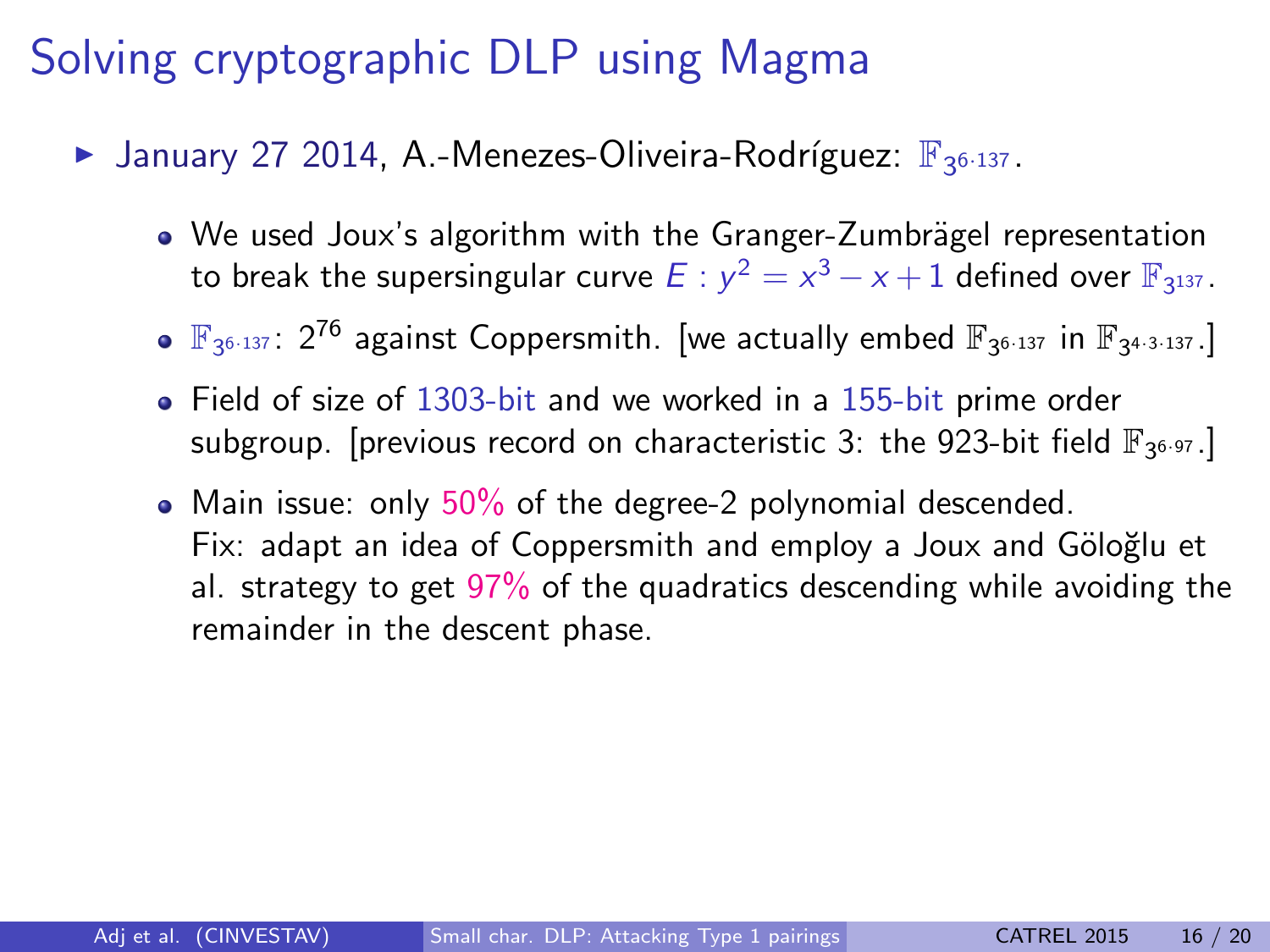# Solving cryptographic DLP using Magma

- January 27 2014, A.-Menezes-Oliveira-Rodríguez: $\mathbb{F}_{3^{6\cdot 137}}$.
  - We used Joux's algorithm with the Granger-Zumbrägel representation to break the supersingular curve $E : y^2 = x^3 - x + 1$ defined over $\mathbb{F}_{3^{137}}$.
  - $\mathbb{F}_{3^{6\cdot 137}}$: $2^{76}$ against Coppersmith. [we actually embed $\mathbb{F}_{3^{6\cdot 137}}$ in $\mathbb{F}_{3^{4\cdot 3\cdot 137}}$.]
  - Field of size of 1303-bit and we worked in a 155-bit prime order subgroup. [previous record on characteristic 3: the 923-bit field $\mathbb{F}_{3^{6\cdot 97}}$.]
  - Main issue: only 50% of the degree-2 polynomial descended.
    Fix: adapt an idea of Coppersmith and employ a Joux and Göloğlu et al. strategy to get 97% of the quadratics descending while avoiding the remainder in the descent phase.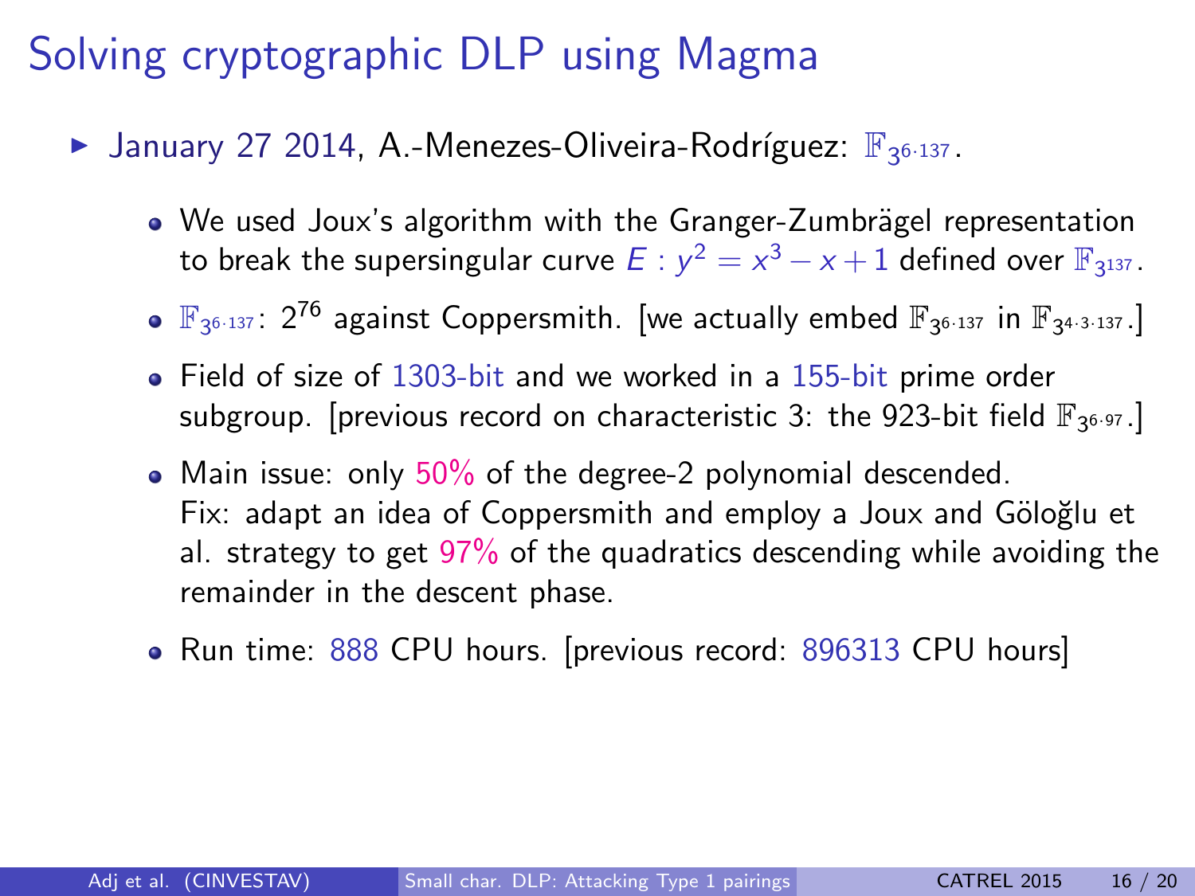# Solving cryptographic DLP using Magma

- January 27 2014, A.-Menezes-Oliveira-Rodríguez: $\mathbb{F}_{3^{6\cdot 137}}$.
  - We used Joux's algorithm with the Granger-Zumbrägel representation to break the supersingular curve $E : y^2 = x^3 - x + 1$ defined over $\mathbb{F}_{3^{137}}$.
  - $\mathbb{F}_{3^{6\cdot 137}}$: $2^{76}$ against Coppersmith. [we actually embed $\mathbb{F}_{3^{6\cdot 137}}$ in $\mathbb{F}_{3^{4\cdot 3\cdot 137}}$.]
  - Field of size of 1303-bit and we worked in a 155-bit prime order subgroup. [previous record on characteristic 3: the 923-bit field $\mathbb{F}_{3^{6\cdot 97}}$.]
  - Main issue: only 50% of the degree-2 polynomial descended. Fix: adapt an idea of Coppersmith and employ a Joux and Göloğlu et al. strategy to get 97% of the quadratics descending while avoiding the remainder in the descent phase.
  - Run time: 888 CPU hours. [previous record: 896313 CPU hours]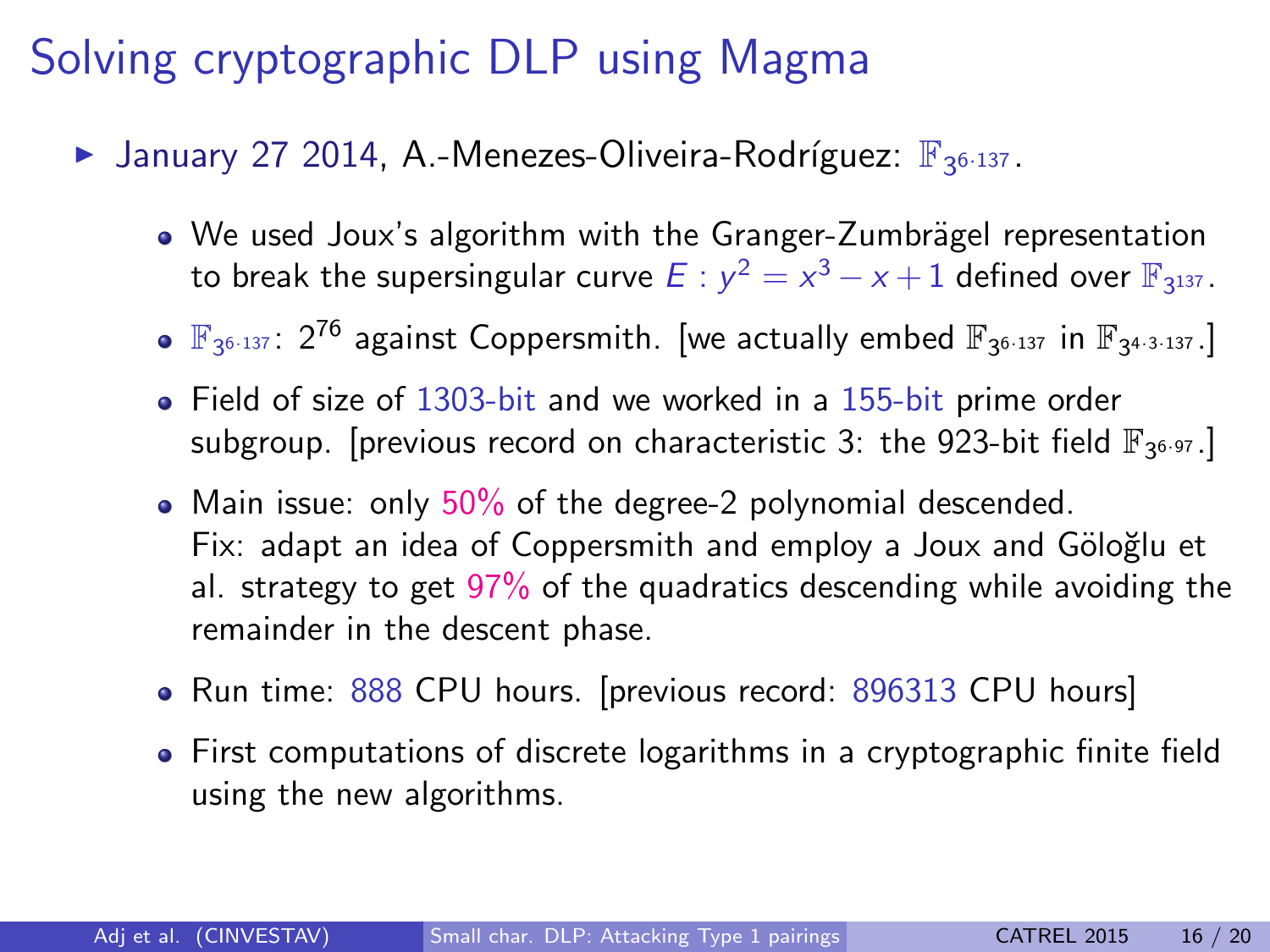# Solving cryptographic DLP using Magma

- January 27 2014, A.-Menezes-Oliveira-Rodríguez: $\mathbb{F}_{3^{6\cdot 137}}$.
  - We used Joux's algorithm with the Granger-Zumbrägel representation to break the supersingular curve $E : y^2 = x^3 - x + 1$ defined over $\mathbb{F}_{3^{137}}$.
  - $\mathbb{F}_{3^{6\cdot 137}}$: $2^{76}$ against Coppersmith. [we actually embed $\mathbb{F}_{3^{6\cdot 137}}$ in $\mathbb{F}_{3^{4\cdot 3\cdot 137}}$.]
  - Field of size of 1303-bit and we worked in a 155-bit prime order subgroup. [previous record on characteristic 3: the 923-bit field $\mathbb{F}_{3^{6\cdot 97}}$.]
  - Main issue: only 50% of the degree-2 polynomial descended. Fix: adapt an idea of Coppersmith and employ a Joux and Göloğlu et al. strategy to get 97% of the quadratics descending while avoiding the remainder in the descent phase.
  - Run time: 888 CPU hours. [previous record: 896313 CPU hours]
  - First computations of discrete logarithms in a cryptographic finite field using the new algorithms.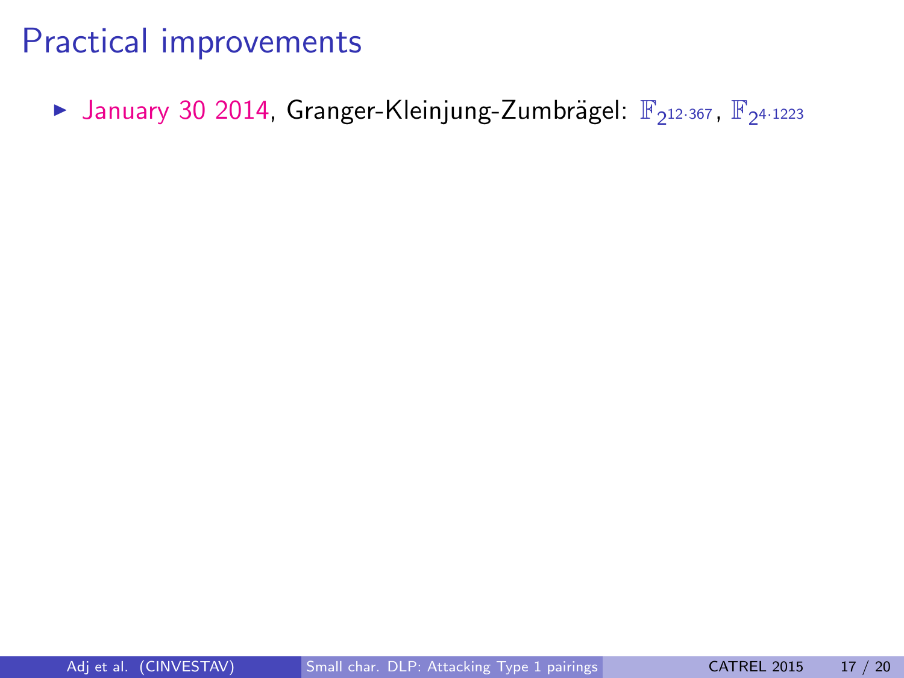# Practical improvements

- January 30 2014, Granger-Kleinjung-Zumbrägel: $\mathbb{F}_{2^{12 \cdot 367}}$, $\mathbb{F}_{2^{4 \cdot 1223}}$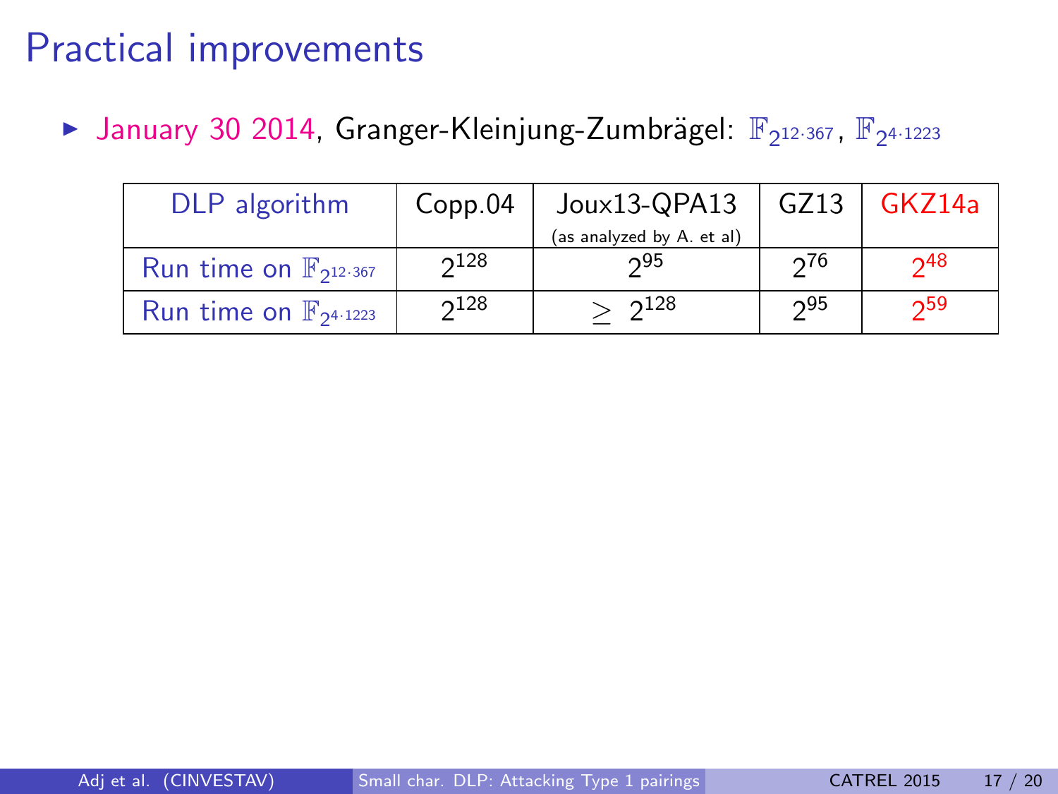# Practical improvements

- January 30 2014, Granger-Kleinjung-Zumbrägel: $\mathbb{F}_{2^{12 \cdot 367}}$, $\mathbb{F}_{2^{4 \cdot 1223}}$

| DLP algorithm | Copp.04 | Joux13-QPA13 (as analyzed by A. et al) | GZ13 | GKZ14a |
|---|---|---|---|---|
| Run time on $\mathbb{F}_{2^{12 \cdot 367}}$ | $2^{128}$ | $2^{95}$ | $2^{76}$ | $2^{48}$ |
| Run time on $\mathbb{F}_{2^{4 \cdot 1223}}$ | $2^{128}$ | $\geq 2^{128}$ | $2^{95}$ | $2^{59}$ |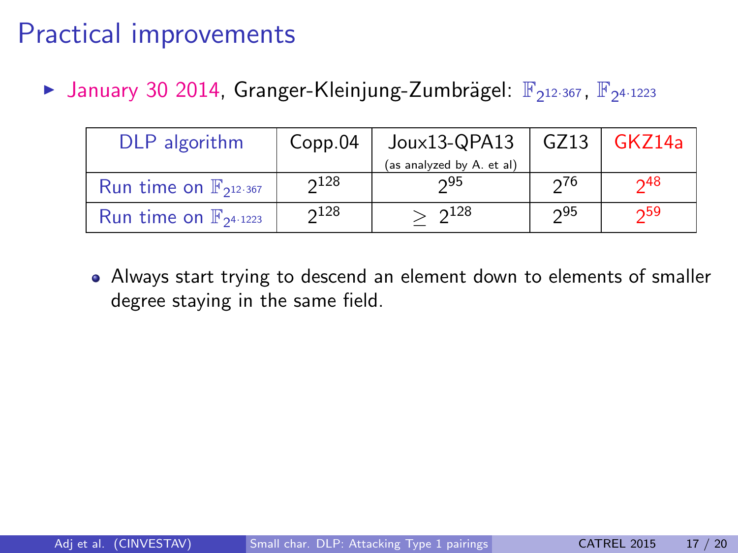# Practical improvements

- January 30 2014, Granger-Kleinjung-Zumbrägel: $\mathbb{F}_{2^{12\cdot 367}}$, $\mathbb{F}_{2^{4\cdot 1223}}$

| DLP algorithm | Copp.04 | Joux13-QPA13 (as analyzed by A. et al) | GZ13 | GKZ14a |
|---|---|---|---|---|
| Run time on $\mathbb{F}_{2^{12\cdot 367}}$ | $2^{128}$ | $2^{95}$ | $2^{76}$ | $2^{48}$ |
| Run time on $\mathbb{F}_{2^{4\cdot 1223}}$ | $2^{128}$ | $\geq 2^{128}$ | $2^{95}$ | $2^{59}$ |

- Always start trying to descend an element down to elements of smaller degree staying in the same field.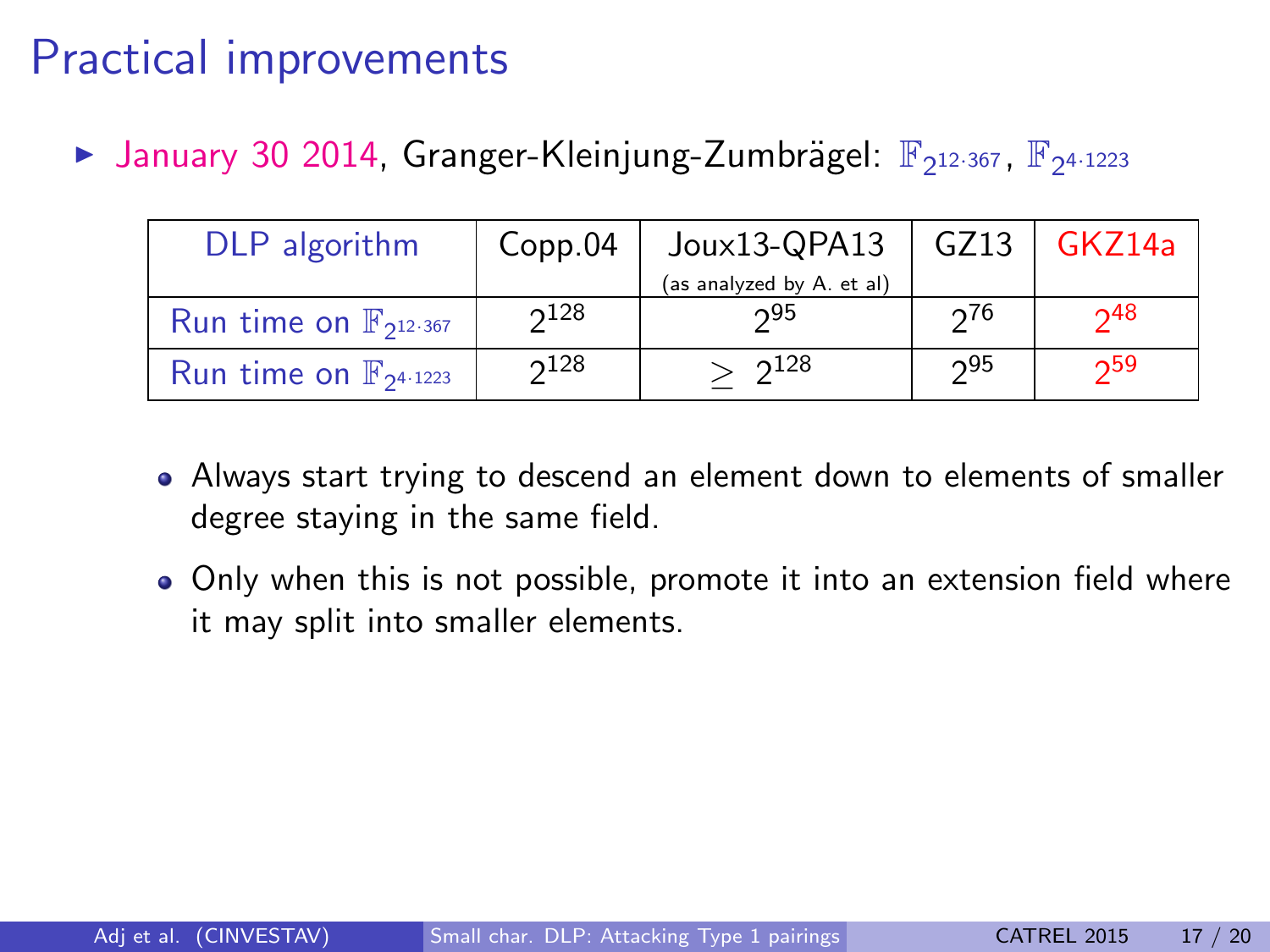# Practical improvements

- January 30 2014, Granger-Kleinjung-Zumbrägel: $\mathbb{F}_{2^{12\cdot 367}}$, $\mathbb{F}_{2^{4\cdot 1223}}$

| DLP algorithm | Copp.04 | Joux13-QPA13 (as analyzed by A. et al) | GZ13 | GKZ14a |
|---|---|---|---|---|
| Run time on $\mathbb{F}_{2^{12\cdot 367}}$ | $2^{128}$ | $2^{95}$ | $2^{76}$ | $2^{48}$ |
| Run time on $\mathbb{F}_{2^{4\cdot 1223}}$ | $2^{128}$ | $\geq 2^{128}$ | $2^{95}$ | $2^{59}$ |

- Always start trying to descend an element down to elements of smaller degree staying in the same field.
- Only when this is not possible, promote it into an extension field where it may split into smaller elements.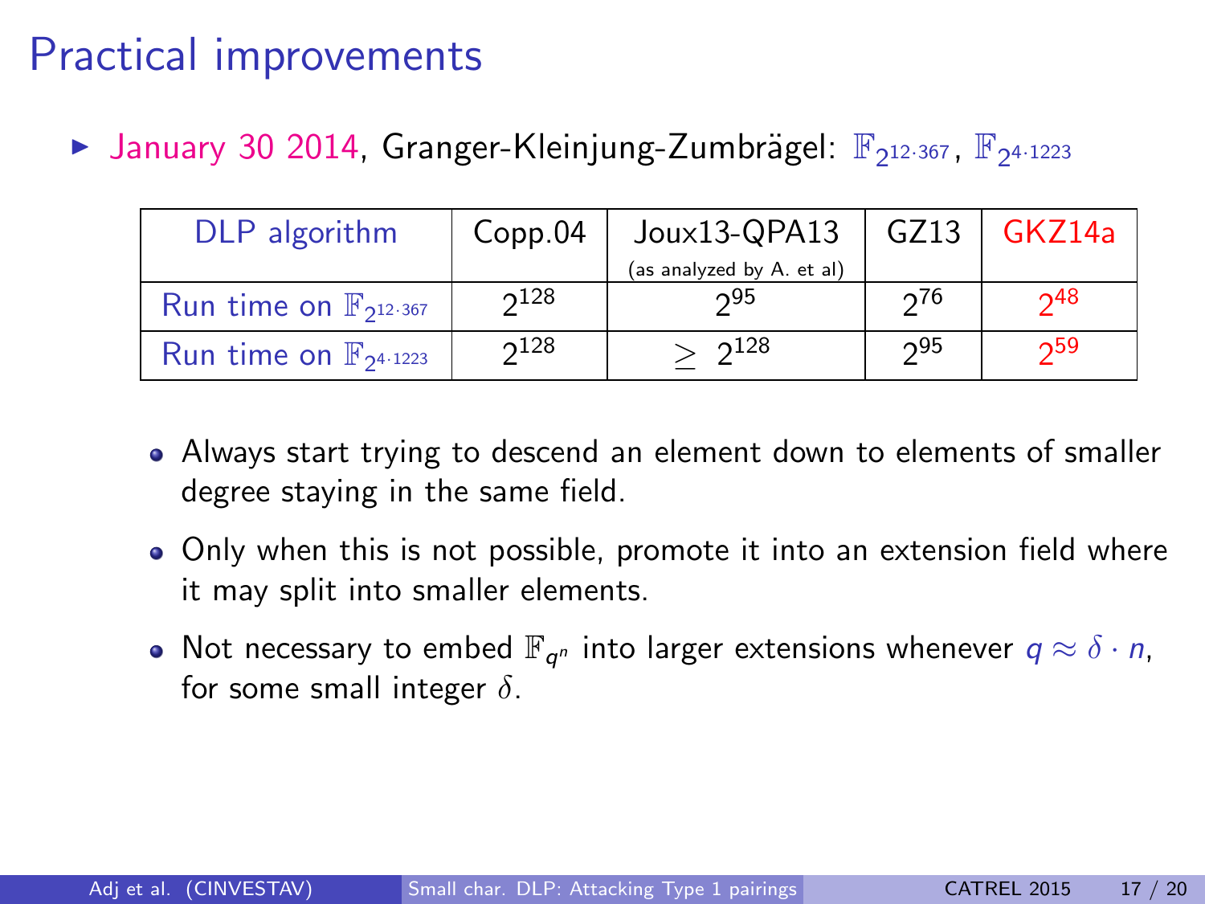# Practical improvements

- January 30 2014, Granger-Kleinjung-Zumbrägel: $\mathbb{F}_{2^{12\cdot 367}}$, $\mathbb{F}_{2^{4\cdot 1223}}$

| DLP algorithm | Copp.04 | Joux13-QPA13 (as analyzed by A. et al) | GZ13 | GKZ14a |
|---|---|---|---|---|
| Run time on $\mathbb{F}_{2^{12\cdot 367}}$ | $2^{128}$ | $2^{95}$ | $2^{76}$ | $2^{48}$ |
| Run time on $\mathbb{F}_{2^{4\cdot 1223}}$ | $2^{128}$ | $\geq 2^{128}$ | $2^{95}$ | $2^{59}$ |

- Always start trying to descend an element down to elements of smaller degree staying in the same field.
- Only when this is not possible, promote it into an extension field where it may split into smaller elements.
- Not necessary to embed $\mathbb{F}_{q^n}$ into larger extensions whenever $q \approx \delta \cdot n$, for some small integer $\delta$.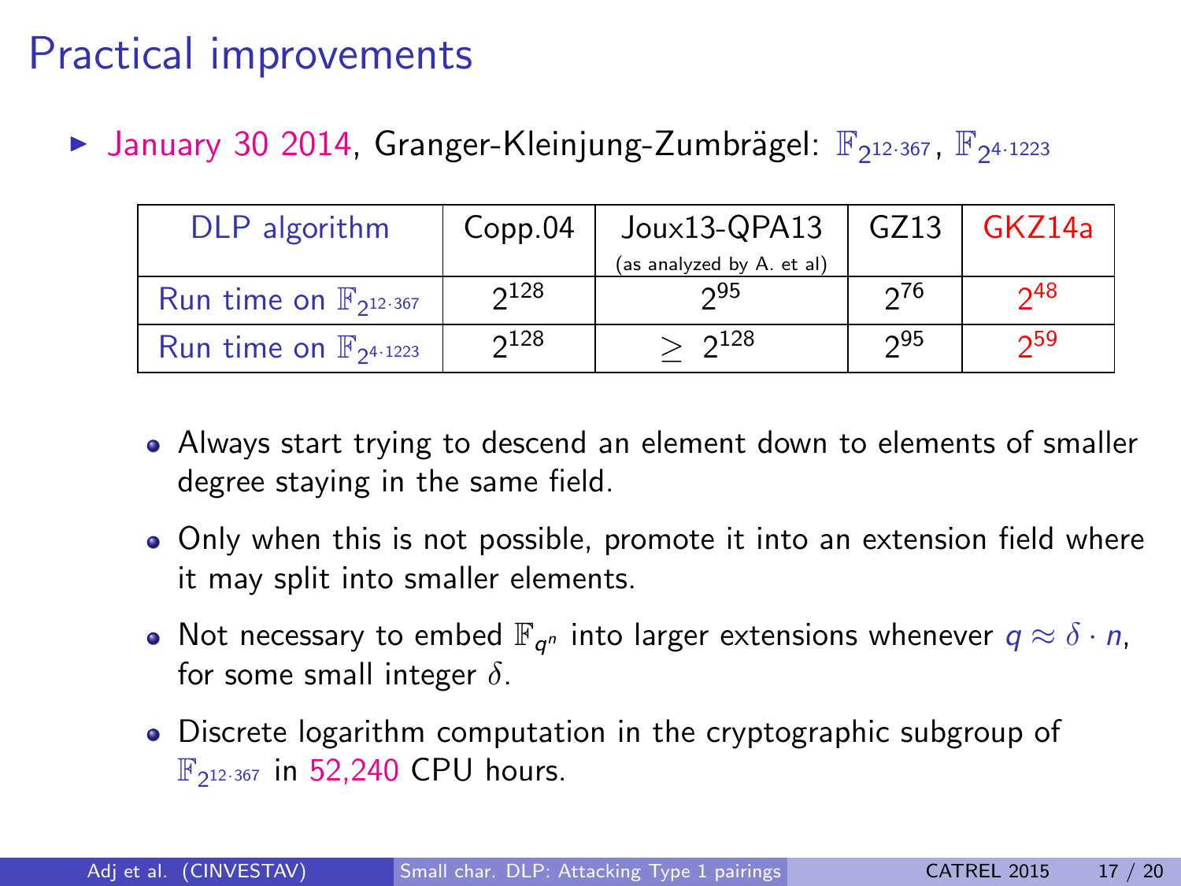# Practical improvements

- January 30 2014, Granger-Kleinjung-Zumbrägel: $\mathbb{F}_{2^{12\cdot 367}}$, $\mathbb{F}_{2^{4\cdot 1223}}$

| DLP algorithm | Copp.04 | Joux13-QPA13 (as analyzed by A. et al) | GZ13 | GKZ14a |
|---|---|---|---|---|
| Run time on $\mathbb{F}_{2^{12\cdot 367}}$ | $2^{128}$ | $2^{95}$ | $2^{76}$ | $2^{48}$ |
| Run time on $\mathbb{F}_{2^{4\cdot 1223}}$ | $2^{128}$ | $\geq 2^{128}$ | $2^{95}$ | $2^{59}$ |

- Always start trying to descend an element down to elements of smaller degree staying in the same field.
- Only when this is not possible, promote it into an extension field where it may split into smaller elements.
- Not necessary to embed $\mathbb{F}_{q^n}$ into larger extensions whenever $q \approx \delta \cdot n$, for some small integer $\delta$.
- Discrete logarithm computation in the cryptographic subgroup of $\mathbb{F}_{2^{12\cdot 367}}$ in 52,240 CPU hours.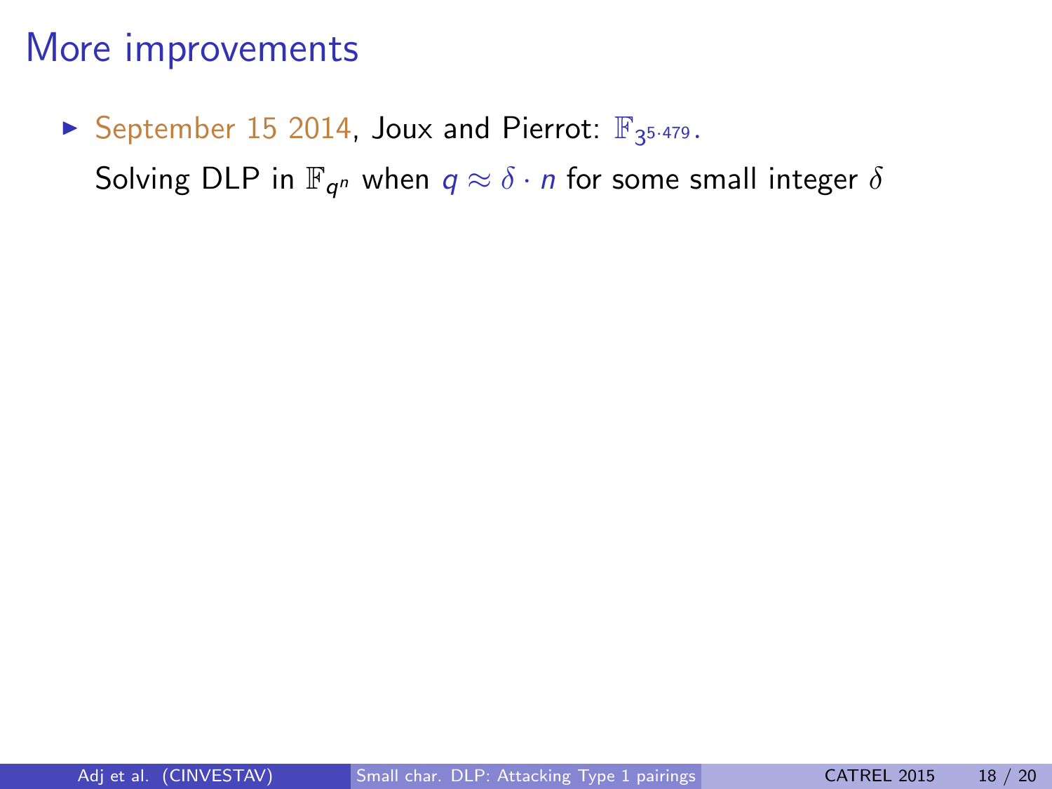# More improvements

- September 15 2014, Joux and Pierrot: $\mathbb{F}_{3^{5\cdot 479}}$.

  Solving DLP in $\mathbb{F}_{q^n}$ when $q \approx \delta \cdot n$ for some small integer $\delta$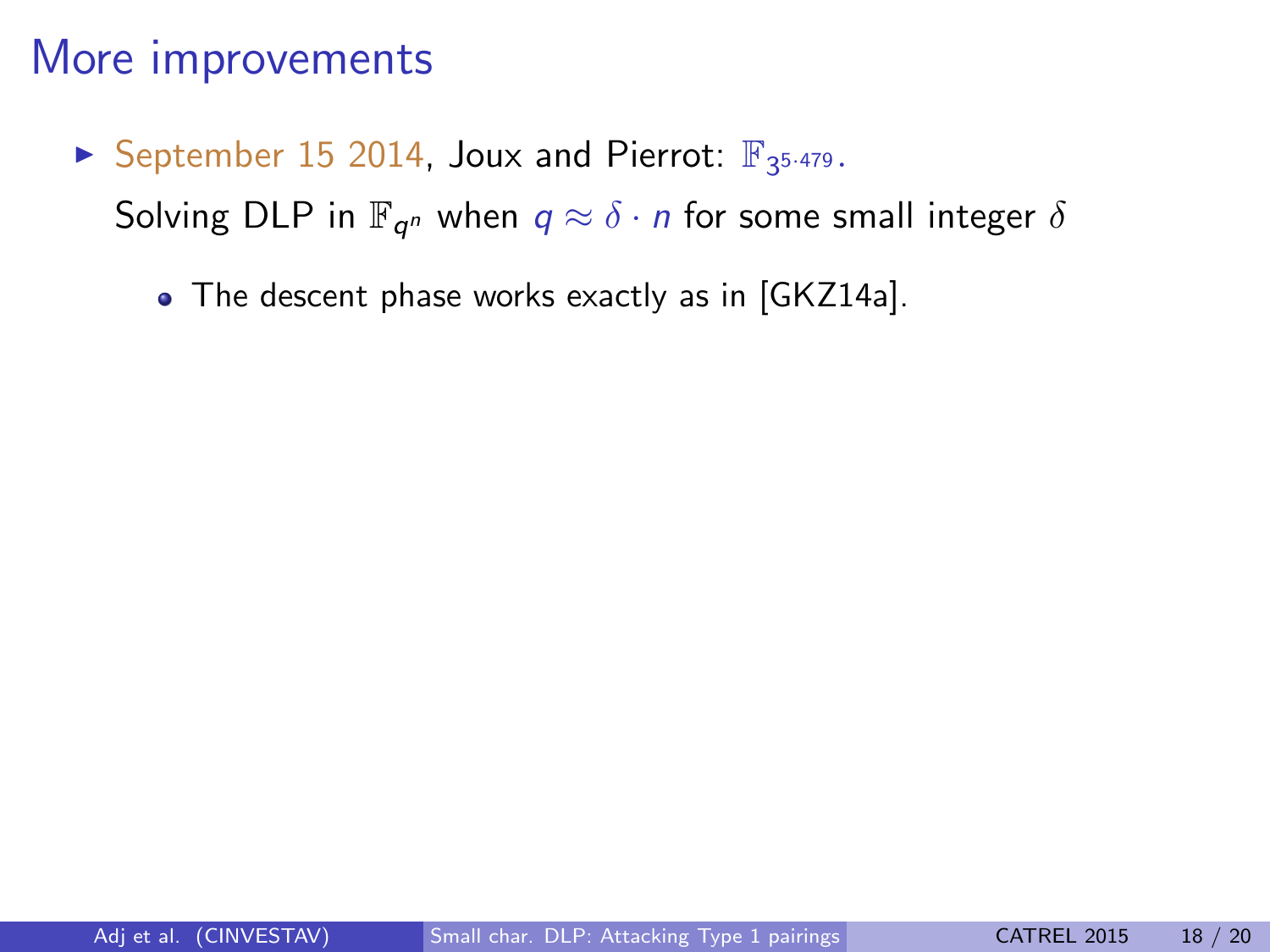# More improvements

- September 15 2014, Joux and Pierrot: $\mathbb{F}_{3^{5 \cdot 479}}$.

  Solving DLP in $\mathbb{F}_{q^n}$ when $q \approx \delta \cdot n$ for some small integer $\delta$

  - The descent phase works exactly as in [GKZ14a].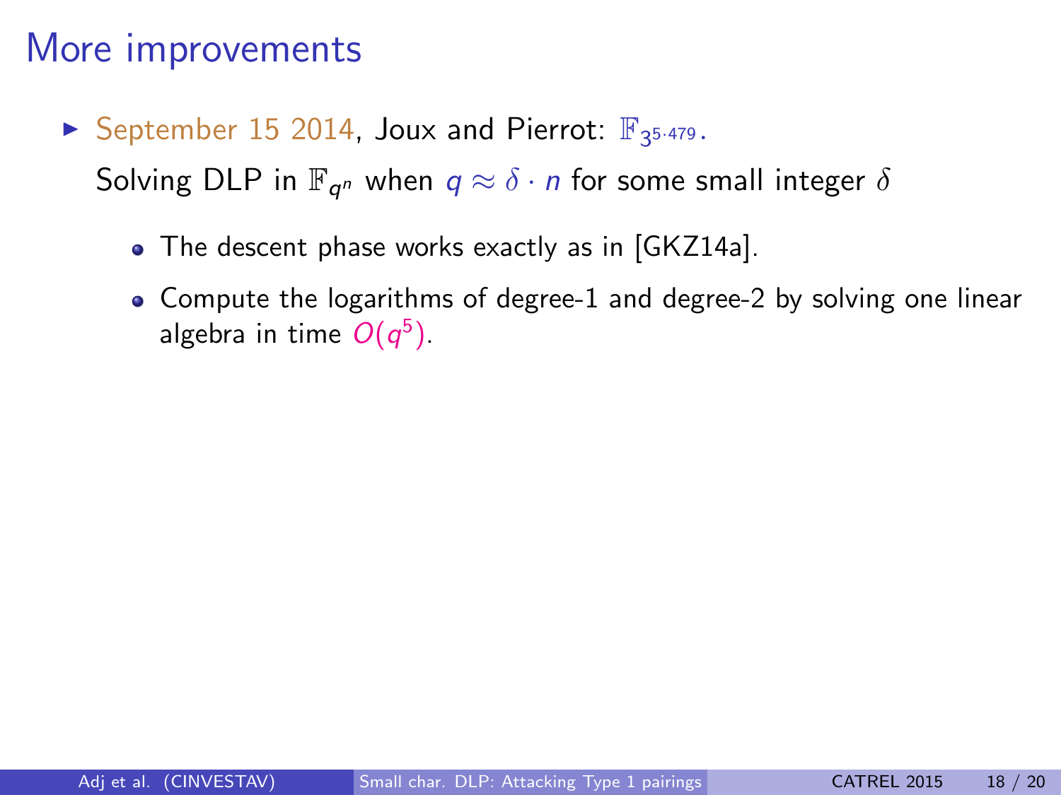# More improvements

- September 15 2014, Joux and Pierrot: $\mathbb{F}_{3^{5\cdot 479}}$.

  Solving DLP in $\mathbb{F}_{q^n}$ when $q \approx \delta \cdot n$ for some small integer $\delta$

  - The descent phase works exactly as in [GKZ14a].
  - Compute the logarithms of degree-1 and degree-2 by solving one linear algebra in time $O(q^5)$.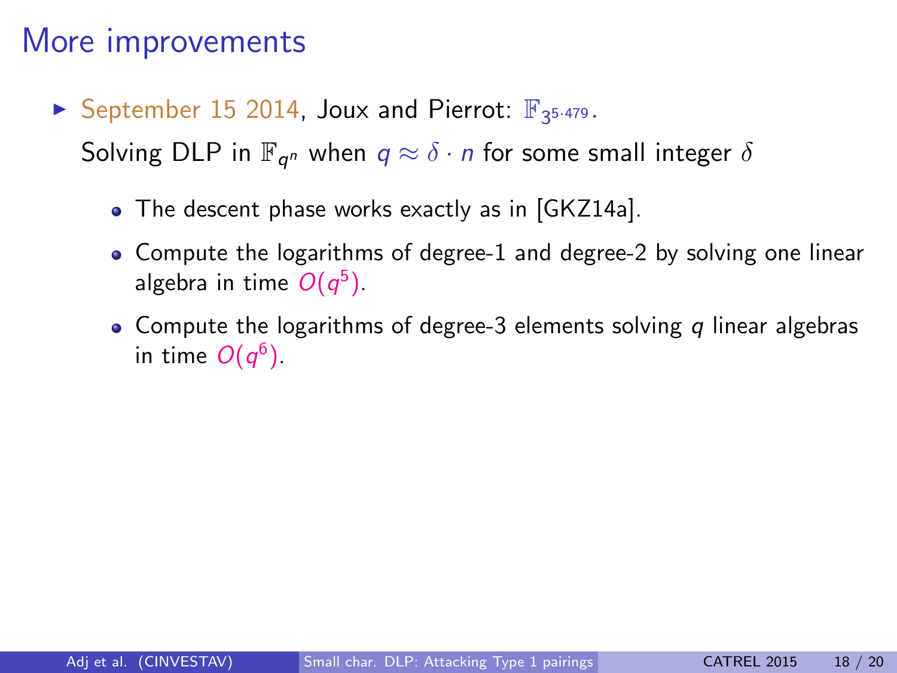# More improvements

- September 15 2014, Joux and Pierrot: $\mathbb{F}_{3^{5 \cdot 479}}$.

  Solving DLP in $\mathbb{F}_{q^n}$ when $q \approx \delta \cdot n$ for some small integer $\delta$

  - The descent phase works exactly as in [GKZ14a].
  - Compute the logarithms of degree-1 and degree-2 by solving one linear algebra in time $O(q^5)$.
  - Compute the logarithms of degree-3 elements solving $q$ linear algebras in time $O(q^6)$.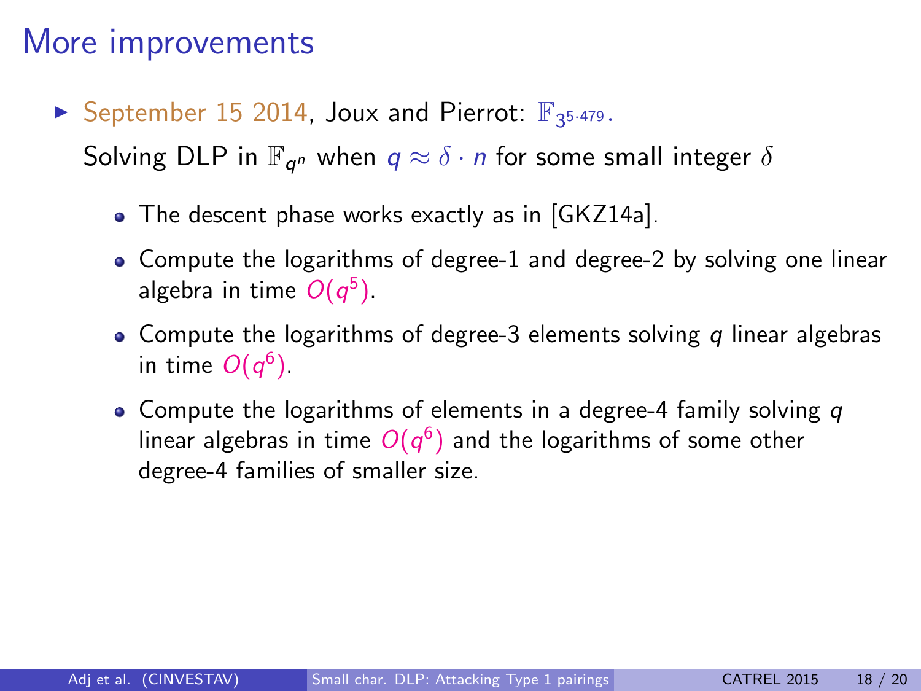# More improvements

- September 15 2014, Joux and Pierrot: $\mathbb{F}_{3^{5\cdot 479}}$.

  Solving DLP in $\mathbb{F}_{q^n}$ when $q \approx \delta \cdot n$ for some small integer $\delta$

  - The descent phase works exactly as in [GKZ14a].
  - Compute the logarithms of degree-1 and degree-2 by solving one linear algebra in time $O(q^5)$.
  - Compute the logarithms of degree-3 elements solving $q$ linear algebras in time $O(q^6)$.
  - Compute the logarithms of elements in a degree-4 family solving $q$ linear algebras in time $O(q^6)$ and the logarithms of some other degree-4 families of smaller size.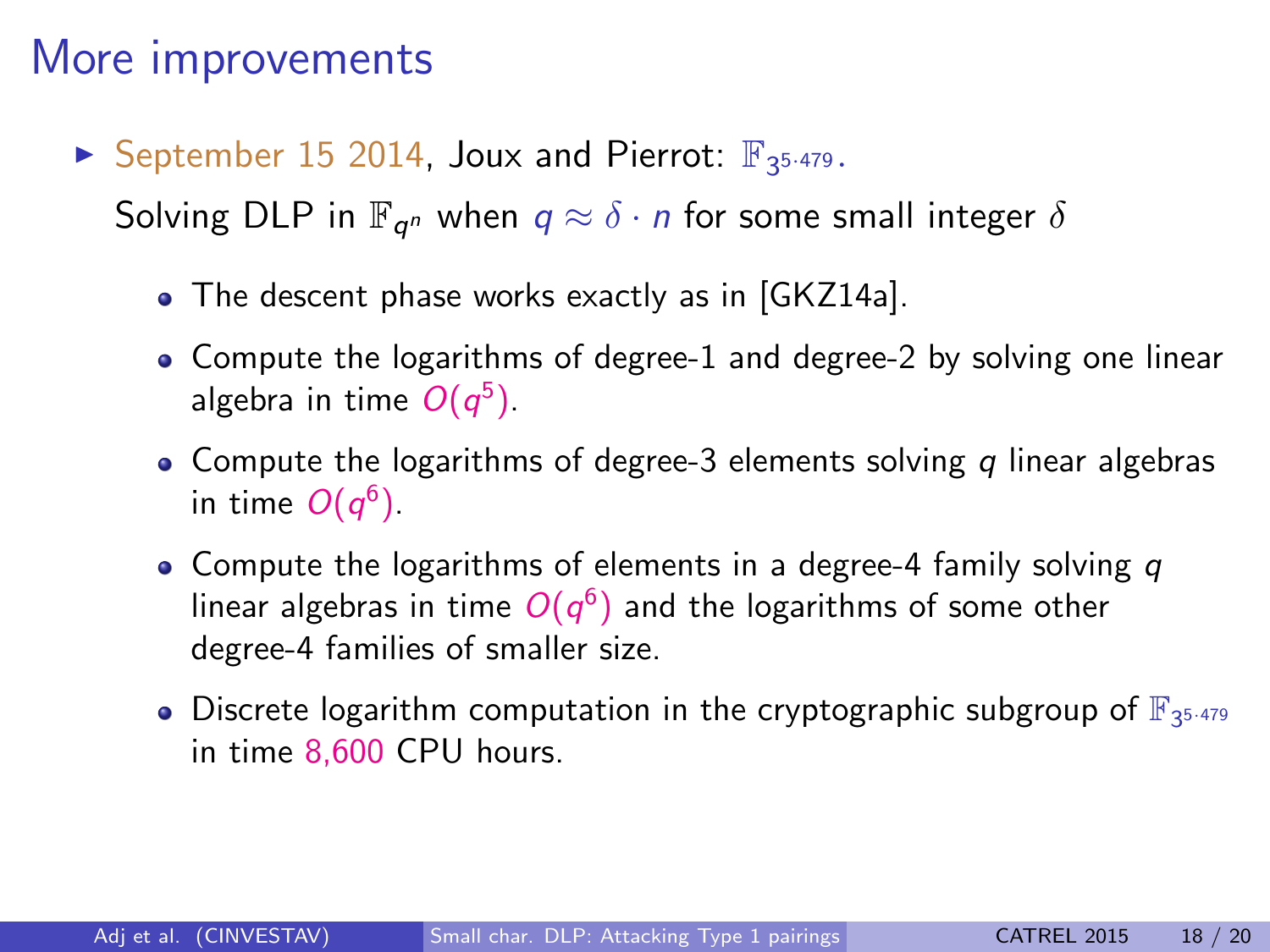# More improvements

- September 15 2014, Joux and Pierrot: $\mathbb{F}_{3^{5\cdot 479}}$.

  Solving DLP in $\mathbb{F}_{q^n}$ when $q \approx \delta \cdot n$ for some small integer $\delta$

  - The descent phase works exactly as in [GKZ14a].
  - Compute the logarithms of degree-1 and degree-2 by solving one linear algebra in time $O(q^5)$.
  - Compute the logarithms of degree-3 elements solving $q$ linear algebras in time $O(q^6)$.
  - Compute the logarithms of elements in a degree-4 family solving $q$ linear algebras in time $O(q^6)$ and the logarithms of some other degree-4 families of smaller size.
  - Discrete logarithm computation in the cryptographic subgroup of $\mathbb{F}_{3^{5\cdot 479}}$ in time 8,600 CPU hours.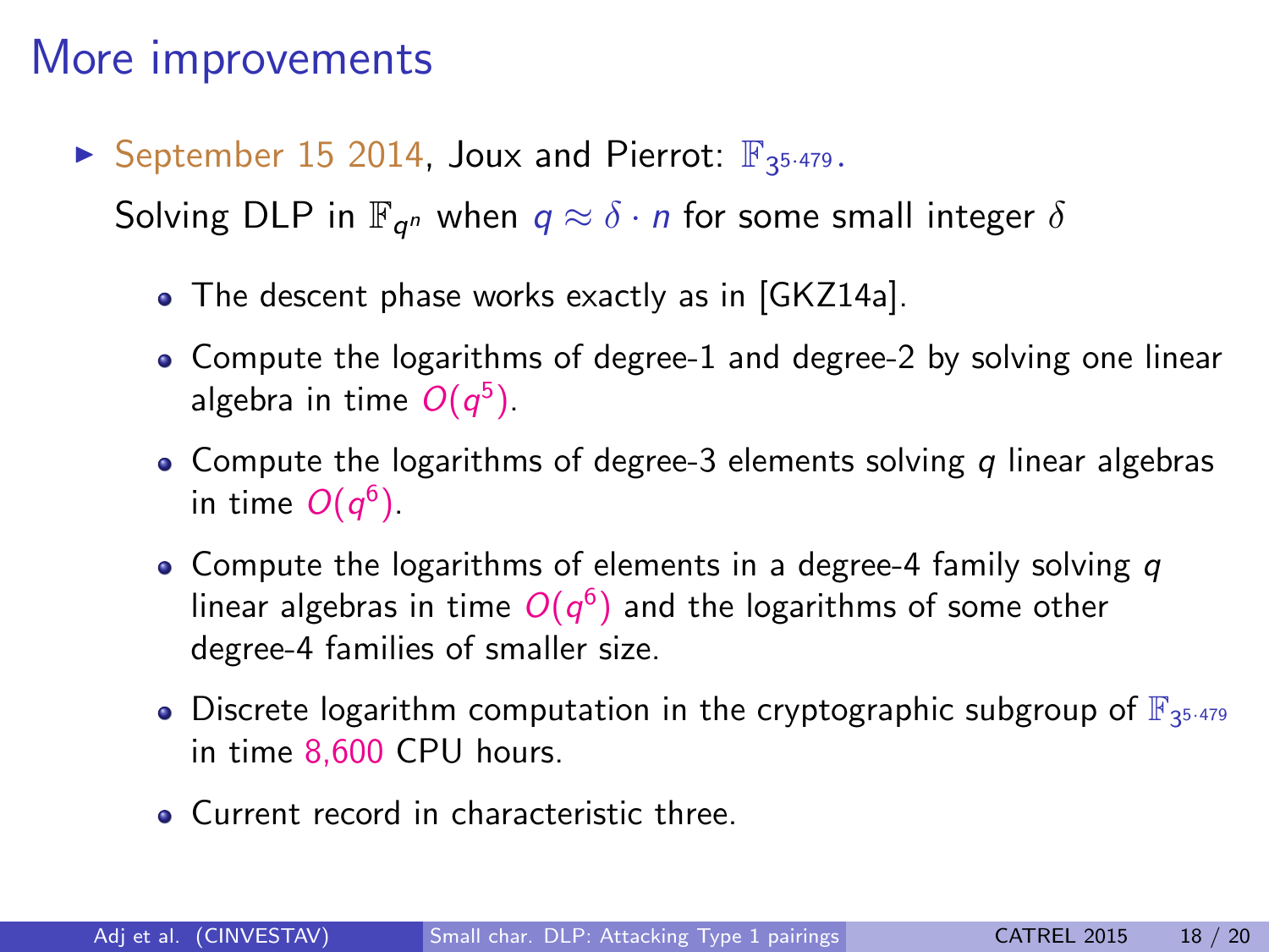# More improvements

- September 15 2014, Joux and Pierrot: $\mathbb{F}_{3^{5\cdot 479}}$.

  Solving DLP in $\mathbb{F}_{q^n}$ when $q \approx \delta \cdot n$ for some small integer $\delta$

  - The descent phase works exactly as in [GKZ14a].
  - Compute the logarithms of degree-1 and degree-2 by solving one linear algebra in time $O(q^5)$.
  - Compute the logarithms of degree-3 elements solving $q$ linear algebras in time $O(q^6)$.
  - Compute the logarithms of elements in a degree-4 family solving $q$ linear algebras in time $O(q^6)$ and the logarithms of some other degree-4 families of smaller size.
  - Discrete logarithm computation in the cryptographic subgroup of $\mathbb{F}_{3^{5\cdot 479}}$ in time 8,600 CPU hours.
  - Current record in characteristic three.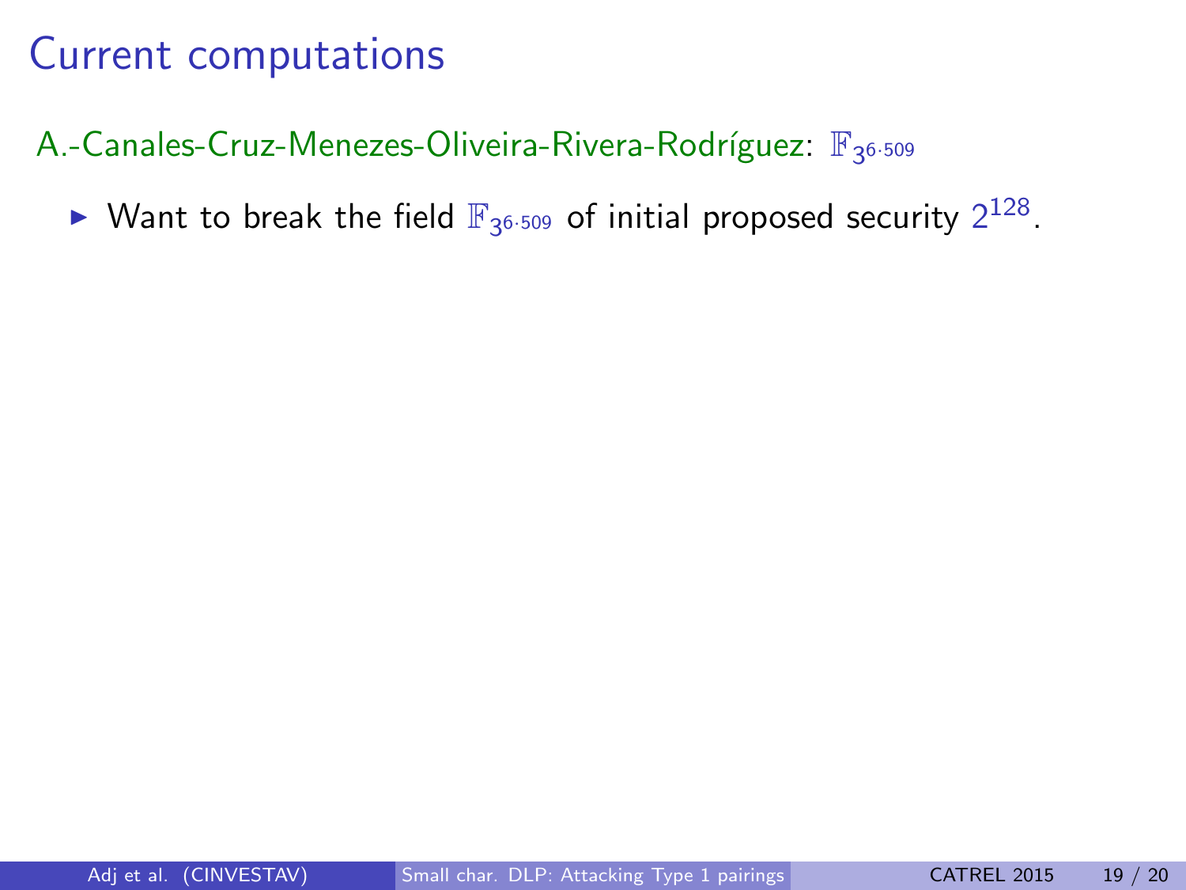# Current computations

A.-Canales-Cruz-Menezes-Oliveira-Rivera-Rodríguez: $\mathbb{F}_{3^{6 \cdot 509}}$

- Want to break the field $\mathbb{F}_{3^{6 \cdot 509}}$ of initial proposed security $2^{128}$.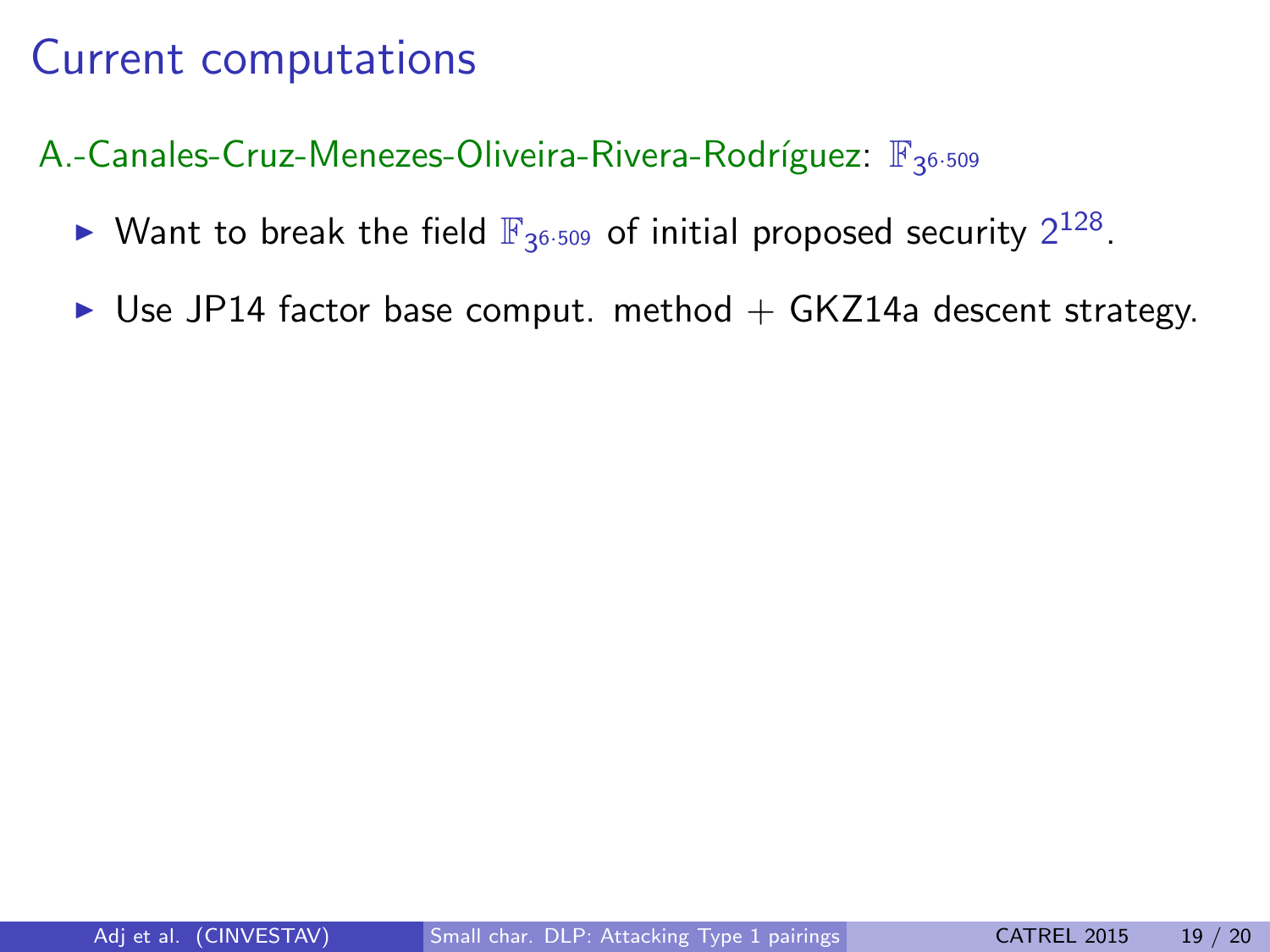# Current computations

A.-Canales-Cruz-Menezes-Oliveira-Rivera-Rodríguez: $\mathbb{F}_{3^{6 \cdot 509}}$

- Want to break the field $\mathbb{F}_{3^{6 \cdot 509}}$ of initial proposed security $2^{128}$.
- Use JP14 factor base comput. method + GKZ14a descent strategy.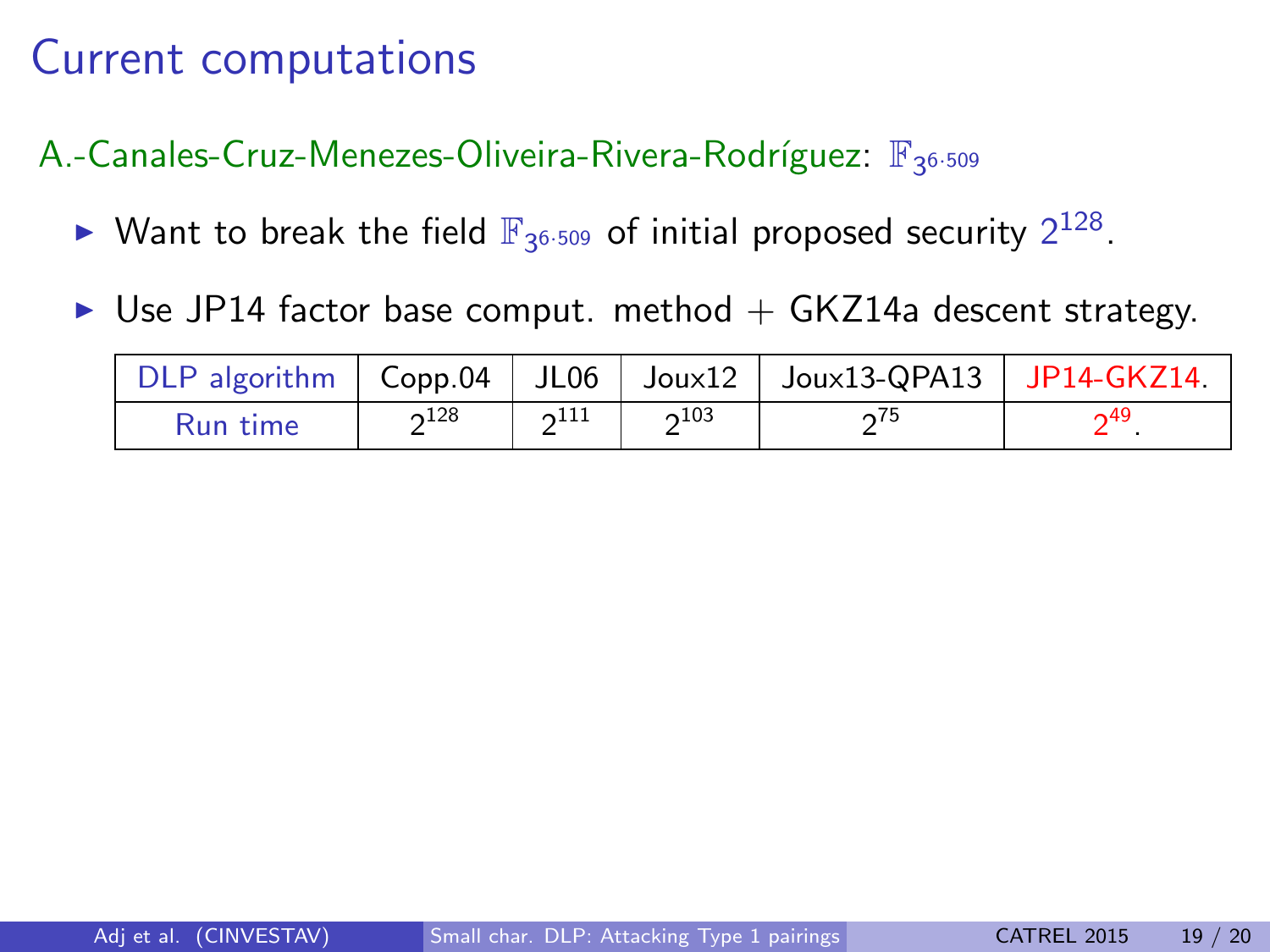# Current computations

A.-Canales-Cruz-Menezes-Oliveira-Rivera-Rodríguez: $\mathbb{F}_{3^{6\cdot 509}}$

- Want to break the field $\mathbb{F}_{3^{6\cdot 509}}$ of initial proposed security $2^{128}$.
- Use JP14 factor base comput. method + GKZ14a descent strategy.

| DLP algorithm | Copp.04 | JL06 | Joux12 | Joux13-QPA13 | JP14-GKZ14. |
|---|---|---|---|---|---|
| Run time | $2^{128}$ | $2^{111}$ | $2^{103}$ | $2^{75}$ | $2^{49}$. |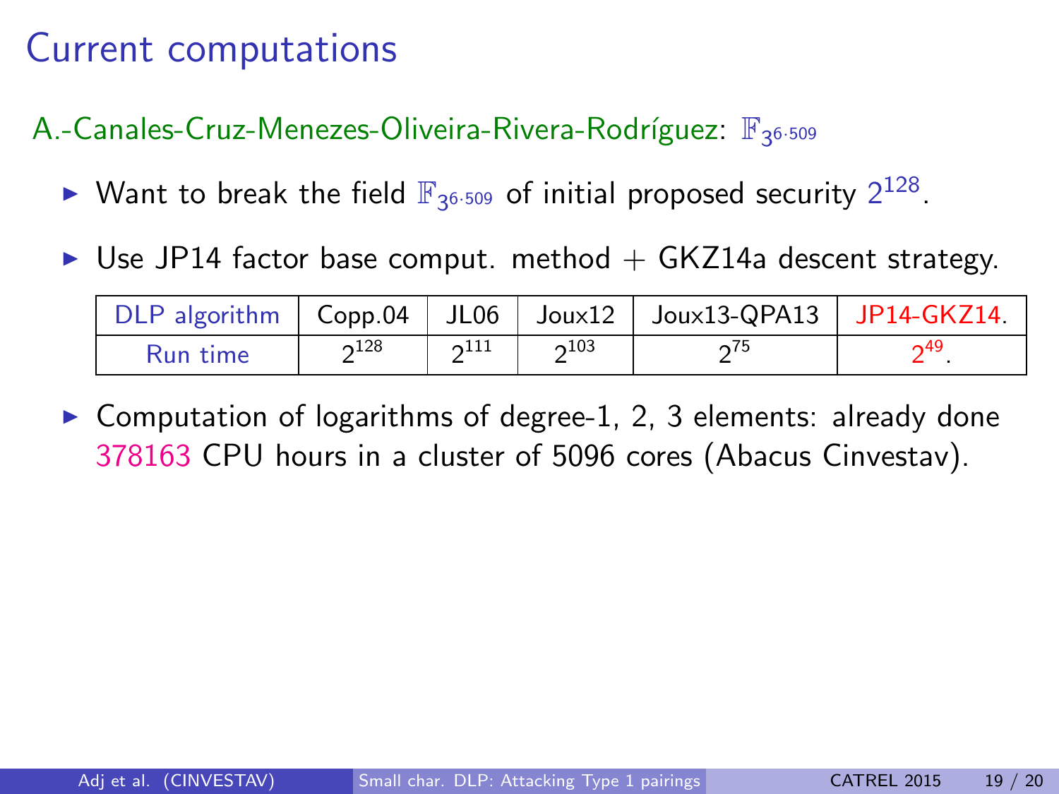# Current computations

A.-Canales-Cruz-Menezes-Oliveira-Rivera-Rodríguez: $\mathbb{F}_{3^{6\cdot 509}}$

- Want to break the field $\mathbb{F}_{3^{6\cdot 509}}$ of initial proposed security $2^{128}$.
- Use JP14 factor base comput. method + GKZ14a descent strategy.

| DLP algorithm | Copp.04 | JL06 | Joux12 | Joux13-QPA13 | JP14-GKZ14. |
| --- | --- | --- | --- | --- | --- |
| Run time | $2^{128}$ | $2^{111}$ | $2^{103}$ | $2^{75}$ | $2^{49}$. |

- Computation of logarithms of degree-1, 2, 3 elements: already done 378163 CPU hours in a cluster of 5096 cores (Abacus Cinvestav).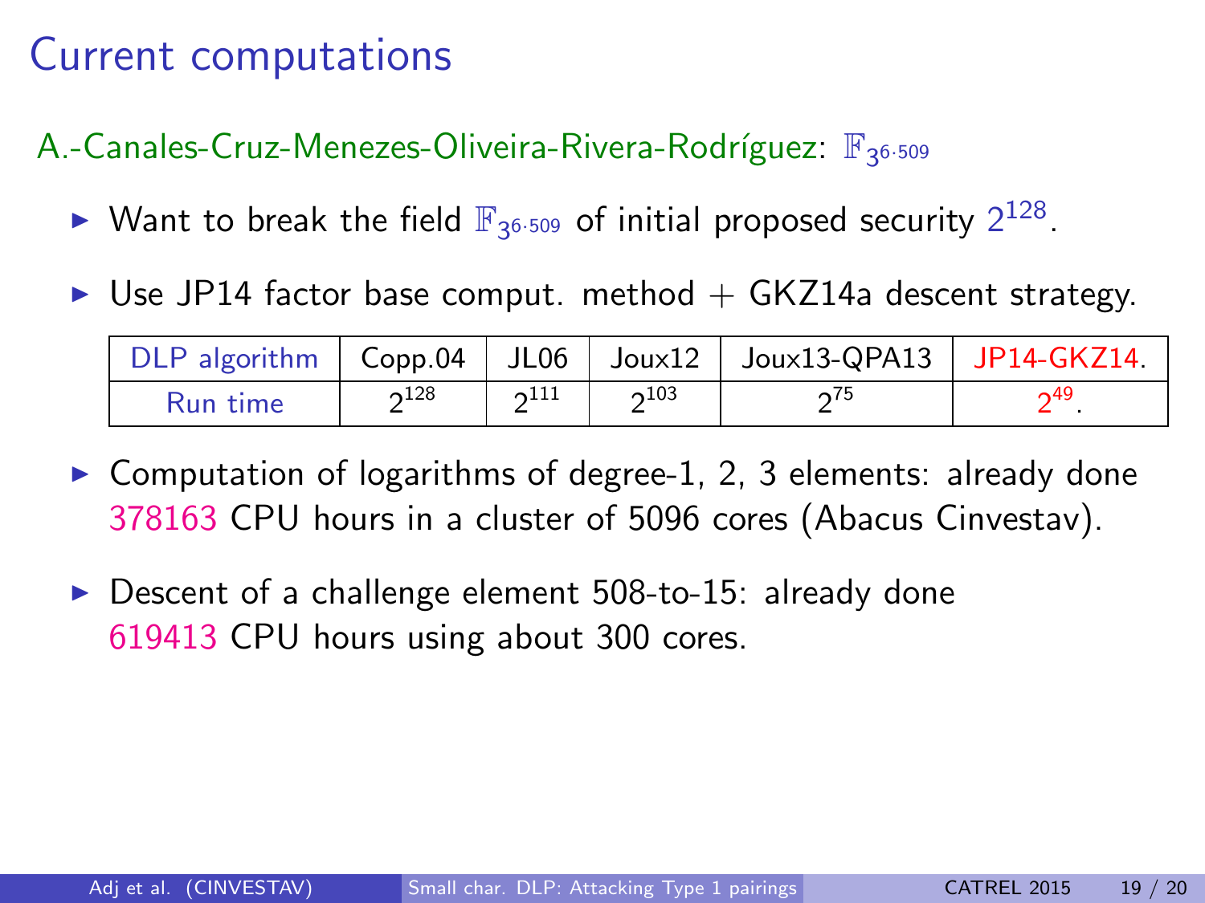# Current computations

A.-Canales-Cruz-Menezes-Oliveira-Rivera-Rodríguez: $\mathbb{F}_{3^{6 \cdot 509}}$

- Want to break the field $\mathbb{F}_{3^{6 \cdot 509}}$ of initial proposed security $2^{128}$.
- Use JP14 factor base comput. method + GKZ14a descent strategy.

| DLP algorithm | Copp.04 | JL06 | Joux12 | Joux13-QPA13 | JP14-GKZ14. |
|---|---|---|---|---|---|
| Run time | $2^{128}$ | $2^{111}$ | $2^{103}$ | $2^{75}$ | $2^{49}$. |

- Computation of logarithms of degree-1, 2, 3 elements: already done 378163 CPU hours in a cluster of 5096 cores (Abacus Cinvestav).
- Descent of a challenge element 508-to-15: already done 619413 CPU hours using about 300 cores.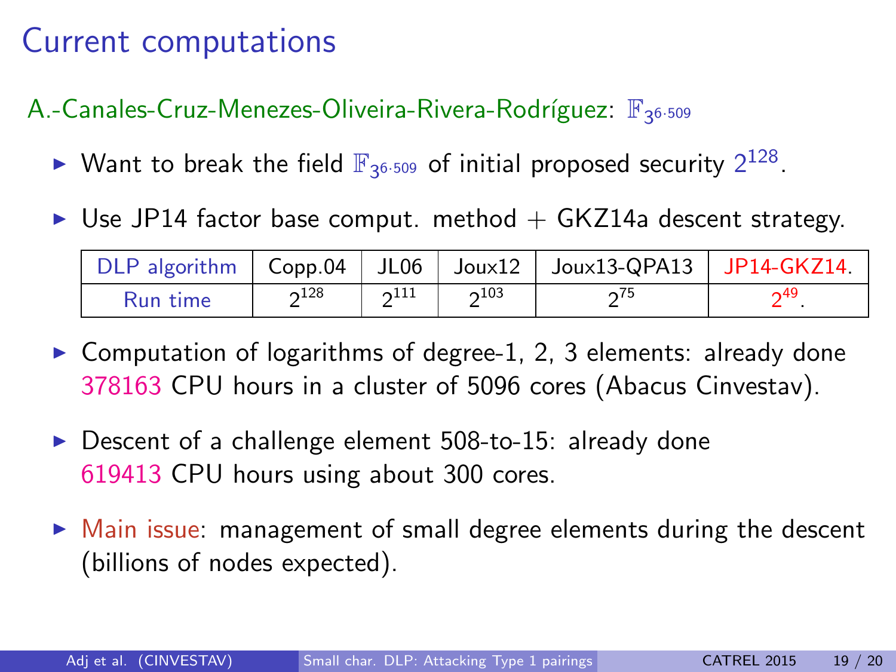# Current computations

A.-Canales-Cruz-Menezes-Oliveira-Rivera-Rodríguez: $\mathbb{F}_{3^{6\cdot 509}}$

- Want to break the field $\mathbb{F}_{3^{6\cdot 509}}$ of initial proposed security $2^{128}$.
- Use JP14 factor base comput. method + GKZ14a descent strategy.

| DLP algorithm | Copp.04 | JL06 | Joux12 | Joux13-QPA13 | JP14-GKZ14. |
|---|---|---|---|---|---|
| Run time | $2^{128}$ | $2^{111}$ | $2^{103}$ | $2^{75}$ | $2^{49}$. |

- Computation of logarithms of degree-1, 2, 3 elements: already done 378163 CPU hours in a cluster of 5096 cores (Abacus Cinvestav).
- Descent of a challenge element 508-to-15: already done 619413 CPU hours using about 300 cores.
- Main issue: management of small degree elements during the descent (billions of nodes expected).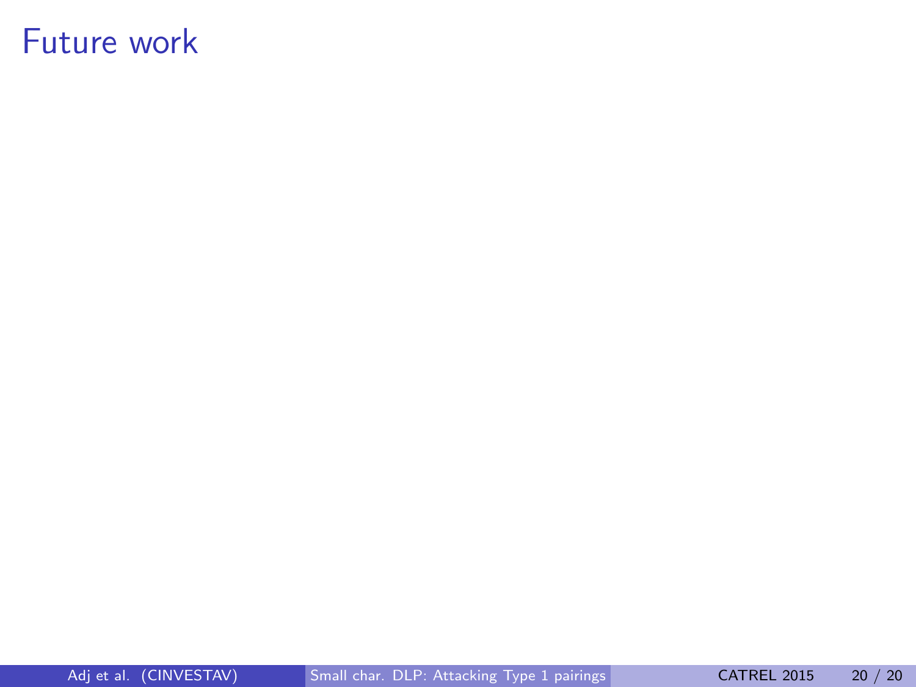# Future work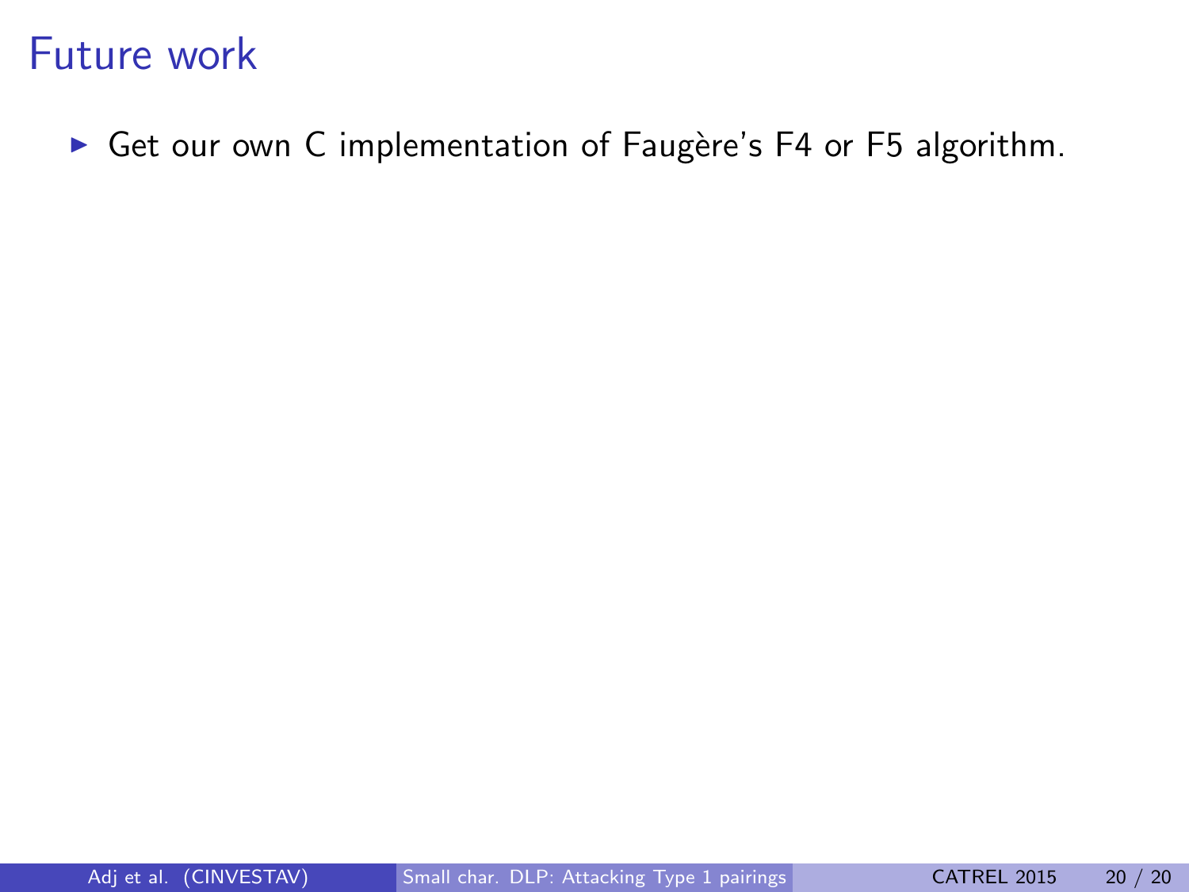# Future work

- Get our own C implementation of Faugère's F4 or F5 algorithm.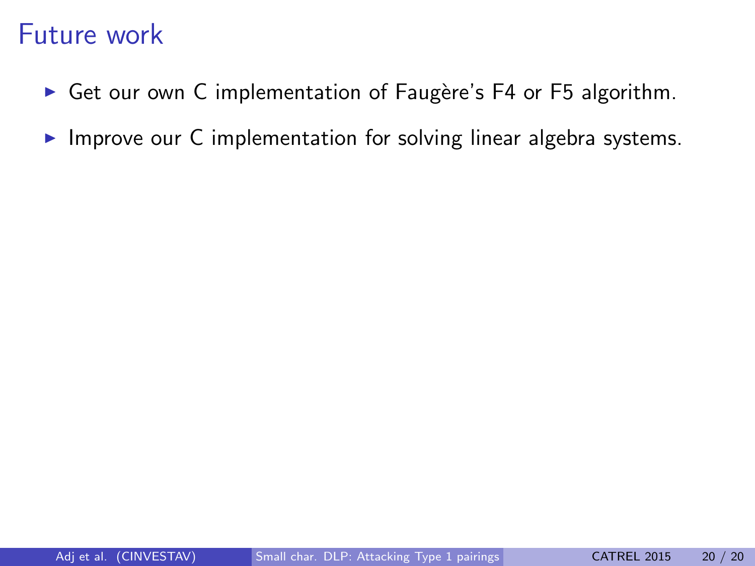# Future work

- Get our own C implementation of Faugère's F4 or F5 algorithm.
- Improve our C implementation for solving linear algebra systems.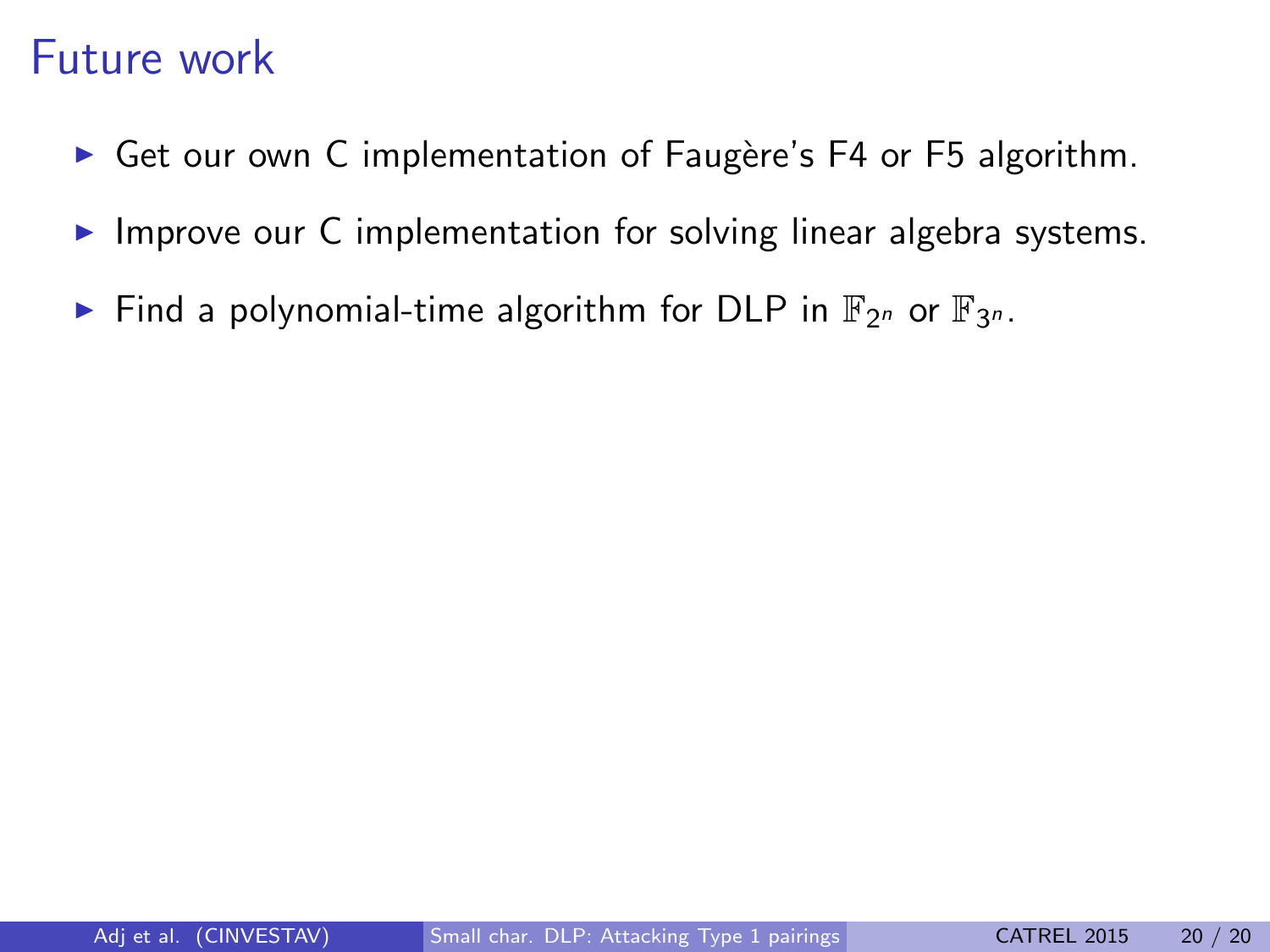# Future work

- Get our own C implementation of Faugère's F4 or F5 algorithm.
- Improve our C implementation for solving linear algebra systems.
- Find a polynomial-time algorithm for DLP in $\mathbb{F}_{2^n}$ or $\mathbb{F}_{3^n}$.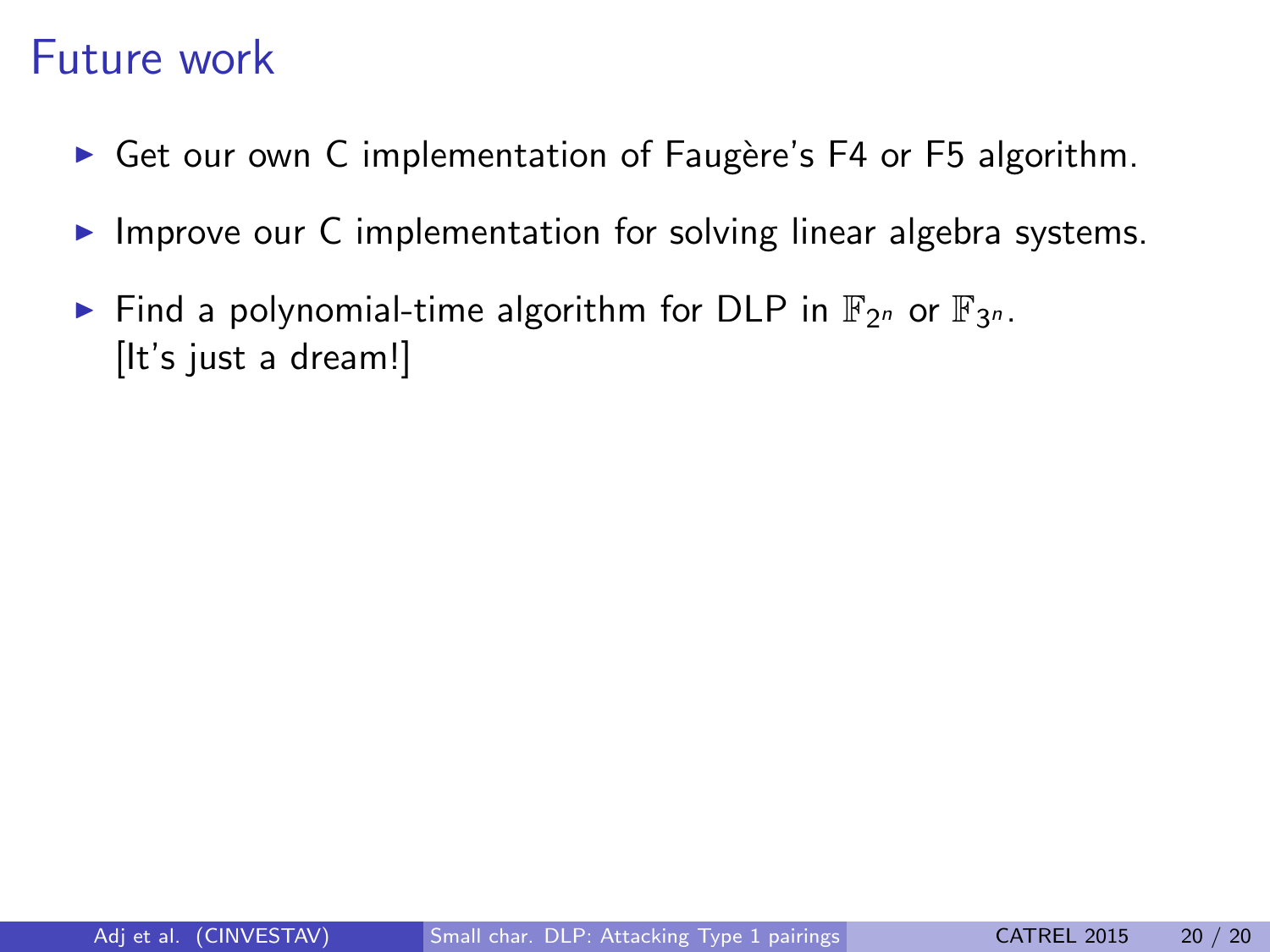# Future work

- Get our own C implementation of Faugère's F4 or F5 algorithm.
- Improve our C implementation for solving linear algebra systems.
- Find a polynomial-time algorithm for DLP in $\mathbb{F}_{2^n}$ or $\mathbb{F}_{3^n}$.
  [It's just a dream!]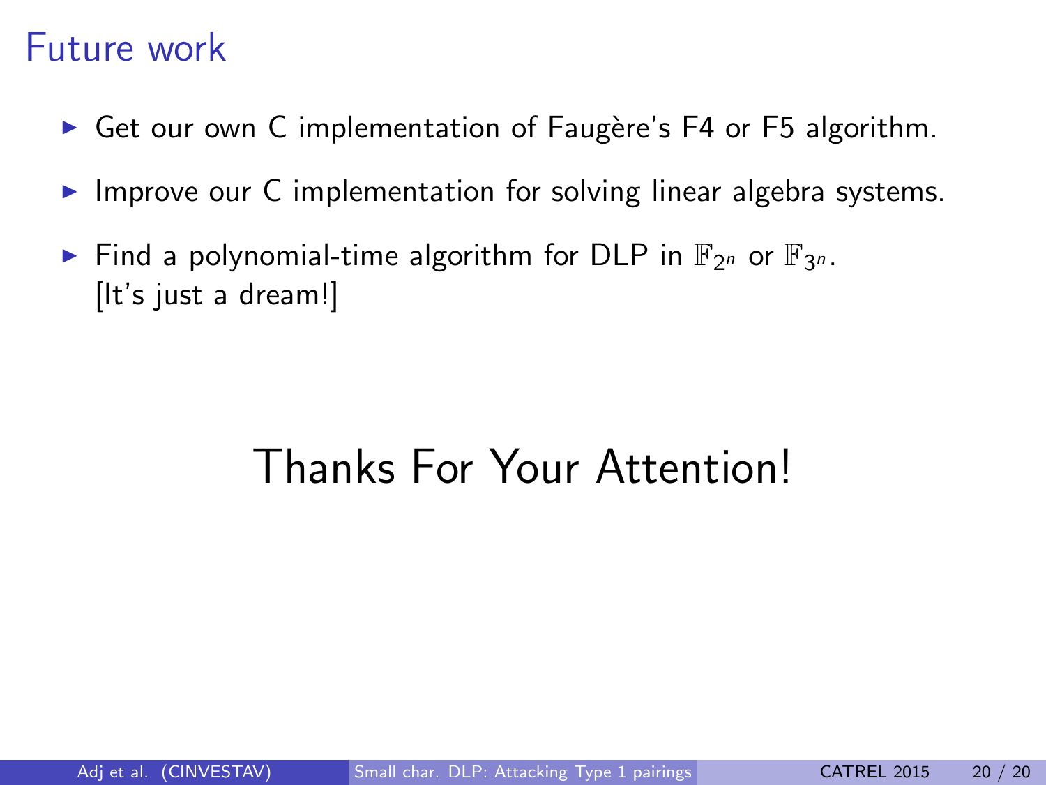# Future work

- Get our own C implementation of Faugère's F4 or F5 algorithm.
- Improve our C implementation for solving linear algebra systems.
- Find a polynomial-time algorithm for DLP in $\mathbb{F}_{2^n}$ or $\mathbb{F}_{3^n}$.
  [It's just a dream!]

Thanks For Your Attention!